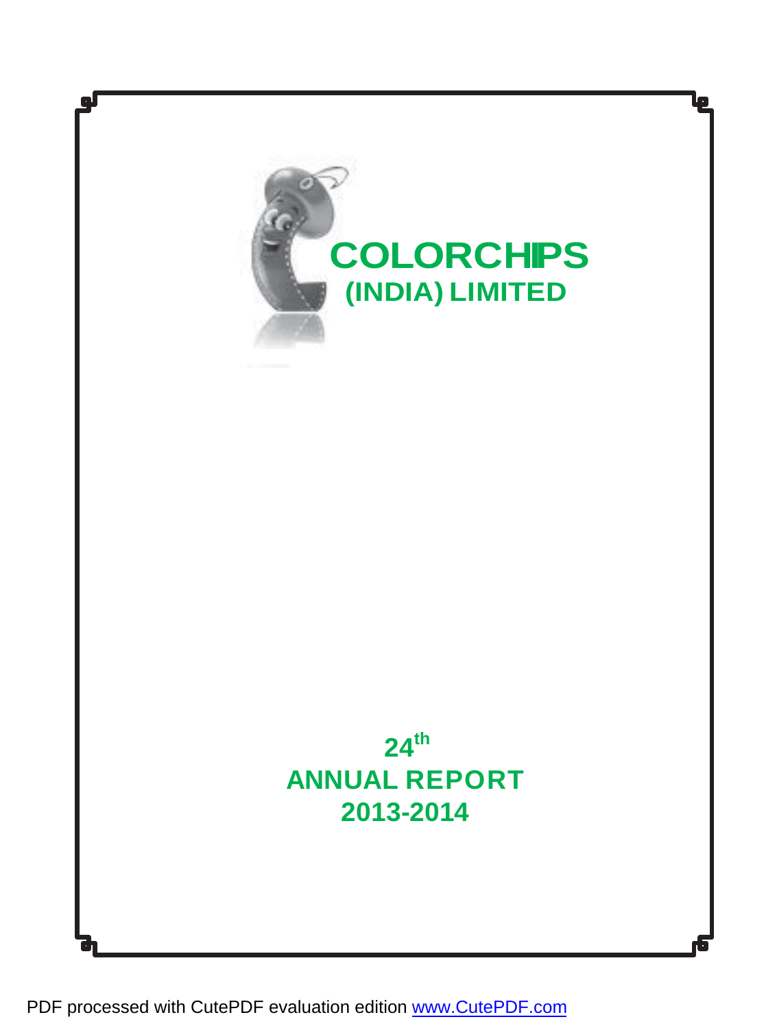# COLORCHIPS
## (INDIA) LIMITED

# 24th
# ANNUAL REPORT
# 2013-2014

PDF processed with CutePDF evaluation edition www.CutePDF.com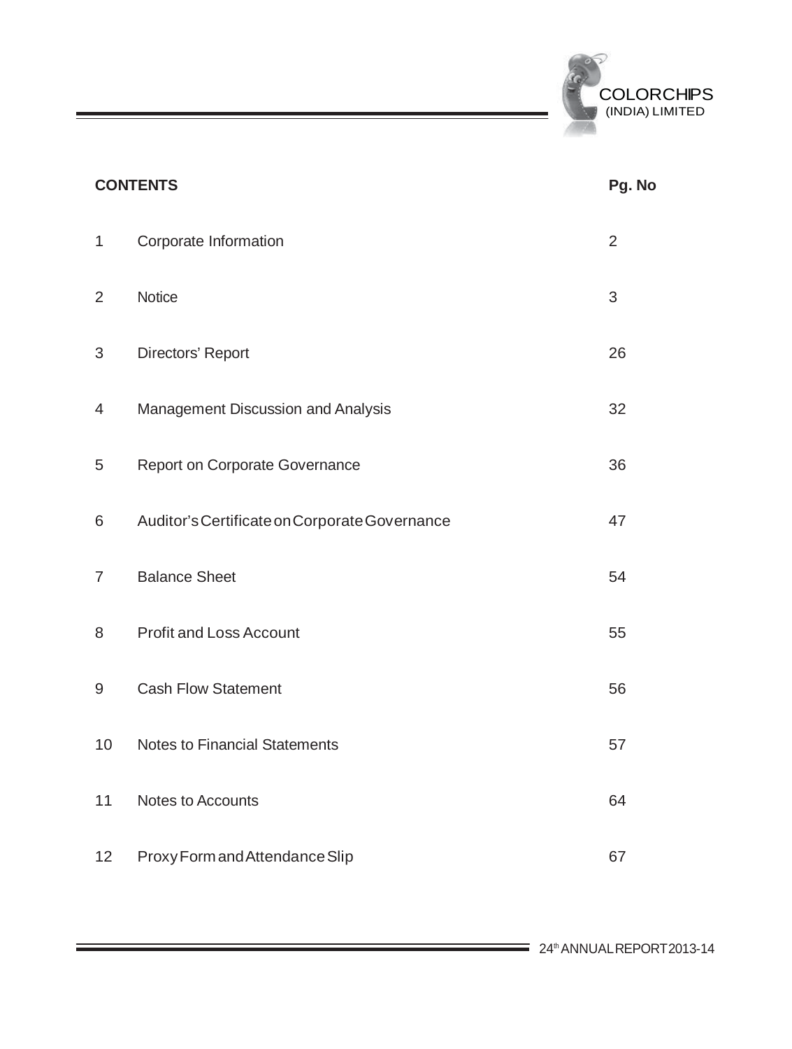| CONTENTS | | Pg. No |
|---|---|---|
| 1 | Corporate Information | 2 |
| 2 | Notice | 3 |
| 3 | Directors' Report | 26 |
| 4 | Management Discussion and Analysis | 32 |
| 5 | Report on Corporate Governance | 36 |
| 6 | Auditor's Certificate on Corporate Governance | 47 |
| 7 | Balance Sheet | 54 |
| 8 | Profit and Loss Account | 55 |
| 9 | Cash Flow Statement | 56 |
| 10 | Notes to Financial Statements | 57 |
| 11 | Notes to Accounts | 64 |
| 12 | Proxy Form and Attendance Slip | 67 |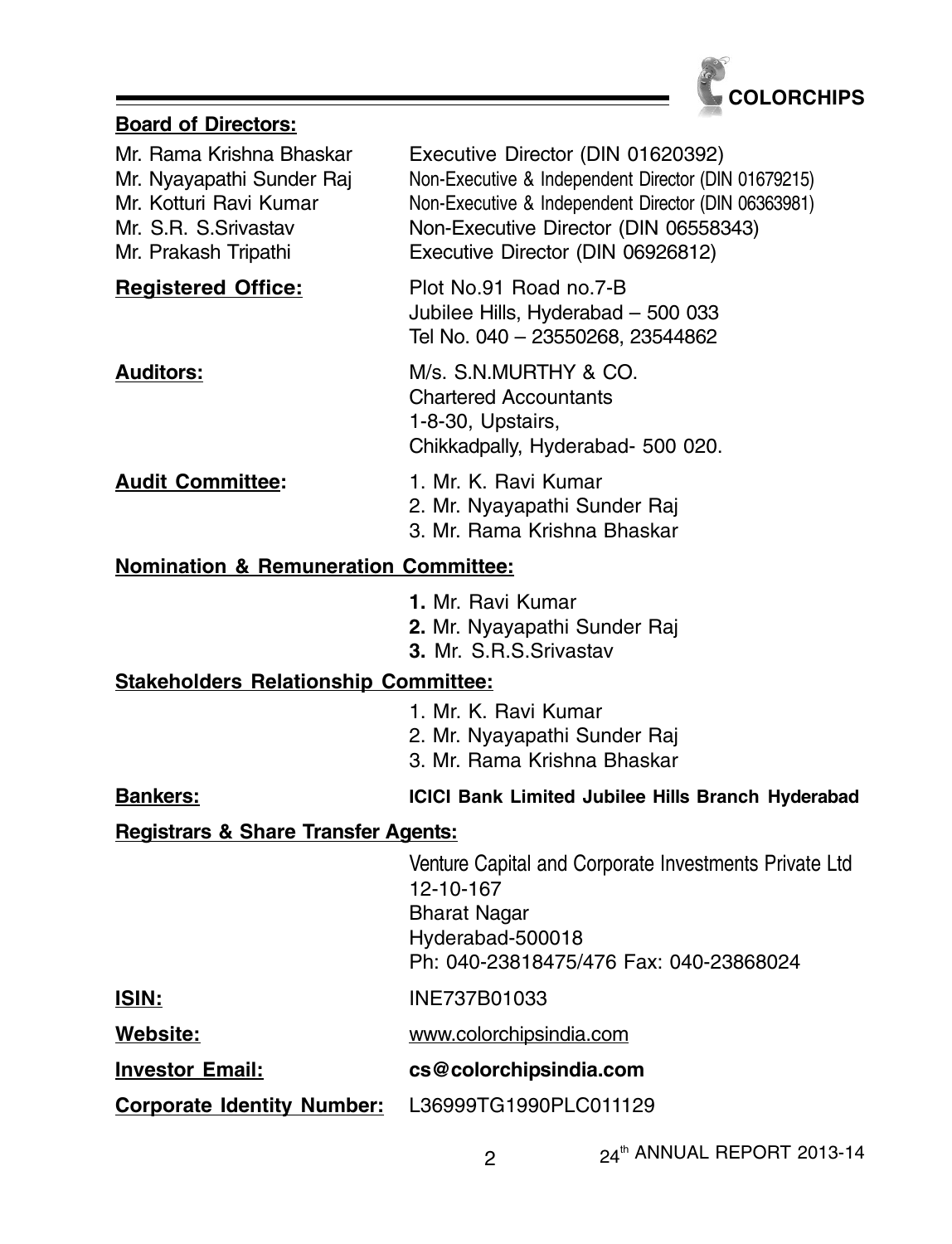**Board of Directors:**

| | |
|---|---|
| Mr. Rama Krishna Bhaskar | Executive Director (DIN 01620392) |
| Mr. Nyayapathi Sunder Raj | Non-Executive & Independent Director (DIN 01679215) |
| Mr. Kotturi Ravi Kumar | Non-Executive & Independent Director (DIN 06363981) |
| Mr. S.R. S.Srivastav | Non-Executive Director (DIN 06558343) |
| Mr. Prakash Tripathi | Executive Director (DIN 06926812) |

**Registered Office:**
Plot No.91 Road no.7-B
Jubilee Hills, Hyderabad – 500 033
Tel No. 040 – 23550268, 23544862

**Auditors:**
M/s. S.N.MURTHY & CO.
Chartered Accountants
1-8-30, Upstairs,
Chikkadpally, Hyderabad- 500 020.

**Audit Committee:**
1. Mr. K. Ravi Kumar
2. Mr. Nyayapathi Sunder Raj
3. Mr. Rama Krishna Bhaskar

**Nomination & Remuneration Committee:**

**1.** Mr. Ravi Kumar
**2.** Mr. Nyayapathi Sunder Raj
**3.** Mr. S.R.S.Srivastav

**Stakeholders Relationship Committee:**

1. Mr. K. Ravi Kumar
2. Mr. Nyayapathi Sunder Raj
3. Mr. Rama Krishna Bhaskar

**Bankers:** **ICICI Bank Limited Jubilee Hills Branch Hyderabad**

**Registrars & Share Transfer Agents:**

Venture Capital and Corporate Investments Private Ltd
12-10-167
Bharat Nagar
Hyderabad-500018
Ph: 040-23818475/476 Fax: 040-23868024

**ISIN:** INE737B01033

**Website:** www.colorchipsindia.com

**Investor Email:** **cs@colorchipsindia.com**

**Corporate Identity Number:** L36999TG1990PLC011129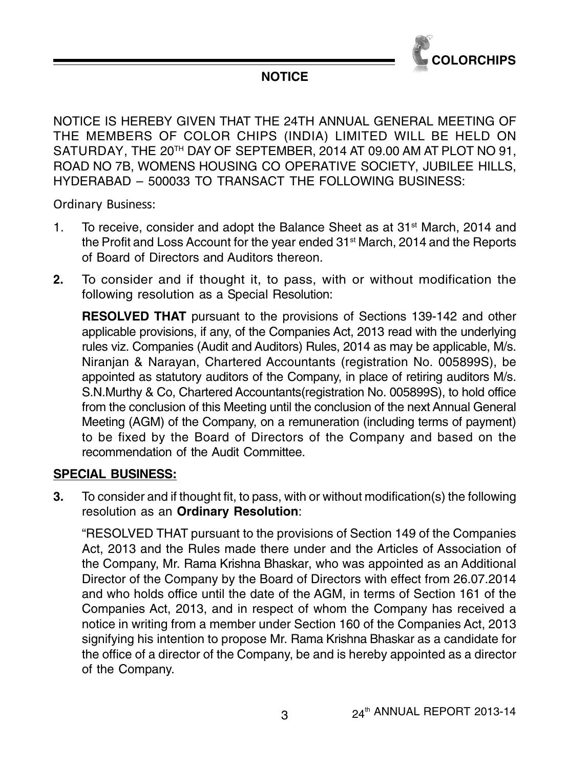## NOTICE

NOTICE IS HEREBY GIVEN THAT THE 24TH ANNUAL GENERAL MEETING OF THE MEMBERS OF COLOR CHIPS (INDIA) LIMITED WILL BE HELD ON SATURDAY, THE 20TH DAY OF SEPTEMBER, 2014 AT 09.00 AM AT PLOT NO 91, ROAD NO 7B, WOMENS HOUSING CO OPERATIVE SOCIETY, JUBILEE HILLS, HYDERABAD – 500033 TO TRANSACT THE FOLLOWING BUSINESS:

Ordinary Business:

1. To receive, consider and adopt the Balance Sheet as at 31st March, 2014 and the Profit and Loss Account for the year ended 31st March, 2014 and the Reports of Board of Directors and Auditors thereon.

**2.** To consider and if thought it, to pass, with or without modification the following resolution as a Special Resolution:

   **RESOLVED THAT** pursuant to the provisions of Sections 139-142 and other applicable provisions, if any, of the Companies Act, 2013 read with the underlying rules viz. Companies (Audit and Auditors) Rules, 2014 as may be applicable, M/s. Niranjan & Narayan, Chartered Accountants (registration No. 005899S), be appointed as statutory auditors of the Company, in place of retiring auditors M/s. S.N.Murthy & Co, Chartered Accountants(registration No. 005899S), to hold office from the conclusion of this Meeting until the conclusion of the next Annual General Meeting (AGM) of the Company, on a remuneration (including terms of payment) to be fixed by the Board of Directors of the Company and based on the recommendation of the Audit Committee.

**SPECIAL BUSINESS:**

**3.** To consider and if thought fit, to pass, with or without modification(s) the following resolution as an **Ordinary Resolution**:

   "RESOLVED THAT pursuant to the provisions of Section 149 of the Companies Act, 2013 and the Rules made there under and the Articles of Association of the Company, Mr. Rama Krishna Bhaskar, who was appointed as an Additional Director of the Company by the Board of Directors with effect from 26.07.2014 and who holds office until the date of the AGM, in terms of Section 161 of the Companies Act, 2013, and in respect of whom the Company has received a notice in writing from a member under Section 160 of the Companies Act, 2013 signifying his intention to propose Mr. Rama Krishna Bhaskar as a candidate for the office of a director of the Company, be and is hereby appointed as a director of the Company.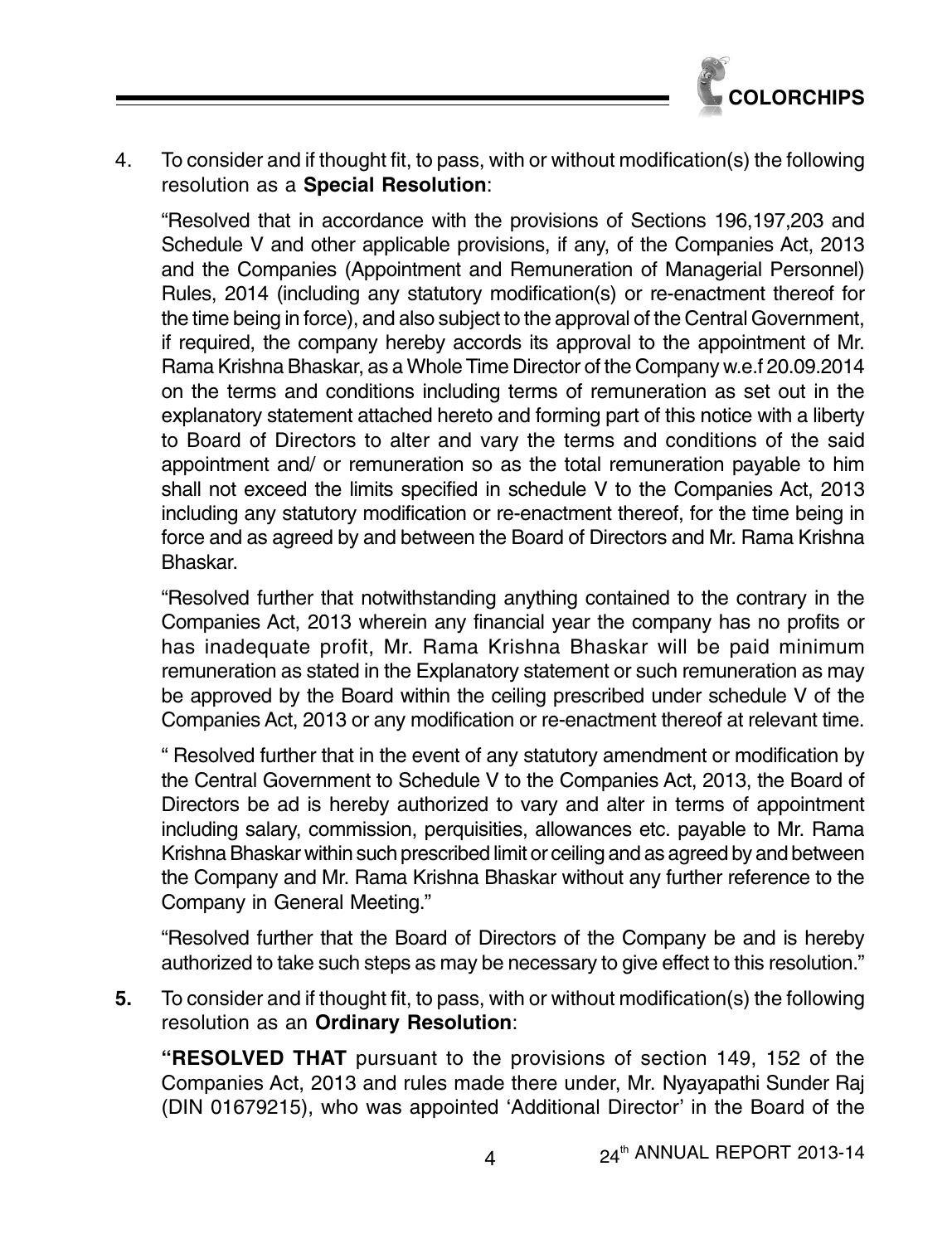4. To consider and if thought fit, to pass, with or without modification(s) the following resolution as a **Special Resolution**:

   "Resolved that in accordance with the provisions of Sections 196,197,203 and Schedule V and other applicable provisions, if any, of the Companies Act, 2013 and the Companies (Appointment and Remuneration of Managerial Personnel) Rules, 2014 (including any statutory modification(s) or re-enactment thereof for the time being in force), and also subject to the approval of the Central Government, if required, the company hereby accords its approval to the appointment of Mr. Rama Krishna Bhaskar, as a Whole Time Director of the Company w.e.f 20.09.2014 on the terms and conditions including terms of remuneration as set out in the explanatory statement attached hereto and forming part of this notice with a liberty to Board of Directors to alter and vary the terms and conditions of the said appointment and/ or remuneration so as the total remuneration payable to him shall not exceed the limits specified in schedule V to the Companies Act, 2013 including any statutory modification or re-enactment thereof, for the time being in force and as agreed by and between the Board of Directors and Mr. Rama Krishna Bhaskar.

   "Resolved further that notwithstanding anything contained to the contrary in the Companies Act, 2013 wherein any financial year the company has no profits or has inadequate profit, Mr. Rama Krishna Bhaskar will be paid minimum remuneration as stated in the Explanatory statement or such remuneration as may be approved by the Board within the ceiling prescribed under schedule V of the Companies Act, 2013 or any modification or re-enactment thereof at relevant time.

   " Resolved further that in the event of any statutory amendment or modification by the Central Government to Schedule V to the Companies Act, 2013, the Board of Directors be ad is hereby authorized to vary and alter in terms of appointment including salary, commission, perquisities, allowances etc. payable to Mr. Rama Krishna Bhaskar within such prescribed limit or ceiling and as agreed by and between the Company and Mr. Rama Krishna Bhaskar without any further reference to the Company in General Meeting."

   "Resolved further that the Board of Directors of the Company be and is hereby authorized to take such steps as may be necessary to give effect to this resolution."

**5.** To consider and if thought fit, to pass, with or without modification(s) the following resolution as an **Ordinary Resolution**:

   **"RESOLVED THAT** pursuant to the provisions of section 149, 152 of the Companies Act, 2013 and rules made there under, Mr. Nyayapathi Sunder Raj (DIN 01679215), who was appointed 'Additional Director' in the Board of the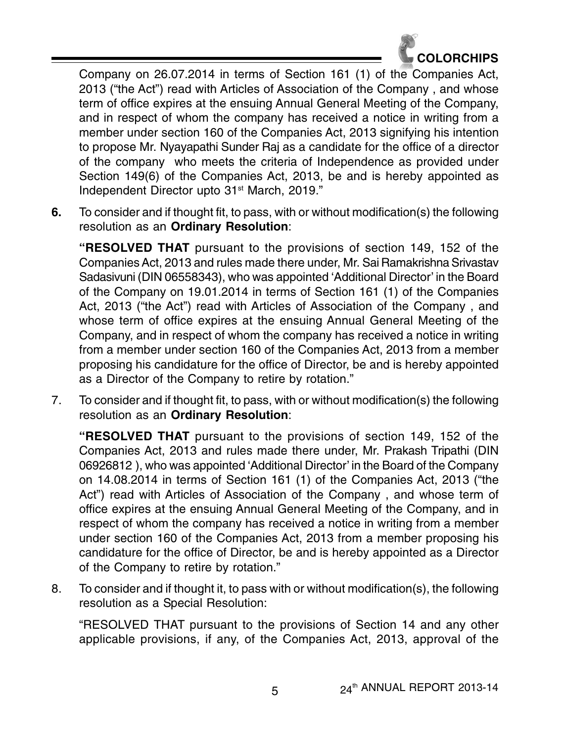Company on 26.07.2014 in terms of Section 161 (1) of the Companies Act, 2013 ("the Act") read with Articles of Association of the Company , and whose term of office expires at the ensuing Annual General Meeting of the Company, and in respect of whom the company has received a notice in writing from a member under section 160 of the Companies Act, 2013 signifying his intention to propose Mr. Nyayapathi Sunder Raj as a candidate for the office of a director of the company who meets the criteria of Independence as provided under Section 149(6) of the Companies Act, 2013, be and is hereby appointed as Independent Director upto 31st March, 2019."

**6.** To consider and if thought fit, to pass, with or without modification(s) the following resolution as an **Ordinary Resolution**:

**"RESOLVED THAT** pursuant to the provisions of section 149, 152 of the Companies Act, 2013 and rules made there under, Mr. Sai Ramakrishna Srivastav Sadasivuni (DIN 06558343), who was appointed 'Additional Director' in the Board of the Company on 19.01.2014 in terms of Section 161 (1) of the Companies Act, 2013 ("the Act") read with Articles of Association of the Company , and whose term of office expires at the ensuing Annual General Meeting of the Company, and in respect of whom the company has received a notice in writing from a member under section 160 of the Companies Act, 2013 from a member proposing his candidature for the office of Director, be and is hereby appointed as a Director of the Company to retire by rotation."

7. To consider and if thought fit, to pass, with or without modification(s) the following resolution as an **Ordinary Resolution**:

**"RESOLVED THAT** pursuant to the provisions of section 149, 152 of the Companies Act, 2013 and rules made there under, Mr. Prakash Tripathi (DIN 06926812 ), who was appointed 'Additional Director' in the Board of the Company on 14.08.2014 in terms of Section 161 (1) of the Companies Act, 2013 ("the Act") read with Articles of Association of the Company , and whose term of office expires at the ensuing Annual General Meeting of the Company, and in respect of whom the company has received a notice in writing from a member under section 160 of the Companies Act, 2013 from a member proposing his candidature for the office of Director, be and is hereby appointed as a Director of the Company to retire by rotation."

8. To consider and if thought it, to pass with or without modification(s), the following resolution as a Special Resolution:

"RESOLVED THAT pursuant to the provisions of Section 14 and any other applicable provisions, if any, of the Companies Act, 2013, approval of the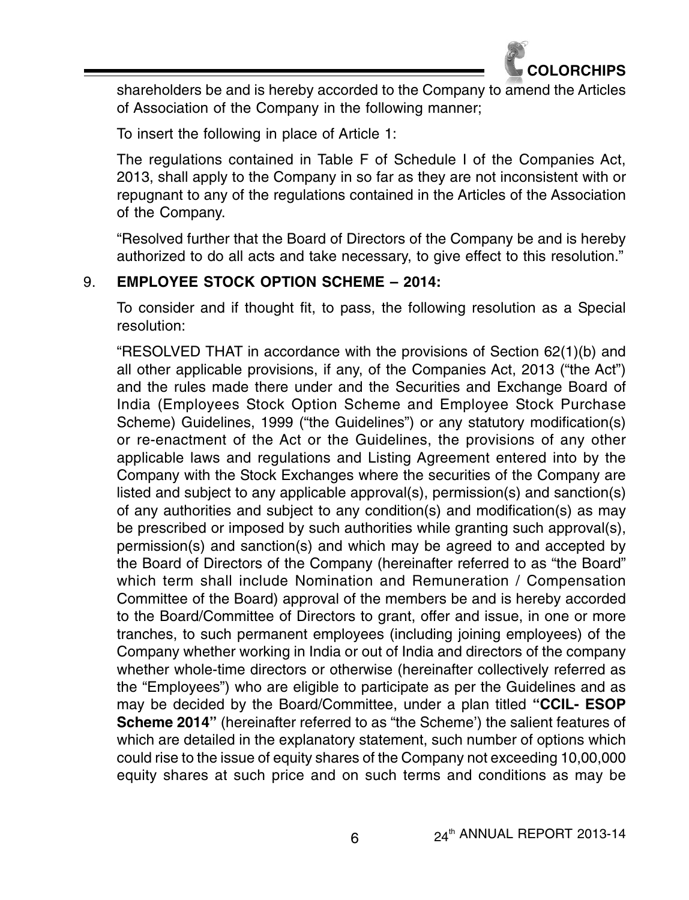shareholders be and is hereby accorded to the Company to amend the Articles of Association of the Company in the following manner;

To insert the following in place of Article 1:

The regulations contained in Table F of Schedule I of the Companies Act, 2013, shall apply to the Company in so far as they are not inconsistent with or repugnant to any of the regulations contained in the Articles of the Association of the Company.

"Resolved further that the Board of Directors of the Company be and is hereby authorized to do all acts and take necessary, to give effect to this resolution."

9. **EMPLOYEE STOCK OPTION SCHEME – 2014:**

To consider and if thought fit, to pass, the following resolution as a Special resolution:

"RESOLVED THAT in accordance with the provisions of Section 62(1)(b) and all other applicable provisions, if any, of the Companies Act, 2013 ("the Act") and the rules made there under and the Securities and Exchange Board of India (Employees Stock Option Scheme and Employee Stock Purchase Scheme) Guidelines, 1999 ("the Guidelines") or any statutory modification(s) or re-enactment of the Act or the Guidelines, the provisions of any other applicable laws and regulations and Listing Agreement entered into by the Company with the Stock Exchanges where the securities of the Company are listed and subject to any applicable approval(s), permission(s) and sanction(s) of any authorities and subject to any condition(s) and modification(s) as may be prescribed or imposed by such authorities while granting such approval(s), permission(s) and sanction(s) and which may be agreed to and accepted by the Board of Directors of the Company (hereinafter referred to as "the Board" which term shall include Nomination and Remuneration / Compensation Committee of the Board) approval of the members be and is hereby accorded to the Board/Committee of Directors to grant, offer and issue, in one or more tranches, to such permanent employees (including joining employees) of the Company whether working in India or out of India and directors of the company whether whole-time directors or otherwise (hereinafter collectively referred as the "Employees") who are eligible to participate as per the Guidelines and as may be decided by the Board/Committee, under a plan titled **"CCIL- ESOP Scheme 2014"** (hereinafter referred to as "the Scheme') the salient features of which are detailed in the explanatory statement, such number of options which could rise to the issue of equity shares of the Company not exceeding 10,00,000 equity shares at such price and on such terms and conditions as may be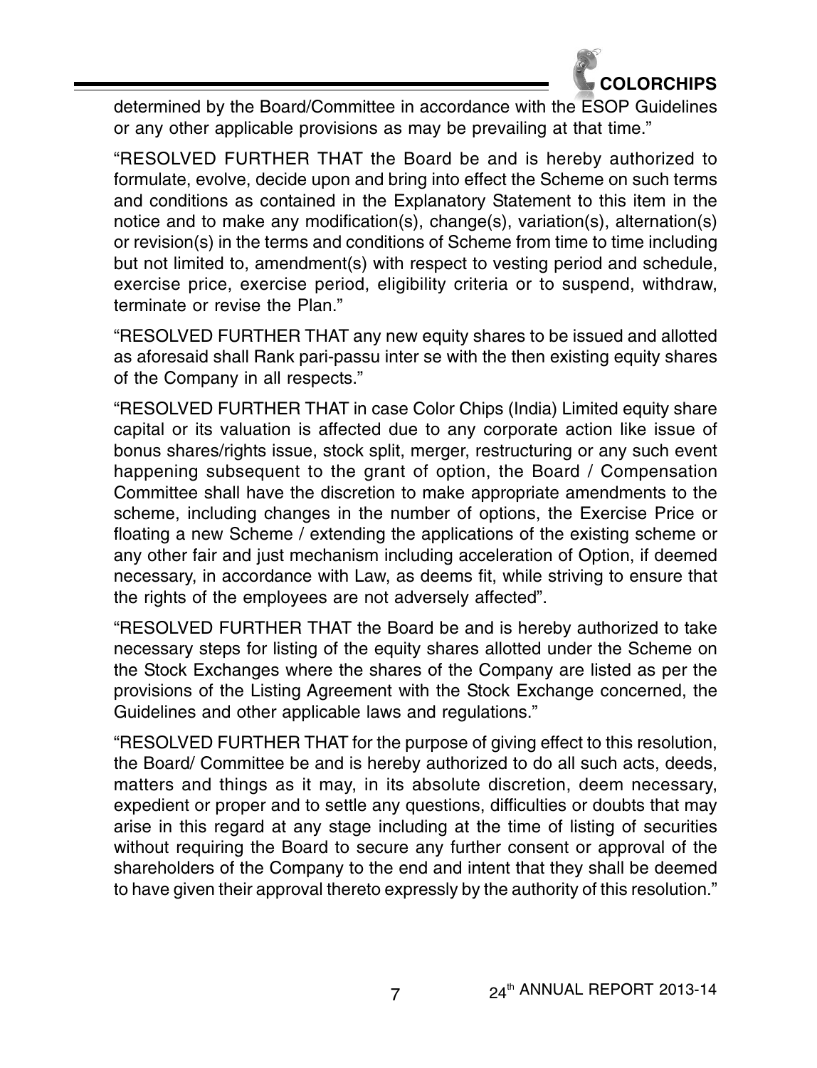determined by the Board/Committee in accordance with the ESOP Guidelines or any other applicable provisions as may be prevailing at that time."

"RESOLVED FURTHER THAT the Board be and is hereby authorized to formulate, evolve, decide upon and bring into effect the Scheme on such terms and conditions as contained in the Explanatory Statement to this item in the notice and to make any modification(s), change(s), variation(s), alternation(s) or revision(s) in the terms and conditions of Scheme from time to time including but not limited to, amendment(s) with respect to vesting period and schedule, exercise price, exercise period, eligibility criteria or to suspend, withdraw, terminate or revise the Plan."

"RESOLVED FURTHER THAT any new equity shares to be issued and allotted as aforesaid shall Rank pari-passu inter se with the then existing equity shares of the Company in all respects."

"RESOLVED FURTHER THAT in case Color Chips (India) Limited equity share capital or its valuation is affected due to any corporate action like issue of bonus shares/rights issue, stock split, merger, restructuring or any such event happening subsequent to the grant of option, the Board / Compensation Committee shall have the discretion to make appropriate amendments to the scheme, including changes in the number of options, the Exercise Price or floating a new Scheme / extending the applications of the existing scheme or any other fair and just mechanism including acceleration of Option, if deemed necessary, in accordance with Law, as deems fit, while striving to ensure that the rights of the employees are not adversely affected".

"RESOLVED FURTHER THAT the Board be and is hereby authorized to take necessary steps for listing of the equity shares allotted under the Scheme on the Stock Exchanges where the shares of the Company are listed as per the provisions of the Listing Agreement with the Stock Exchange concerned, the Guidelines and other applicable laws and regulations."

"RESOLVED FURTHER THAT for the purpose of giving effect to this resolution, the Board/ Committee be and is hereby authorized to do all such acts, deeds, matters and things as it may, in its absolute discretion, deem necessary, expedient or proper and to settle any questions, difficulties or doubts that may arise in this regard at any stage including at the time of listing of securities without requiring the Board to secure any further consent or approval of the shareholders of the Company to the end and intent that they shall be deemed to have given their approval thereto expressly by the authority of this resolution."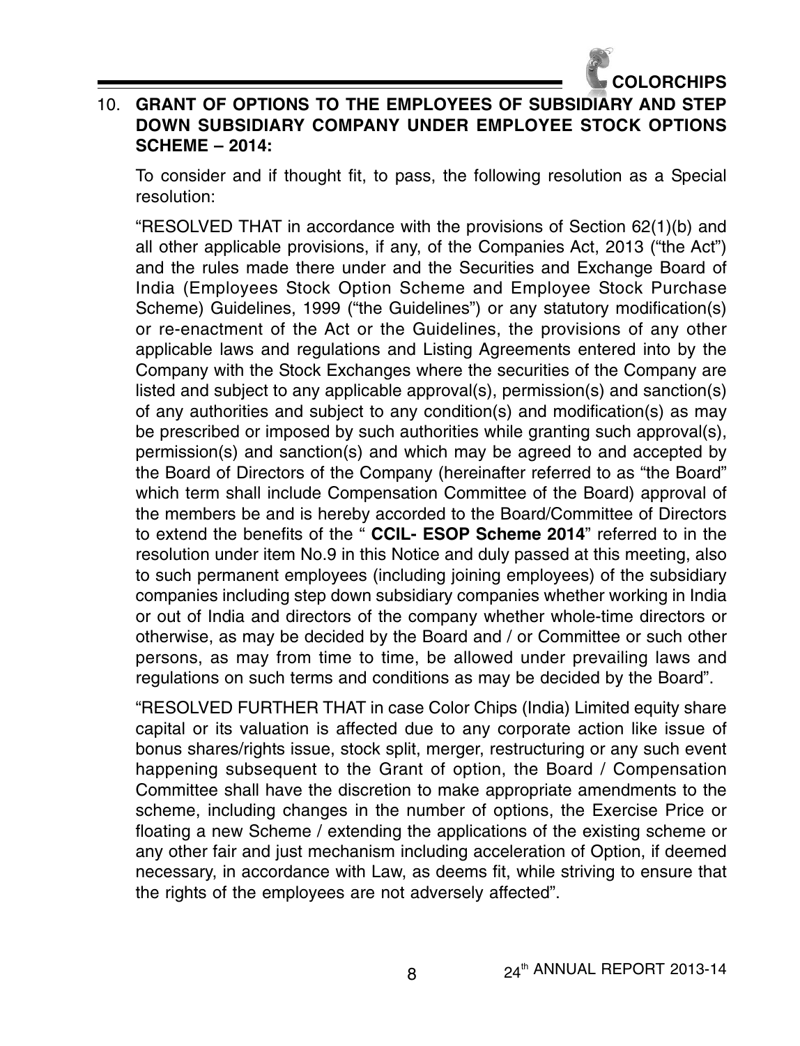10. **GRANT OF OPTIONS TO THE EMPLOYEES OF SUBSIDIARY AND STEP DOWN SUBSIDIARY COMPANY UNDER EMPLOYEE STOCK OPTIONS SCHEME – 2014:**

To consider and if thought fit, to pass, the following resolution as a Special resolution:

"RESOLVED THAT in accordance with the provisions of Section 62(1)(b) and all other applicable provisions, if any, of the Companies Act, 2013 ("the Act") and the rules made there under and the Securities and Exchange Board of India (Employees Stock Option Scheme and Employee Stock Purchase Scheme) Guidelines, 1999 ("the Guidelines") or any statutory modification(s) or re-enactment of the Act or the Guidelines, the provisions of any other applicable laws and regulations and Listing Agreements entered into by the Company with the Stock Exchanges where the securities of the Company are listed and subject to any applicable approval(s), permission(s) and sanction(s) of any authorities and subject to any condition(s) and modification(s) as may be prescribed or imposed by such authorities while granting such approval(s), permission(s) and sanction(s) and which may be agreed to and accepted by the Board of Directors of the Company (hereinafter referred to as "the Board" which term shall include Compensation Committee of the Board) approval of the members be and is hereby accorded to the Board/Committee of Directors to extend the benefits of the " **CCIL- ESOP Scheme 2014**" referred to in the resolution under item No.9 in this Notice and duly passed at this meeting, also to such permanent employees (including joining employees) of the subsidiary companies including step down subsidiary companies whether working in India or out of India and directors of the company whether whole-time directors or otherwise, as may be decided by the Board and / or Committee or such other persons, as may from time to time, be allowed under prevailing laws and regulations on such terms and conditions as may be decided by the Board".

"RESOLVED FURTHER THAT in case Color Chips (India) Limited equity share capital or its valuation is affected due to any corporate action like issue of bonus shares/rights issue, stock split, merger, restructuring or any such event happening subsequent to the Grant of option, the Board / Compensation Committee shall have the discretion to make appropriate amendments to the scheme, including changes in the number of options, the Exercise Price or floating a new Scheme / extending the applications of the existing scheme or any other fair and just mechanism including acceleration of Option, if deemed necessary, in accordance with Law, as deems fit, while striving to ensure that the rights of the employees are not adversely affected".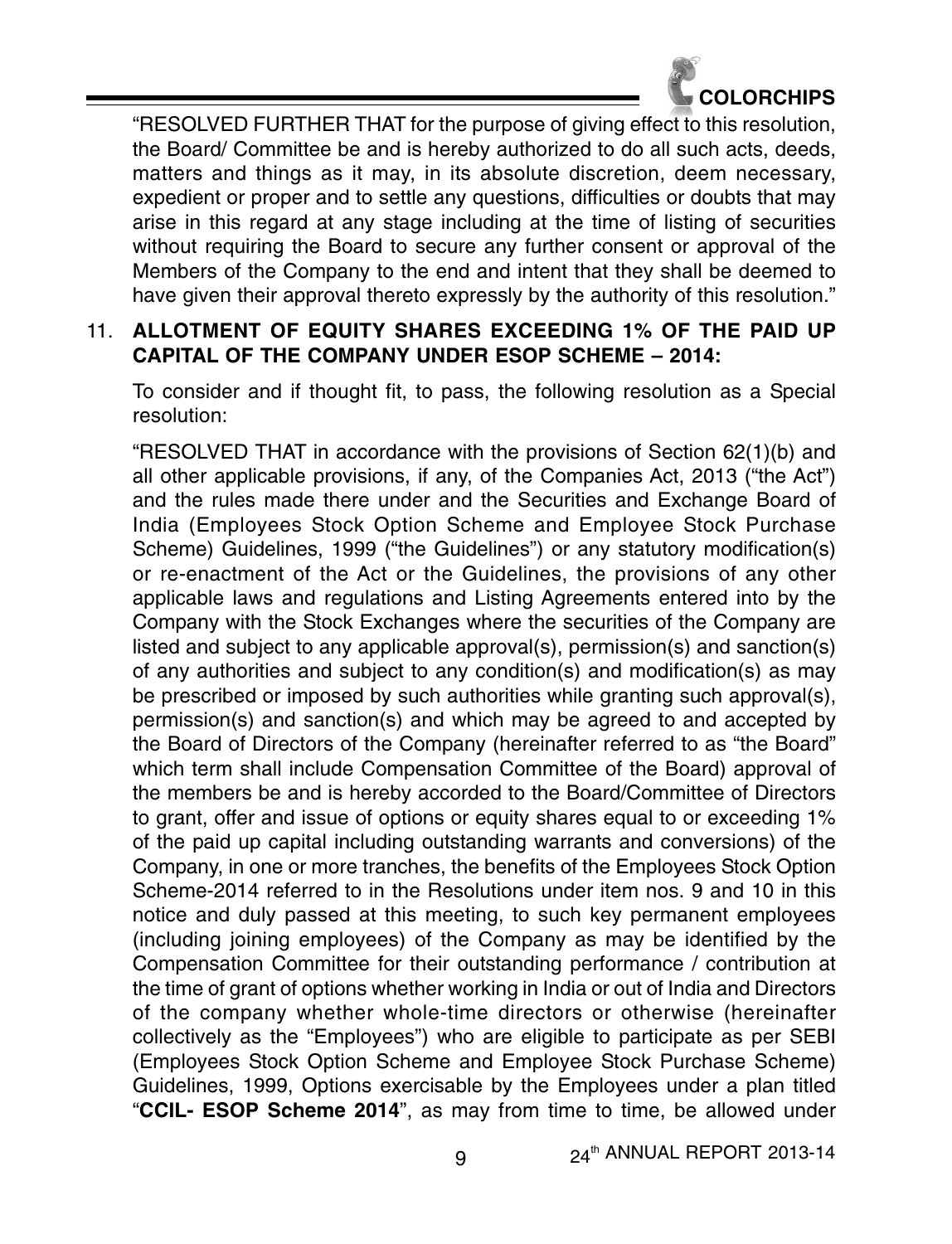"RESOLVED FURTHER THAT for the purpose of giving effect to this resolution, the Board/ Committee be and is hereby authorized to do all such acts, deeds, matters and things as it may, in its absolute discretion, deem necessary, expedient or proper and to settle any questions, difficulties or doubts that may arise in this regard at any stage including at the time of listing of securities without requiring the Board to secure any further consent or approval of the Members of the Company to the end and intent that they shall be deemed to have given their approval thereto expressly by the authority of this resolution."

11. **ALLOTMENT OF EQUITY SHARES EXCEEDING 1% OF THE PAID UP CAPITAL OF THE COMPANY UNDER ESOP SCHEME – 2014:**

To consider and if thought fit, to pass, the following resolution as a Special resolution:

"RESOLVED THAT in accordance with the provisions of Section 62(1)(b) and all other applicable provisions, if any, of the Companies Act, 2013 ("the Act") and the rules made there under and the Securities and Exchange Board of India (Employees Stock Option Scheme and Employee Stock Purchase Scheme) Guidelines, 1999 ("the Guidelines") or any statutory modification(s) or re-enactment of the Act or the Guidelines, the provisions of any other applicable laws and regulations and Listing Agreements entered into by the Company with the Stock Exchanges where the securities of the Company are listed and subject to any applicable approval(s), permission(s) and sanction(s) of any authorities and subject to any condition(s) and modification(s) as may be prescribed or imposed by such authorities while granting such approval(s), permission(s) and sanction(s) and which may be agreed to and accepted by the Board of Directors of the Company (hereinafter referred to as "the Board" which term shall include Compensation Committee of the Board) approval of the members be and is hereby accorded to the Board/Committee of Directors to grant, offer and issue of options or equity shares equal to or exceeding 1% of the paid up capital including outstanding warrants and conversions) of the Company, in one or more tranches, the benefits of the Employees Stock Option Scheme-2014 referred to in the Resolutions under item nos. 9 and 10 in this notice and duly passed at this meeting, to such key permanent employees (including joining employees) of the Company as may be identified by the Compensation Committee for their outstanding performance / contribution at the time of grant of options whether working in India or out of India and Directors of the company whether whole-time directors or otherwise (hereinafter collectively as the "Employees") who are eligible to participate as per SEBI (Employees Stock Option Scheme and Employee Stock Purchase Scheme) Guidelines, 1999, Options exercisable by the Employees under a plan titled "**CCIL- ESOP Scheme 2014**", as may from time to time, be allowed under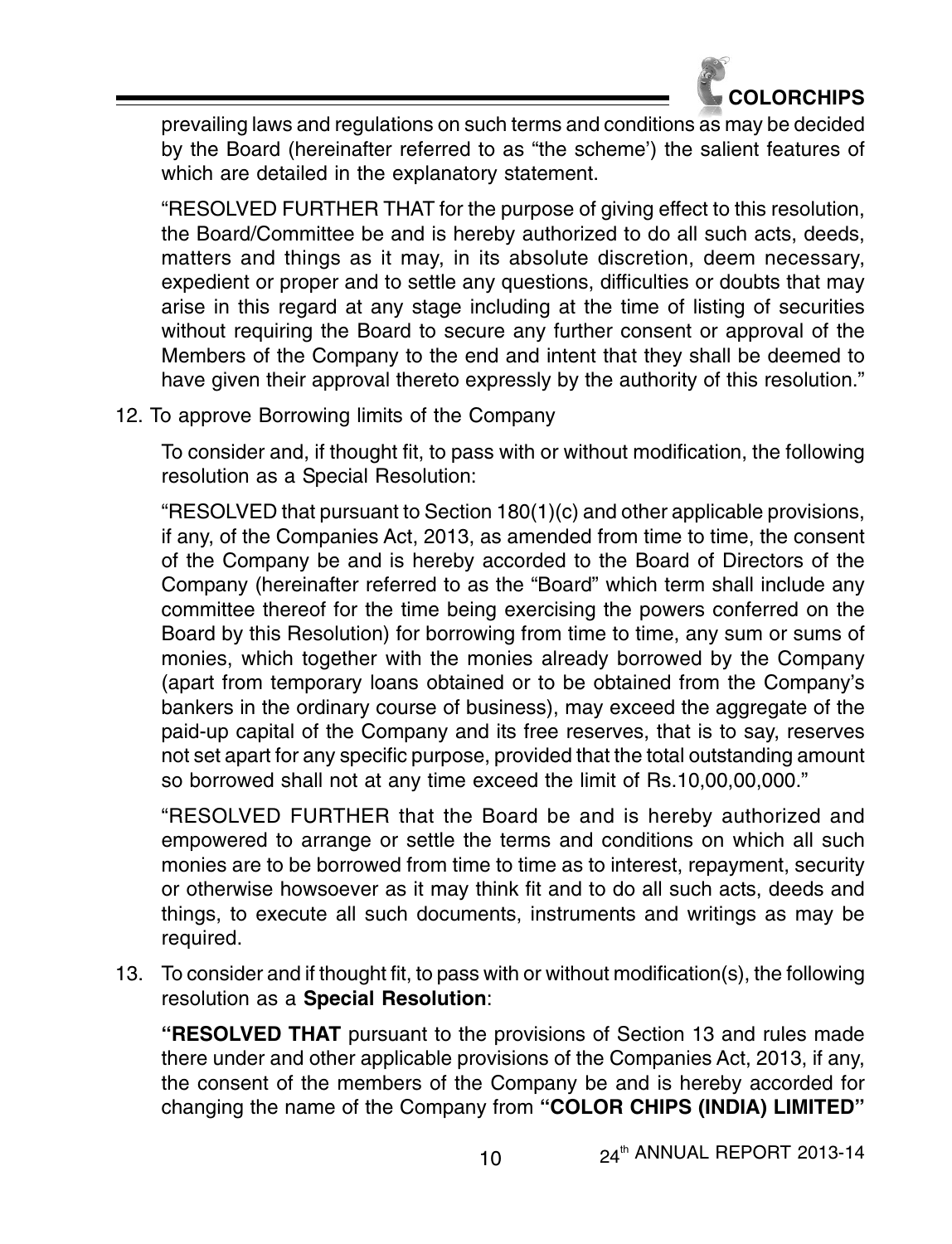prevailing laws and regulations on such terms and conditions as may be decided by the Board (hereinafter referred to as "the scheme') the salient features of which are detailed in the explanatory statement.

"RESOLVED FURTHER THAT for the purpose of giving effect to this resolution, the Board/Committee be and is hereby authorized to do all such acts, deeds, matters and things as it may, in its absolute discretion, deem necessary, expedient or proper and to settle any questions, difficulties or doubts that may arise in this regard at any stage including at the time of listing of securities without requiring the Board to secure any further consent or approval of the Members of the Company to the end and intent that they shall be deemed to have given their approval thereto expressly by the authority of this resolution."

12. To approve Borrowing limits of the Company

To consider and, if thought fit, to pass with or without modification, the following resolution as a Special Resolution:

"RESOLVED that pursuant to Section 180(1)(c) and other applicable provisions, if any, of the Companies Act, 2013, as amended from time to time, the consent of the Company be and is hereby accorded to the Board of Directors of the Company (hereinafter referred to as the "Board" which term shall include any committee thereof for the time being exercising the powers conferred on the Board by this Resolution) for borrowing from time to time, any sum or sums of monies, which together with the monies already borrowed by the Company (apart from temporary loans obtained or to be obtained from the Company's bankers in the ordinary course of business), may exceed the aggregate of the paid-up capital of the Company and its free reserves, that is to say, reserves not set apart for any specific purpose, provided that the total outstanding amount so borrowed shall not at any time exceed the limit of Rs.10,00,00,000."

"RESOLVED FURTHER that the Board be and is hereby authorized and empowered to arrange or settle the terms and conditions on which all such monies are to be borrowed from time to time as to interest, repayment, security or otherwise howsoever as it may think fit and to do all such acts, deeds and things, to execute all such documents, instruments and writings as may be required.

13. To consider and if thought fit, to pass with or without modification(s), the following resolution as a **Special Resolution**:

**"RESOLVED THAT** pursuant to the provisions of Section 13 and rules made there under and other applicable provisions of the Companies Act, 2013, if any, the consent of the members of the Company be and is hereby accorded for changing the name of the Company from **"COLOR CHIPS (INDIA) LIMITED"**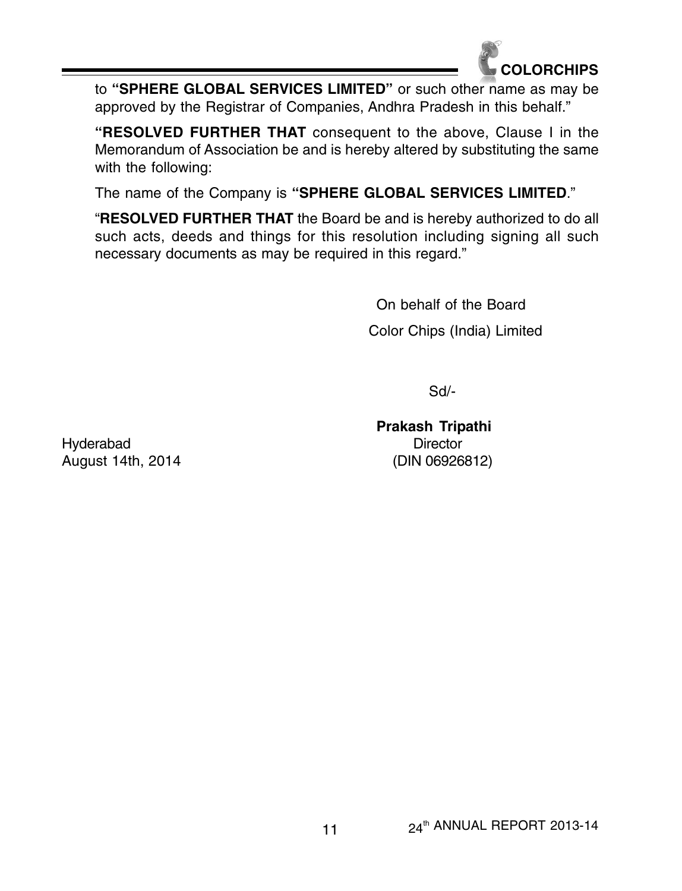to **"SPHERE GLOBAL SERVICES LIMITED"** or such other name as may be approved by the Registrar of Companies, Andhra Pradesh in this behalf."

**"RESOLVED FURTHER THAT** consequent to the above, Clause I in the Memorandum of Association be and is hereby altered by substituting the same with the following:

The name of the Company is **"SPHERE GLOBAL SERVICES LIMITED**."

"**RESOLVED FURTHER THAT** the Board be and is hereby authorized to do all such acts, deeds and things for this resolution including signing all such necessary documents as may be required in this regard."

On behalf of the Board

Color Chips (India) Limited

Sd/-

**Prakash Tripathi**

Director

(DIN 06926812)

Hyderabad

August 14th, 2014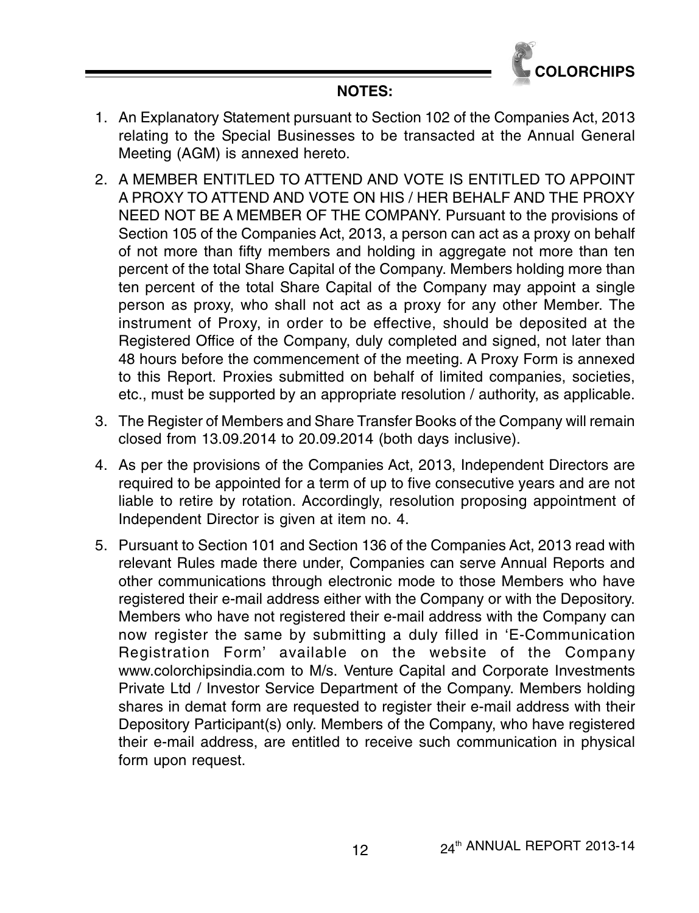## NOTES:

1. An Explanatory Statement pursuant to Section 102 of the Companies Act, 2013 relating to the Special Businesses to be transacted at the Annual General Meeting (AGM) is annexed hereto.

2. A MEMBER ENTITLED TO ATTEND AND VOTE IS ENTITLED TO APPOINT A PROXY TO ATTEND AND VOTE ON HIS / HER BEHALF AND THE PROXY NEED NOT BE A MEMBER OF THE COMPANY. Pursuant to the provisions of Section 105 of the Companies Act, 2013, a person can act as a proxy on behalf of not more than fifty members and holding in aggregate not more than ten percent of the total Share Capital of the Company. Members holding more than ten percent of the total Share Capital of the Company may appoint a single person as proxy, who shall not act as a proxy for any other Member. The instrument of Proxy, in order to be effective, should be deposited at the Registered Office of the Company, duly completed and signed, not later than 48 hours before the commencement of the meeting. A Proxy Form is annexed to this Report. Proxies submitted on behalf of limited companies, societies, etc., must be supported by an appropriate resolution / authority, as applicable.

3. The Register of Members and Share Transfer Books of the Company will remain closed from 13.09.2014 to 20.09.2014 (both days inclusive).

4. As per the provisions of the Companies Act, 2013, Independent Directors are required to be appointed for a term of up to five consecutive years and are not liable to retire by rotation. Accordingly, resolution proposing appointment of Independent Director is given at item no. 4.

5. Pursuant to Section 101 and Section 136 of the Companies Act, 2013 read with relevant Rules made there under, Companies can serve Annual Reports and other communications through electronic mode to those Members who have registered their e-mail address either with the Company or with the Depository. Members who have not registered their e-mail address with the Company can now register the same by submitting a duly filled in 'E-Communication Registration Form' available on the website of the Company www.colorchipsindia.com to M/s. Venture Capital and Corporate Investments Private Ltd / Investor Service Department of the Company. Members holding shares in demat form are requested to register their e-mail address with their Depository Participant(s) only. Members of the Company, who have registered their e-mail address, are entitled to receive such communication in physical form upon request.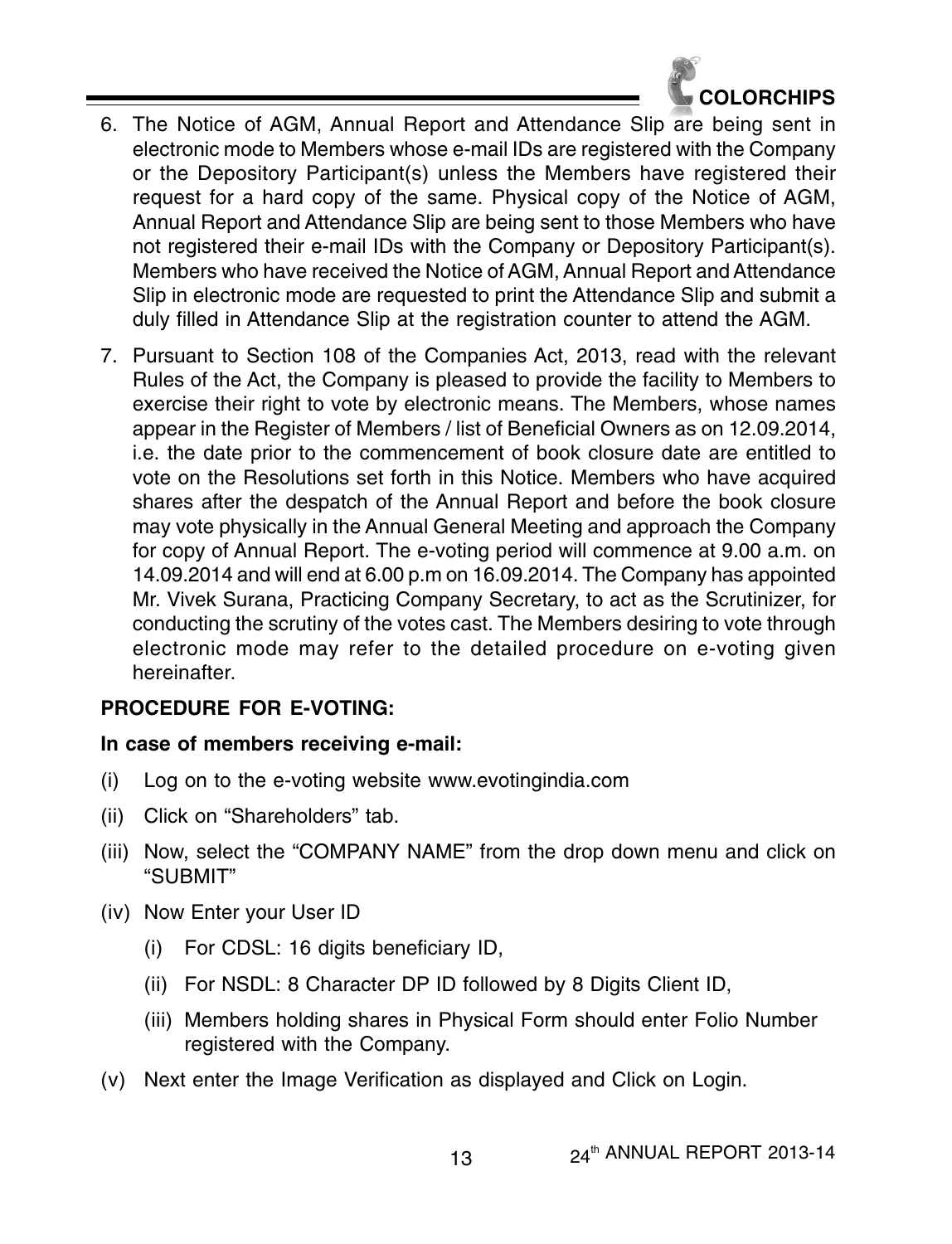6. The Notice of AGM, Annual Report and Attendance Slip are being sent in electronic mode to Members whose e-mail IDs are registered with the Company or the Depository Participant(s) unless the Members have registered their request for a hard copy of the same. Physical copy of the Notice of AGM, Annual Report and Attendance Slip are being sent to those Members who have not registered their e-mail IDs with the Company or Depository Participant(s). Members who have received the Notice of AGM, Annual Report and Attendance Slip in electronic mode are requested to print the Attendance Slip and submit a duly filled in Attendance Slip at the registration counter to attend the AGM.

7. Pursuant to Section 108 of the Companies Act, 2013, read with the relevant Rules of the Act, the Company is pleased to provide the facility to Members to exercise their right to vote by electronic means. The Members, whose names appear in the Register of Members / list of Beneficial Owners as on 12.09.2014, i.e. the date prior to the commencement of book closure date are entitled to vote on the Resolutions set forth in this Notice. Members who have acquired shares after the despatch of the Annual Report and before the book closure may vote physically in the Annual General Meeting and approach the Company for copy of Annual Report. The e-voting period will commence at 9.00 a.m. on 14.09.2014 and will end at 6.00 p.m on 16.09.2014. The Company has appointed Mr. Vivek Surana, Practicing Company Secretary, to act as the Scrutinizer, for conducting the scrutiny of the votes cast. The Members desiring to vote through electronic mode may refer to the detailed procedure on e-voting given hereinafter.

**PROCEDURE FOR E-VOTING:**

**In case of members receiving e-mail:**

(i) Log on to the e-voting website www.evotingindia.com

(ii) Click on "Shareholders" tab.

(iii) Now, select the "COMPANY NAME" from the drop down menu and click on "SUBMIT"

(iv) Now Enter your User ID

  (i) For CDSL: 16 digits beneficiary ID,

  (ii) For NSDL: 8 Character DP ID followed by 8 Digits Client ID,

  (iii) Members holding shares in Physical Form should enter Folio Number registered with the Company.

(v) Next enter the Image Verification as displayed and Click on Login.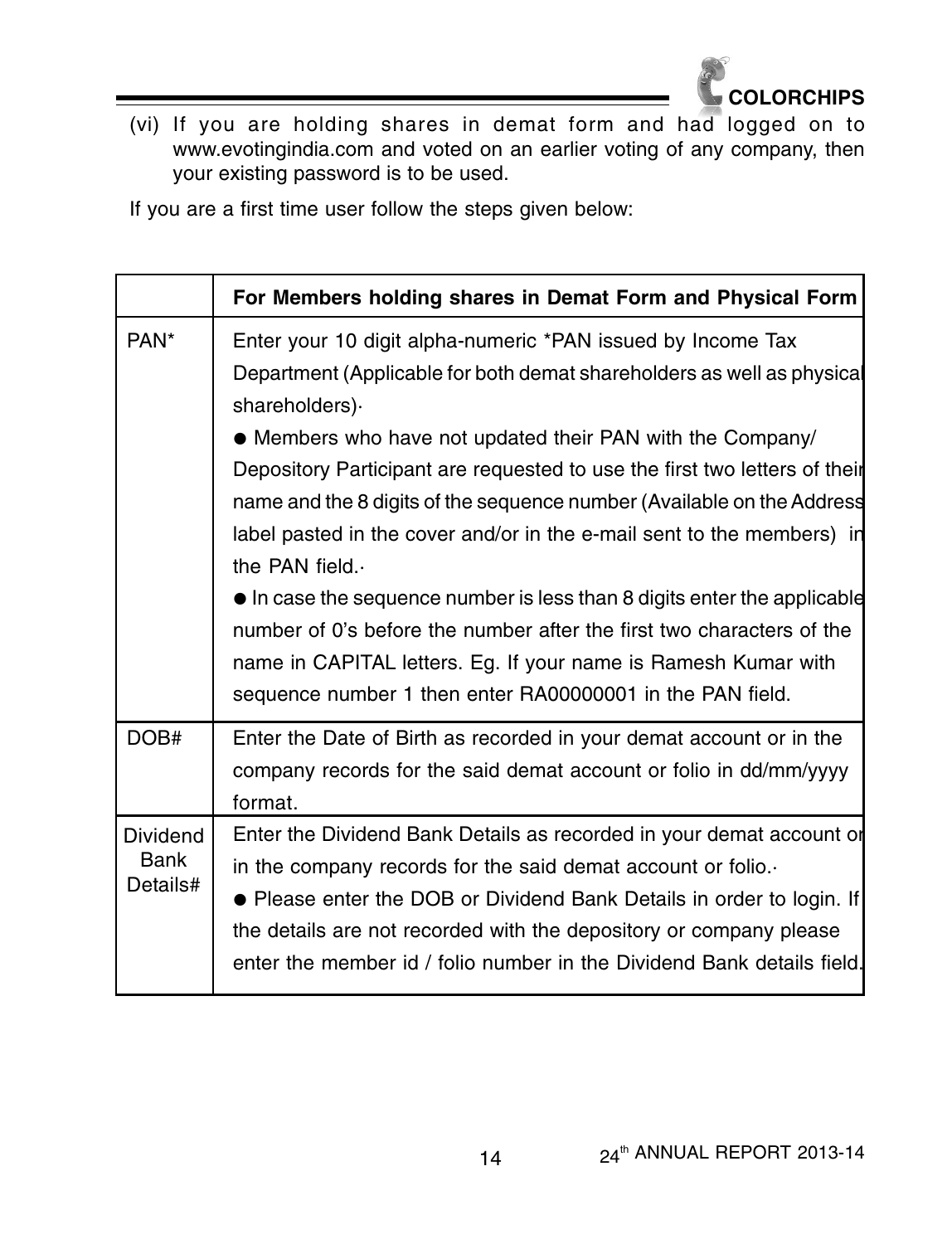(vi) If you are holding shares in demat form and had logged on to www.evotingindia.com and voted on an earlier voting of any company, then your existing password is to be used.

If you are a first time user follow the steps given below:

| | For Members holding shares in Demat Form and Physical Form |
|---|---|
| PAN* | Enter your 10 digit alpha-numeric *PAN issued by Income Tax Department (Applicable for both demat shareholders as well as physical shareholders)· <br> ● Members who have not updated their PAN with the Company/ Depository Participant are requested to use the first two letters of their name and the 8 digits of the sequence number (Available on the Address label pasted in the cover and/or in the e-mail sent to the members) in the PAN field.· <br> ● In case the sequence number is less than 8 digits enter the applicable number of 0's before the number after the first two characters of the name in CAPITAL letters. Eg. If your name is Ramesh Kumar with sequence number 1 then enter RA00000001 in the PAN field. |
| DOB# | Enter the Date of Birth as recorded in your demat account or in the company records for the said demat account or folio in dd/mm/yyyy format. |
| Dividend Bank Details# | Enter the Dividend Bank Details as recorded in your demat account or in the company records for the said demat account or folio.· <br> ● Please enter the DOB or Dividend Bank Details in order to login. If the details are not recorded with the depository or company please enter the member id / folio number in the Dividend Bank details field. |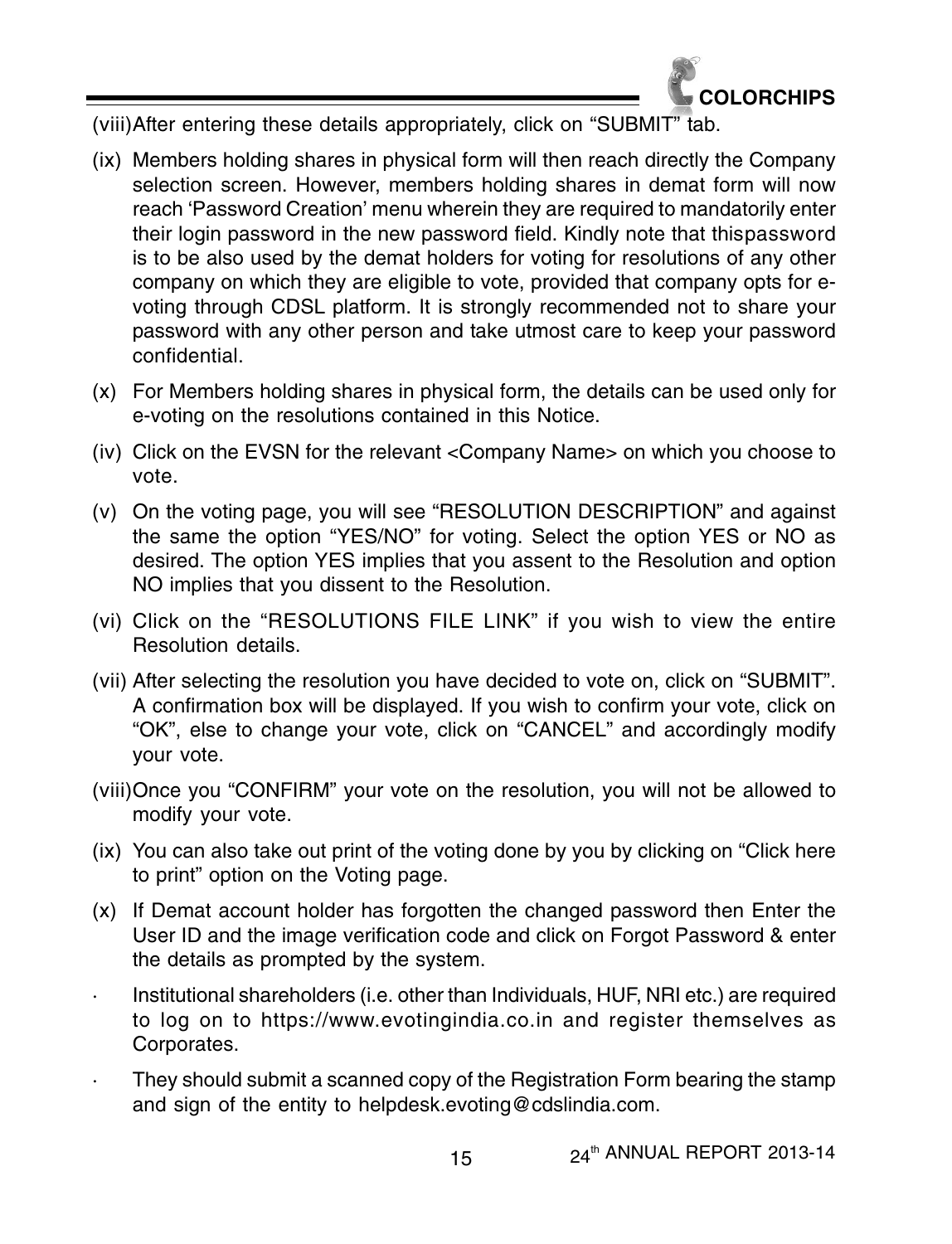(viii) After entering these details appropriately, click on "SUBMIT" tab.

(ix) Members holding shares in physical form will then reach directly the Company selection screen. However, members holding shares in demat form will now reach 'Password Creation' menu wherein they are required to mandatorily enter their login password in the new password field. Kindly note that thispassword is to be also used by the demat holders for voting for resolutions of any other company on which they are eligible to vote, provided that company opts for e-voting through CDSL platform. It is strongly recommended not to share your password with any other person and take utmost care to keep your password confidential.

(x) For Members holding shares in physical form, the details can be used only for e-voting on the resolutions contained in this Notice.

(iv) Click on the EVSN for the relevant <Company Name> on which you choose to vote.

(v) On the voting page, you will see "RESOLUTION DESCRIPTION" and against the same the option "YES/NO" for voting. Select the option YES or NO as desired. The option YES implies that you assent to the Resolution and option NO implies that you dissent to the Resolution.

(vi) Click on the "RESOLUTIONS FILE LINK" if you wish to view the entire Resolution details.

(vii) After selecting the resolution you have decided to vote on, click on "SUBMIT". A confirmation box will be displayed. If you wish to confirm your vote, click on "OK", else to change your vote, click on "CANCEL" and accordingly modify your vote.

(viii) Once you "CONFIRM" your vote on the resolution, you will not be allowed to modify your vote.

(ix) You can also take out print of the voting done by you by clicking on "Click here to print" option on the Voting page.

(x) If Demat account holder has forgotten the changed password then Enter the User ID and the image verification code and click on Forgot Password & enter the details as prompted by the system.

- Institutional shareholders (i.e. other than Individuals, HUF, NRI etc.) are required to log on to https://www.evotingindia.co.in and register themselves as Corporates.
- They should submit a scanned copy of the Registration Form bearing the stamp and sign of the entity to helpdesk.evoting@cdslindia.com.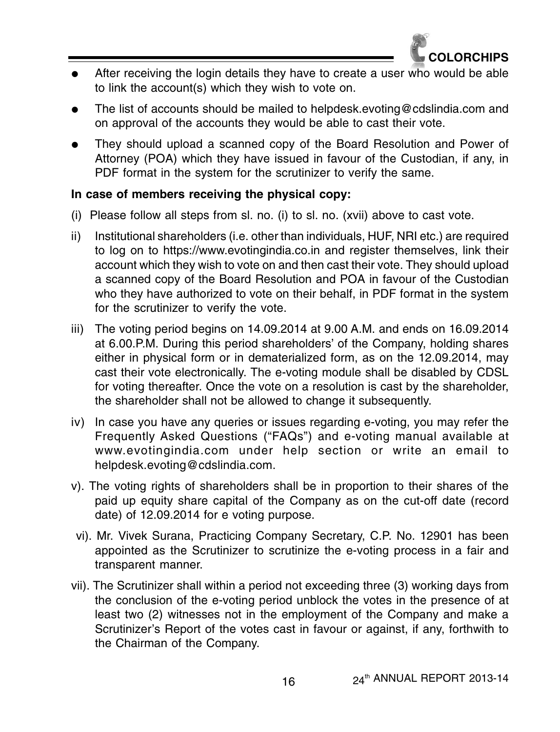- After receiving the login details they have to create a user who would be able to link the account(s) which they wish to vote on.
- The list of accounts should be mailed to helpdesk.evoting@cdslindia.com and on approval of the accounts they would be able to cast their vote.
- They should upload a scanned copy of the Board Resolution and Power of Attorney (POA) which they have issued in favour of the Custodian, if any, in PDF format in the system for the scrutinizer to verify the same.

**In case of members receiving the physical copy:**

(i) Please follow all steps from sl. no. (i) to sl. no. (xvii) above to cast vote.

ii) Institutional shareholders (i.e. other than individuals, HUF, NRI etc.) are required to log on to https://www.evotingindia.co.in and register themselves, link their account which they wish to vote on and then cast their vote. They should upload a scanned copy of the Board Resolution and POA in favour of the Custodian who they have authorized to vote on their behalf, in PDF format in the system for the scrutinizer to verify the vote.

iii) The voting period begins on 14.09.2014 at 9.00 A.M. and ends on 16.09.2014 at 6.00.P.M. During this period shareholders' of the Company, holding shares either in physical form or in dematerialized form, as on the 12.09.2014, may cast their vote electronically. The e-voting module shall be disabled by CDSL for voting thereafter. Once the vote on a resolution is cast by the shareholder, the shareholder shall not be allowed to change it subsequently.

iv) In case you have any queries or issues regarding e-voting, you may refer the Frequently Asked Questions ("FAQs") and e-voting manual available at www.evotingindia.com under help section or write an email to helpdesk.evoting@cdslindia.com.

v). The voting rights of shareholders shall be in proportion to their shares of the paid up equity share capital of the Company as on the cut-off date (record date) of 12.09.2014 for e voting purpose.

vi). Mr. Vivek Surana, Practicing Company Secretary, C.P. No. 12901 has been appointed as the Scrutinizer to scrutinize the e-voting process in a fair and transparent manner.

vii). The Scrutinizer shall within a period not exceeding three (3) working days from the conclusion of the e-voting period unblock the votes in the presence of at least two (2) witnesses not in the employment of the Company and make a Scrutinizer's Report of the votes cast in favour or against, if any, forthwith to the Chairman of the Company.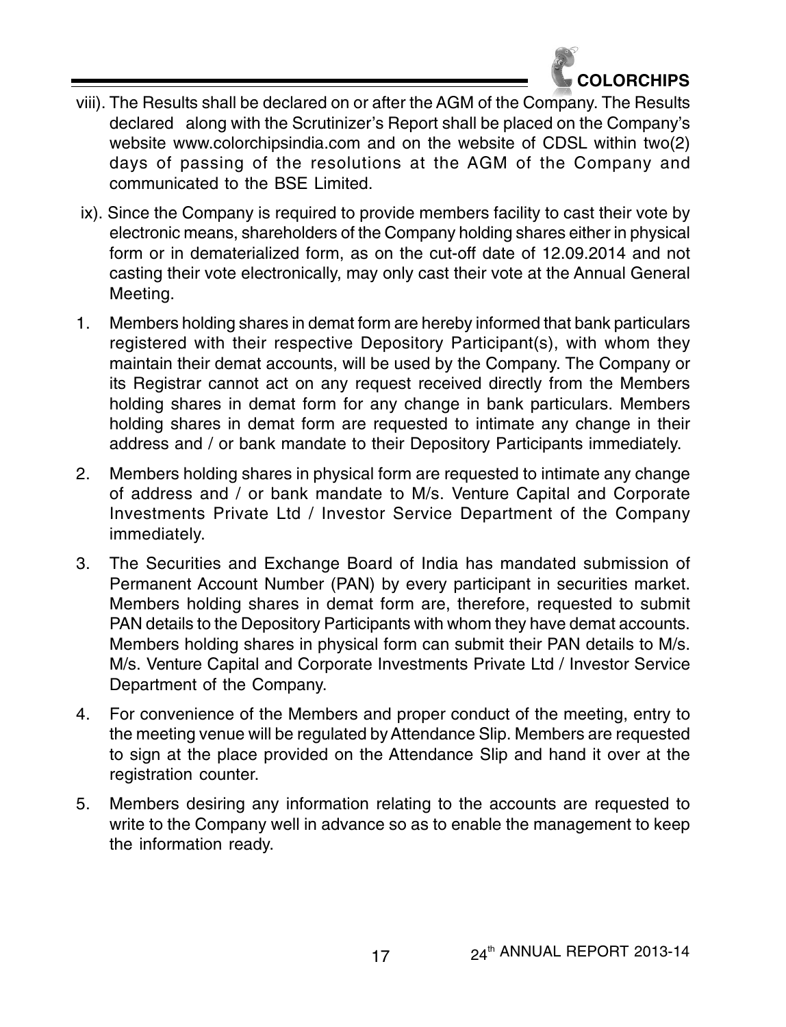viii). The Results shall be declared on or after the AGM of the Company. The Results declared along with the Scrutinizer's Report shall be placed on the Company's website www.colorchipsindia.com and on the website of CDSL within two(2) days of passing of the resolutions at the AGM of the Company and communicated to the BSE Limited.

ix). Since the Company is required to provide members facility to cast their vote by electronic means, shareholders of the Company holding shares either in physical form or in dematerialized form, as on the cut-off date of 12.09.2014 and not casting their vote electronically, may only cast their vote at the Annual General Meeting.

1. Members holding shares in demat form are hereby informed that bank particulars registered with their respective Depository Participant(s), with whom they maintain their demat accounts, will be used by the Company. The Company or its Registrar cannot act on any request received directly from the Members holding shares in demat form for any change in bank particulars. Members holding shares in demat form are requested to intimate any change in their address and / or bank mandate to their Depository Participants immediately.

2. Members holding shares in physical form are requested to intimate any change of address and / or bank mandate to M/s. Venture Capital and Corporate Investments Private Ltd / Investor Service Department of the Company immediately.

3. The Securities and Exchange Board of India has mandated submission of Permanent Account Number (PAN) by every participant in securities market. Members holding shares in demat form are, therefore, requested to submit PAN details to the Depository Participants with whom they have demat accounts. Members holding shares in physical form can submit their PAN details to M/s. M/s. Venture Capital and Corporate Investments Private Ltd / Investor Service Department of the Company.

4. For convenience of the Members and proper conduct of the meeting, entry to the meeting venue will be regulated by Attendance Slip. Members are requested to sign at the place provided on the Attendance Slip and hand it over at the registration counter.

5. Members desiring any information relating to the accounts are requested to write to the Company well in advance so as to enable the management to keep the information ready.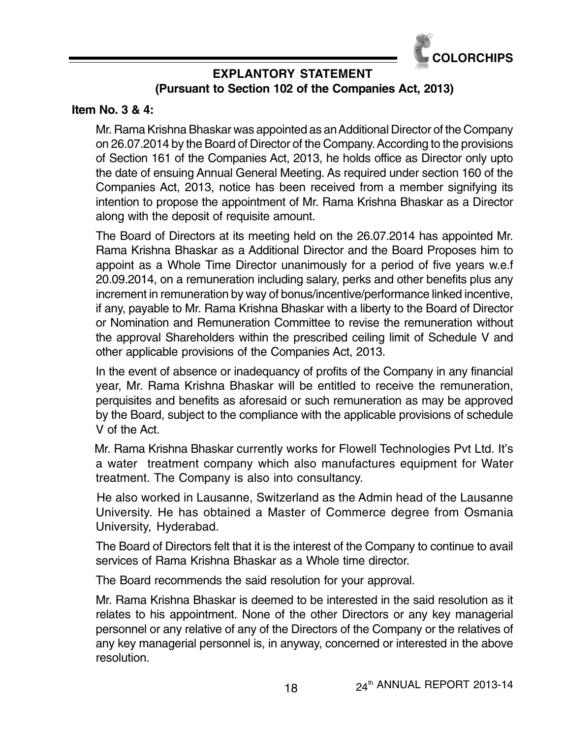## EXPLANTORY STATEMENT
### (Pursuant to Section 102 of the Companies Act, 2013)

**Item No. 3 & 4:**

Mr. Rama Krishna Bhaskar was appointed as an Additional Director of the Company on 26.07.2014 by the Board of Director of the Company. According to the provisions of Section 161 of the Companies Act, 2013, he holds office as Director only upto the date of ensuing Annual General Meeting. As required under section 160 of the Companies Act, 2013, notice has been received from a member signifying its intention to propose the appointment of Mr. Rama Krishna Bhaskar as a Director along with the deposit of requisite amount.

The Board of Directors at its meeting held on the 26.07.2014 has appointed Mr. Rama Krishna Bhaskar as a Additional Director and the Board Proposes him to appoint as a Whole Time Director unanimously for a period of five years w.e.f 20.09.2014, on a remuneration including salary, perks and other benefits plus any increment in remuneration by way of bonus/incentive/performance linked incentive, if any, payable to Mr. Rama Krishna Bhaskar with a liberty to the Board of Director or Nomination and Remuneration Committee to revise the remuneration without the approval Shareholders within the prescribed ceiling limit of Schedule V and other applicable provisions of the Companies Act, 2013.

In the event of absence or inadequancy of profits of the Company in any financial year, Mr. Rama Krishna Bhaskar will be entitled to receive the remuneration, perquisites and benefits as aforesaid or such remuneration as may be approved by the Board, subject to the compliance with the applicable provisions of schedule V of the Act.

Mr. Rama Krishna Bhaskar currently works for Flowell Technologies Pvt Ltd. It's a water treatment company which also manufactures equipment for Water treatment. The Company is also into consultancy.

He also worked in Lausanne, Switzerland as the Admin head of the Lausanne University. He has obtained a Master of Commerce degree from Osmania University, Hyderabad.

The Board of Directors felt that it is the interest of the Company to continue to avail services of Rama Krishna Bhaskar as a Whole time director.

The Board recommends the said resolution for your approval.

Mr. Rama Krishna Bhaskar is deemed to be interested in the said resolution as it relates to his appointment. None of the other Directors or any key managerial personnel or any relative of any of the Directors of the Company or the relatives of any key managerial personnel is, in anyway, concerned or interested in the above resolution.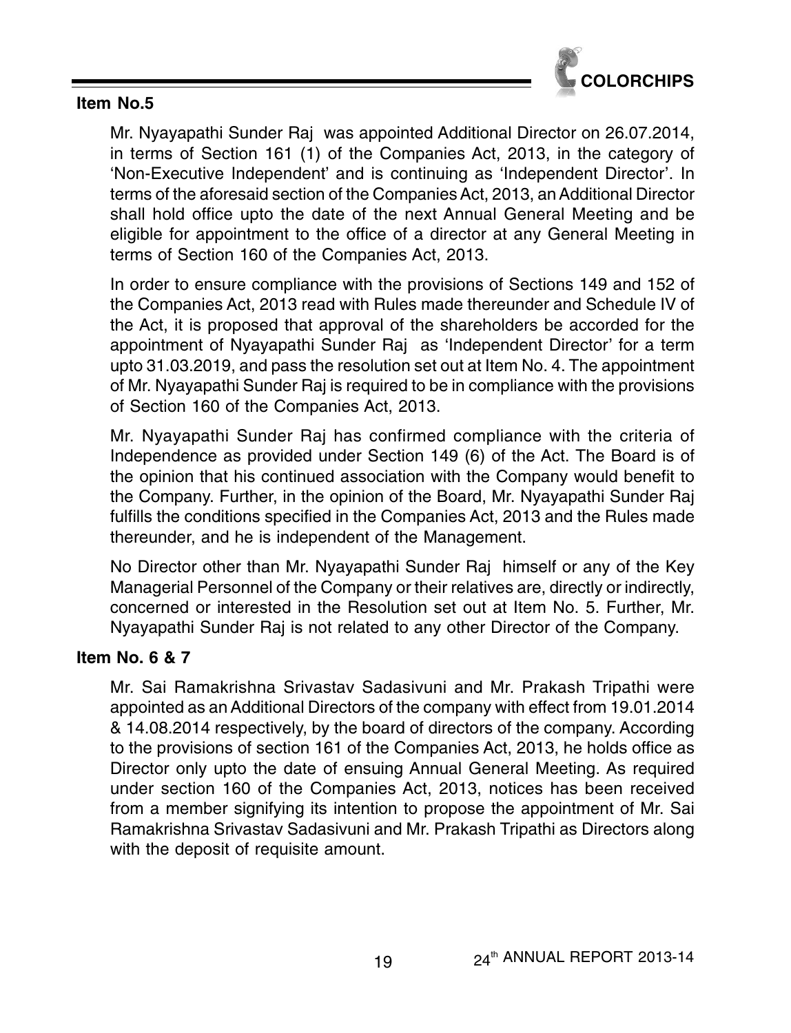### Item No.5

Mr. Nyayapathi Sunder Raj was appointed Additional Director on 26.07.2014, in terms of Section 161 (1) of the Companies Act, 2013, in the category of 'Non-Executive Independent' and is continuing as 'Independent Director'. In terms of the aforesaid section of the Companies Act, 2013, an Additional Director shall hold office upto the date of the next Annual General Meeting and be eligible for appointment to the office of a director at any General Meeting in terms of Section 160 of the Companies Act, 2013.

In order to ensure compliance with the provisions of Sections 149 and 152 of the Companies Act, 2013 read with Rules made thereunder and Schedule IV of the Act, it is proposed that approval of the shareholders be accorded for the appointment of Nyayapathi Sunder Raj as 'Independent Director' for a term upto 31.03.2019, and pass the resolution set out at Item No. 4. The appointment of Mr. Nyayapathi Sunder Raj is required to be in compliance with the provisions of Section 160 of the Companies Act, 2013.

Mr. Nyayapathi Sunder Raj has confirmed compliance with the criteria of Independence as provided under Section 149 (6) of the Act. The Board is of the opinion that his continued association with the Company would benefit to the Company. Further, in the opinion of the Board, Mr. Nyayapathi Sunder Raj fulfills the conditions specified in the Companies Act, 2013 and the Rules made thereunder, and he is independent of the Management.

No Director other than Mr. Nyayapathi Sunder Raj himself or any of the Key Managerial Personnel of the Company or their relatives are, directly or indirectly, concerned or interested in the Resolution set out at Item No. 5. Further, Mr. Nyayapathi Sunder Raj is not related to any other Director of the Company.

### Item No. 6 & 7

Mr. Sai Ramakrishna Srivastav Sadasivuni and Mr. Prakash Tripathi were appointed as an Additional Directors of the company with effect from 19.01.2014 & 14.08.2014 respectively, by the board of directors of the company. According to the provisions of section 161 of the Companies Act, 2013, he holds office as Director only upto the date of ensuing Annual General Meeting. As required under section 160 of the Companies Act, 2013, notices has been received from a member signifying its intention to propose the appointment of Mr. Sai Ramakrishna Srivastav Sadasivuni and Mr. Prakash Tripathi as Directors along with the deposit of requisite amount.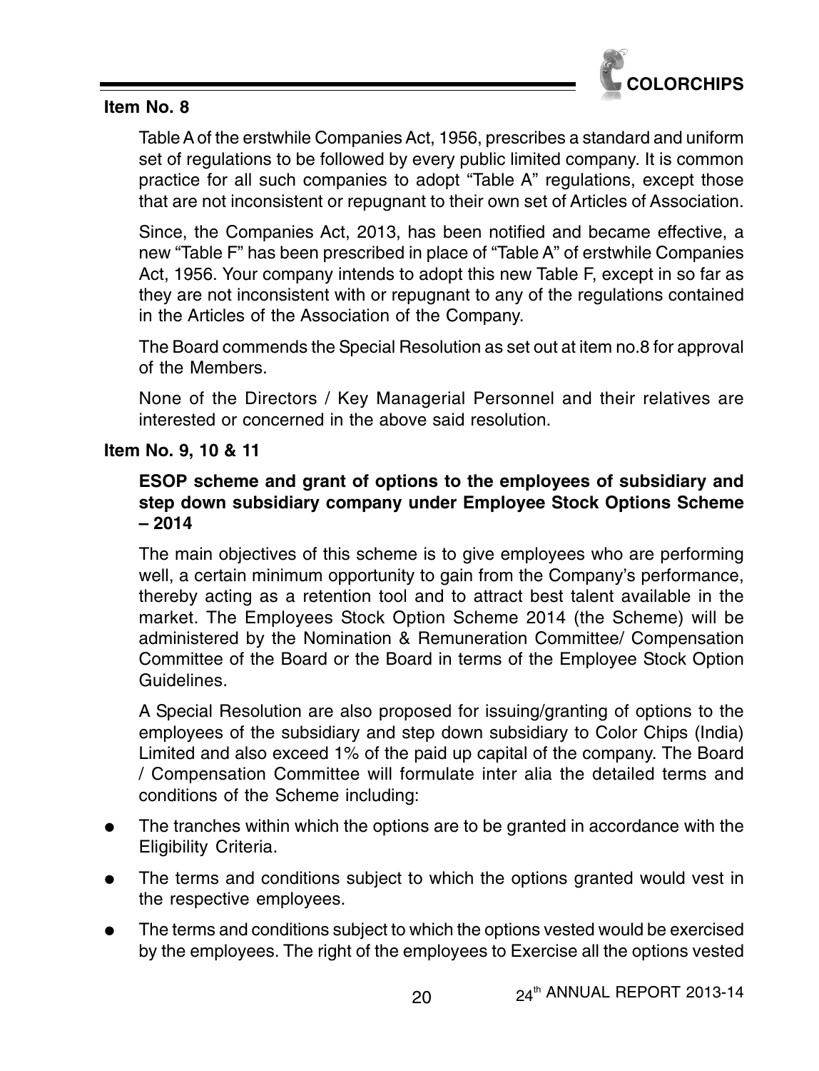**Item No. 8**

Table A of the erstwhile Companies Act, 1956, prescribes a standard and uniform set of regulations to be followed by every public limited company. It is common practice for all such companies to adopt "Table A" regulations, except those that are not inconsistent or repugnant to their own set of Articles of Association.

Since, the Companies Act, 2013, has been notified and became effective, a new "Table F" has been prescribed in place of "Table A" of erstwhile Companies Act, 1956. Your company intends to adopt this new Table F, except in so far as they are not inconsistent with or repugnant to any of the regulations contained in the Articles of the Association of the Company.

The Board commends the Special Resolution as set out at item no.8 for approval of the Members.

None of the Directors / Key Managerial Personnel and their relatives are interested or concerned in the above said resolution.

**Item No. 9, 10 & 11**

**ESOP scheme and grant of options to the employees of subsidiary and step down subsidiary company under Employee Stock Options Scheme – 2014**

The main objectives of this scheme is to give employees who are performing well, a certain minimum opportunity to gain from the Company's performance, thereby acting as a retention tool and to attract best talent available in the market. The Employees Stock Option Scheme 2014 (the Scheme) will be administered by the Nomination & Remuneration Committee/ Compensation Committee of the Board or the Board in terms of the Employee Stock Option Guidelines.

A Special Resolution are also proposed for issuing/granting of options to the employees of the subsidiary and step down subsidiary to Color Chips (India) Limited and also exceed 1% of the paid up capital of the company. The Board / Compensation Committee will formulate inter alia the detailed terms and conditions of the Scheme including:

- The tranches within which the options are to be granted in accordance with the Eligibility Criteria.
- The terms and conditions subject to which the options granted would vest in the respective employees.
- The terms and conditions subject to which the options vested would be exercised by the employees. The right of the employees to Exercise all the options vested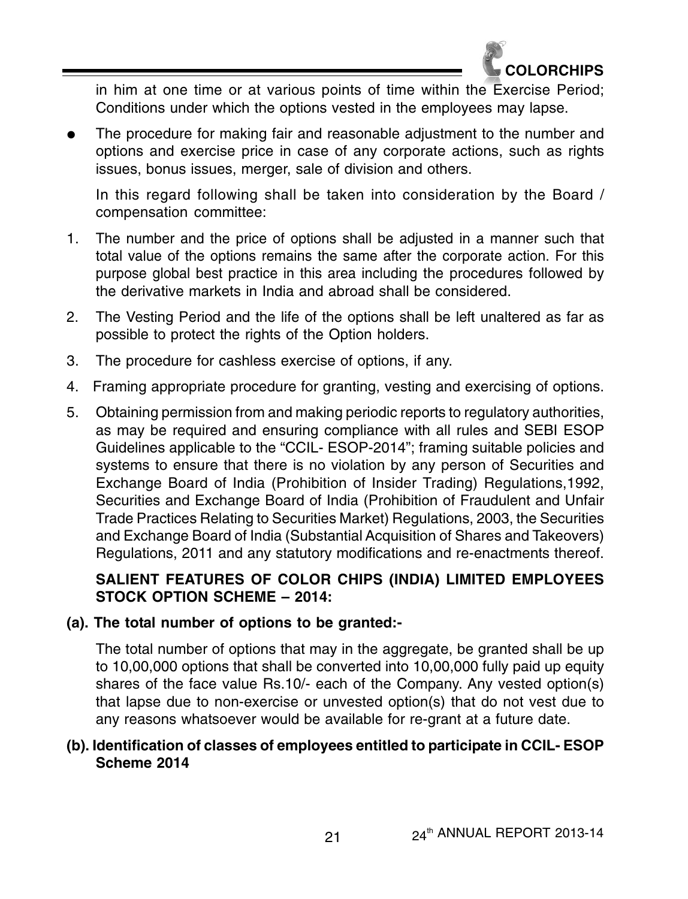in him at one time or at various points of time within the Exercise Period; Conditions under which the options vested in the employees may lapse.

- The procedure for making fair and reasonable adjustment to the number and options and exercise price in case of any corporate actions, such as rights issues, bonus issues, merger, sale of division and others.

  In this regard following shall be taken into consideration by the Board / compensation committee:

1. The number and the price of options shall be adjusted in a manner such that total value of the options remains the same after the corporate action. For this purpose global best practice in this area including the procedures followed by the derivative markets in India and abroad shall be considered.
2. The Vesting Period and the life of the options shall be left unaltered as far as possible to protect the rights of the Option holders.
3. The procedure for cashless exercise of options, if any.
4. Framing appropriate procedure for granting, vesting and exercising of options.
5. Obtaining permission from and making periodic reports to regulatory authorities, as may be required and ensuring compliance with all rules and SEBI ESOP Guidelines applicable to the "CCIL- ESOP-2014"; framing suitable policies and systems to ensure that there is no violation by any person of Securities and Exchange Board of India (Prohibition of Insider Trading) Regulations,1992, Securities and Exchange Board of India (Prohibition of Fraudulent and Unfair Trade Practices Relating to Securities Market) Regulations, 2003, the Securities and Exchange Board of India (Substantial Acquisition of Shares and Takeovers) Regulations, 2011 and any statutory modifications and re-enactments thereof.

**SALIENT FEATURES OF COLOR CHIPS (INDIA) LIMITED EMPLOYEES STOCK OPTION SCHEME – 2014:**

**(a). The total number of options to be granted:-**

The total number of options that may in the aggregate, be granted shall be up to 10,00,000 options that shall be converted into 10,00,000 fully paid up equity shares of the face value Rs.10/- each of the Company. Any vested option(s) that lapse due to non-exercise or unvested option(s) that do not vest due to any reasons whatsoever would be available for re-grant at a future date.

**(b). Identification of classes of employees entitled to participate in CCIL- ESOP Scheme 2014**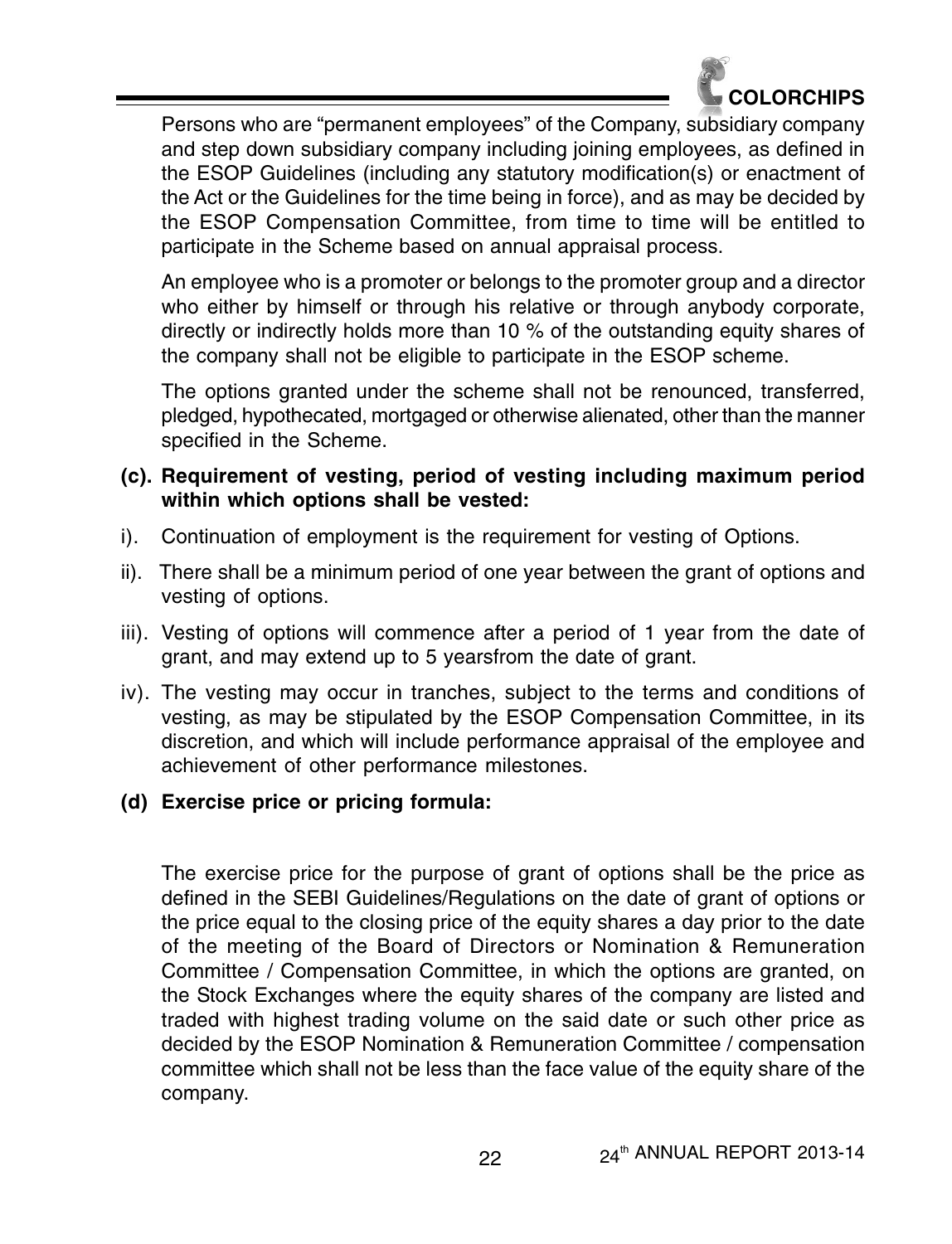Persons who are "permanent employees" of the Company, subsidiary company and step down subsidiary company including joining employees, as defined in the ESOP Guidelines (including any statutory modification(s) or enactment of the Act or the Guidelines for the time being in force), and as may be decided by the ESOP Compensation Committee, from time to time will be entitled to participate in the Scheme based on annual appraisal process.

An employee who is a promoter or belongs to the promoter group and a director who either by himself or through his relative or through anybody corporate, directly or indirectly holds more than 10 % of the outstanding equity shares of the company shall not be eligible to participate in the ESOP scheme.

The options granted under the scheme shall not be renounced, transferred, pledged, hypothecated, mortgaged or otherwise alienated, other than the manner specified in the Scheme.

**(c). Requirement of vesting, period of vesting including maximum period within which options shall be vested:**

i). Continuation of employment is the requirement for vesting of Options.

ii). There shall be a minimum period of one year between the grant of options and vesting of options.

iii). Vesting of options will commence after a period of 1 year from the date of grant, and may extend up to 5 yearsfrom the date of grant.

iv). The vesting may occur in tranches, subject to the terms and conditions of vesting, as may be stipulated by the ESOP Compensation Committee, in its discretion, and which will include performance appraisal of the employee and achievement of other performance milestones.

**(d) Exercise price or pricing formula:**

The exercise price for the purpose of grant of options shall be the price as defined in the SEBI Guidelines/Regulations on the date of grant of options or the price equal to the closing price of the equity shares a day prior to the date of the meeting of the Board of Directors or Nomination & Remuneration Committee / Compensation Committee, in which the options are granted, on the Stock Exchanges where the equity shares of the company are listed and traded with highest trading volume on the said date or such other price as decided by the ESOP Nomination & Remuneration Committee / compensation committee which shall not be less than the face value of the equity share of the company.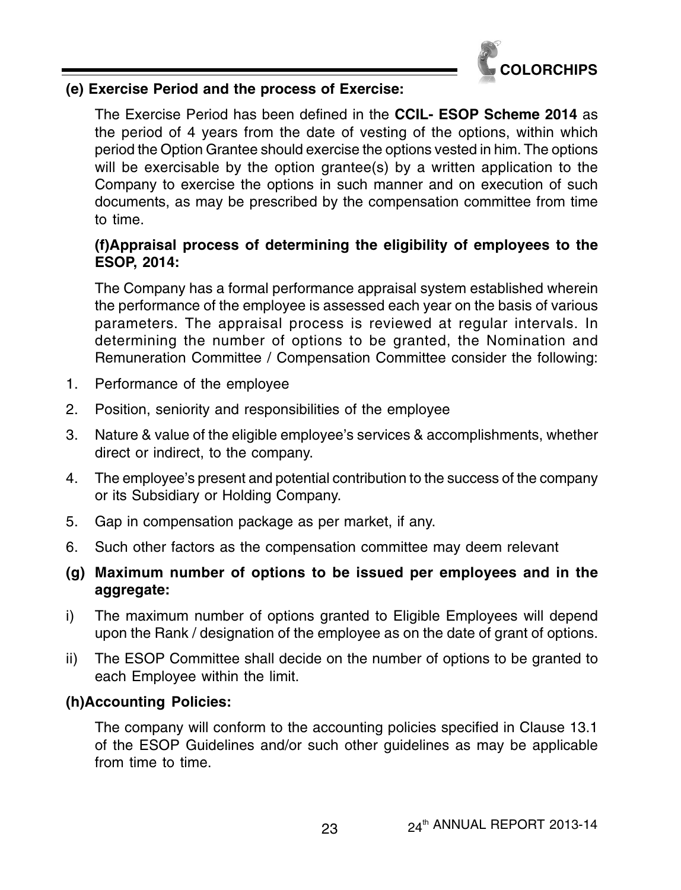**(e) Exercise Period and the process of Exercise:**

The Exercise Period has been defined in the **CCIL- ESOP Scheme 2014** as the period of 4 years from the date of vesting of the options, within which period the Option Grantee should exercise the options vested in him. The options will be exercisable by the option grantee(s) by a written application to the Company to exercise the options in such manner and on execution of such documents, as may be prescribed by the compensation committee from time to time.

**(f)Appraisal process of determining the eligibility of employees to the ESOP, 2014:**

The Company has a formal performance appraisal system established wherein the performance of the employee is assessed each year on the basis of various parameters. The appraisal process is reviewed at regular intervals. In determining the number of options to be granted, the Nomination and Remuneration Committee / Compensation Committee consider the following:

1. Performance of the employee
2. Position, seniority and responsibilities of the employee
3. Nature & value of the eligible employee's services & accomplishments, whether direct or indirect, to the company.
4. The employee's present and potential contribution to the success of the company or its Subsidiary or Holding Company.
5. Gap in compensation package as per market, if any.
6. Such other factors as the compensation committee may deem relevant

**(g) Maximum number of options to be issued per employees and in the aggregate:**

i) The maximum number of options granted to Eligible Employees will depend upon the Rank / designation of the employee as on the date of grant of options.

ii) The ESOP Committee shall decide on the number of options to be granted to each Employee within the limit.

**(h)Accounting Policies:**

The company will conform to the accounting policies specified in Clause 13.1 of the ESOP Guidelines and/or such other guidelines as may be applicable from time to time.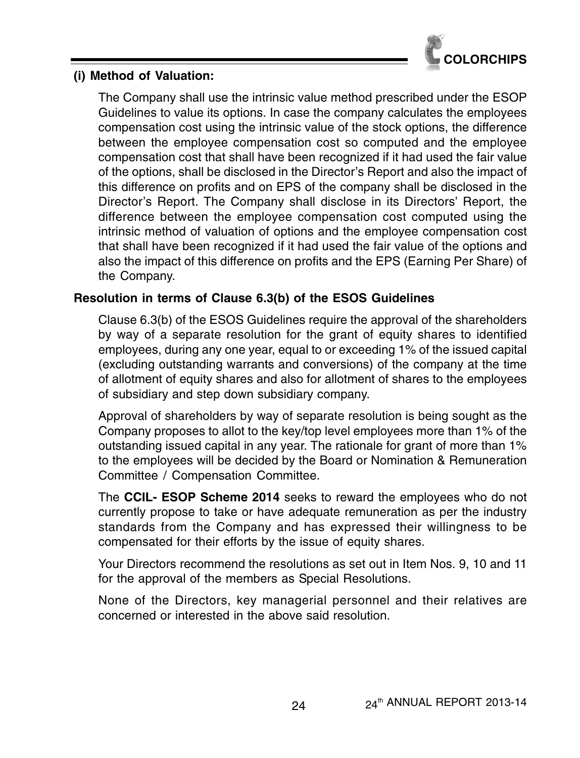**(i) Method of Valuation:**

The Company shall use the intrinsic value method prescribed under the ESOP Guidelines to value its options. In case the company calculates the employees compensation cost using the intrinsic value of the stock options, the difference between the employee compensation cost so computed and the employee compensation cost that shall have been recognized if it had used the fair value of the options, shall be disclosed in the Director's Report and also the impact of this difference on profits and on EPS of the company shall be disclosed in the Director's Report. The Company shall disclose in its Directors' Report, the difference between the employee compensation cost computed using the intrinsic method of valuation of options and the employee compensation cost that shall have been recognized if it had used the fair value of the options and also the impact of this difference on profits and the EPS (Earning Per Share) of the Company.

**Resolution in terms of Clause 6.3(b) of the ESOS Guidelines**

Clause 6.3(b) of the ESOS Guidelines require the approval of the shareholders by way of a separate resolution for the grant of equity shares to identified employees, during any one year, equal to or exceeding 1% of the issued capital (excluding outstanding warrants and conversions) of the company at the time of allotment of equity shares and also for allotment of shares to the employees of subsidiary and step down subsidiary company.

Approval of shareholders by way of separate resolution is being sought as the Company proposes to allot to the key/top level employees more than 1% of the outstanding issued capital in any year. The rationale for grant of more than 1% to the employees will be decided by the Board or Nomination & Remuneration Committee / Compensation Committee.

The **CCIL- ESOP Scheme 2014** seeks to reward the employees who do not currently propose to take or have adequate remuneration as per the industry standards from the Company and has expressed their willingness to be compensated for their efforts by the issue of equity shares.

Your Directors recommend the resolutions as set out in Item Nos. 9, 10 and 11 for the approval of the members as Special Resolutions.

None of the Directors, key managerial personnel and their relatives are concerned or interested in the above said resolution.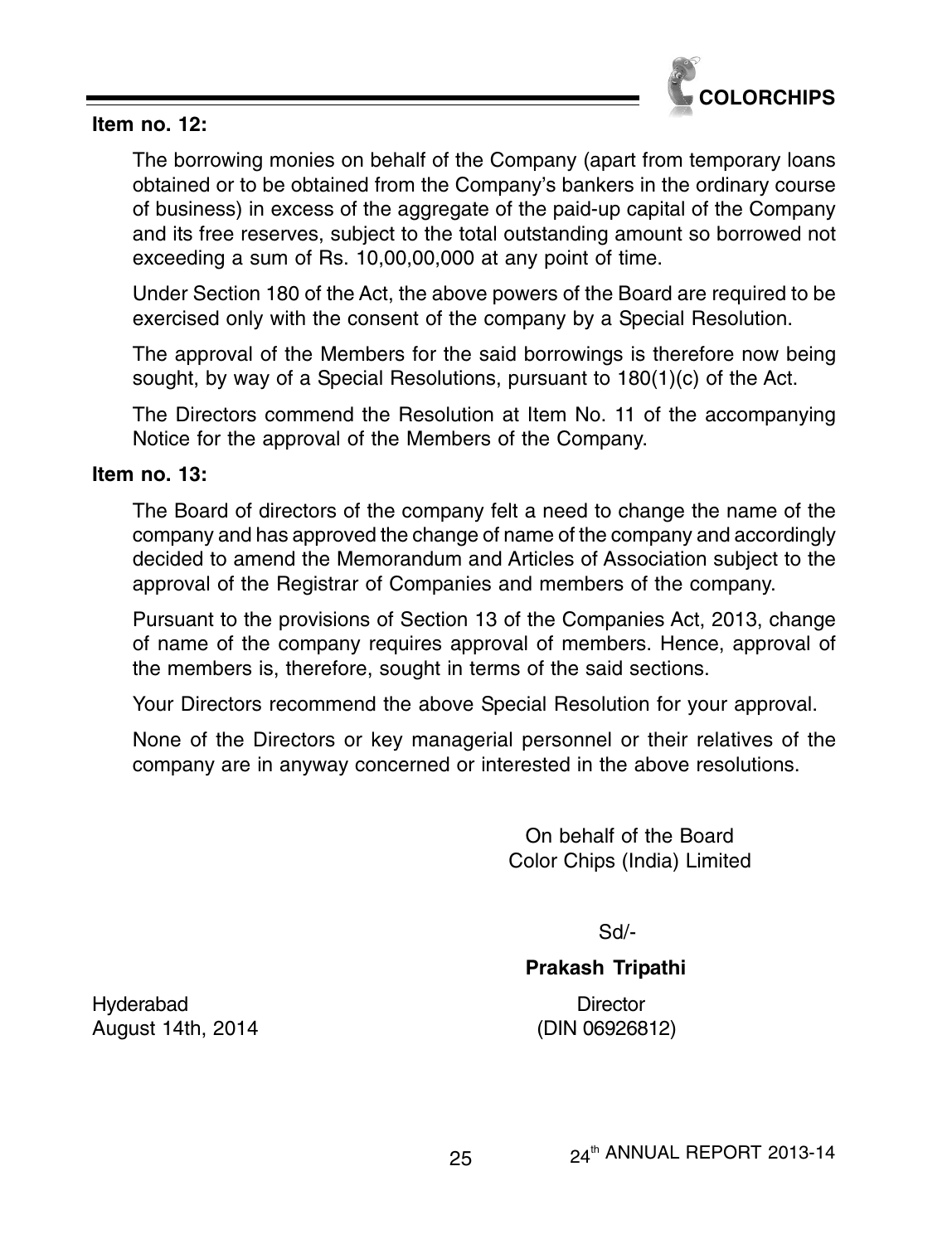**Item no. 12:**

The borrowing monies on behalf of the Company (apart from temporary loans obtained or to be obtained from the Company's bankers in the ordinary course of business) in excess of the aggregate of the paid-up capital of the Company and its free reserves, subject to the total outstanding amount so borrowed not exceeding a sum of Rs. 10,00,00,000 at any point of time.

Under Section 180 of the Act, the above powers of the Board are required to be exercised only with the consent of the company by a Special Resolution.

The approval of the Members for the said borrowings is therefore now being sought, by way of a Special Resolutions, pursuant to 180(1)(c) of the Act.

The Directors commend the Resolution at Item No. 11 of the accompanying Notice for the approval of the Members of the Company.

**Item no. 13:**

The Board of directors of the company felt a need to change the name of the company and has approved the change of name of the company and accordingly decided to amend the Memorandum and Articles of Association subject to the approval of the Registrar of Companies and members of the company.

Pursuant to the provisions of Section 13 of the Companies Act, 2013, change of name of the company requires approval of members. Hence, approval of the members is, therefore, sought in terms of the said sections.

Your Directors recommend the above Special Resolution for your approval.

None of the Directors or key managerial personnel or their relatives of the company are in anyway concerned or interested in the above resolutions.

On behalf of the Board
Color Chips (India) Limited

Sd/-

**Prakash Tripathi**

Director
(DIN 06926812)

Hyderabad
August 14th, 2014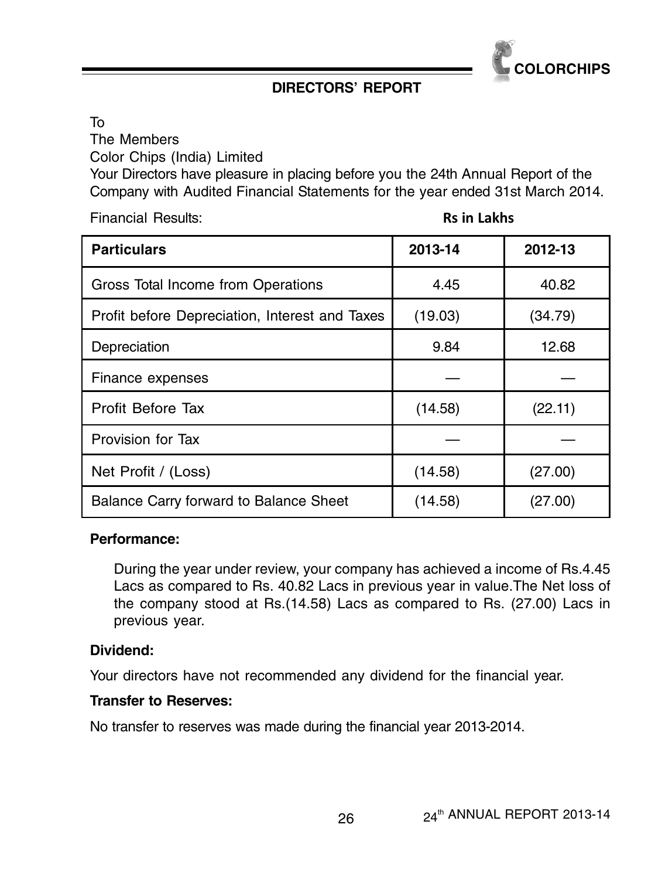## DIRECTORS' REPORT

To
The Members
Color Chips (India) Limited
Your Directors have pleasure in placing before you the 24th Annual Report of the Company with Audited Financial Statements for the year ended 31st March 2014.

Financial Results: **Rs in Lakhs**

| Particulars | 2013-14 | 2012-13 |
|---|---|---|
| Gross Total Income from Operations | 4.45 | 40.82 |
| Profit before Depreciation, Interest and Taxes | (19.03) | (34.79) |
| Depreciation | 9.84 | 12.68 |
| Finance expenses | — | — |
| Profit Before Tax | (14.58) | (22.11) |
| Provision for Tax | — | — |
| Net Profit / (Loss) | (14.58) | (27.00) |
| Balance Carry forward to Balance Sheet | (14.58) | (27.00) |

**Performance:**

During the year under review, your company has achieved a income of Rs.4.45 Lacs as compared to Rs. 40.82 Lacs in previous year in value.The Net loss of the company stood at Rs.(14.58) Lacs as compared to Rs. (27.00) Lacs in previous year.

**Dividend:**

Your directors have not recommended any dividend for the financial year.

**Transfer to Reserves:**

No transfer to reserves was made during the financial year 2013-2014.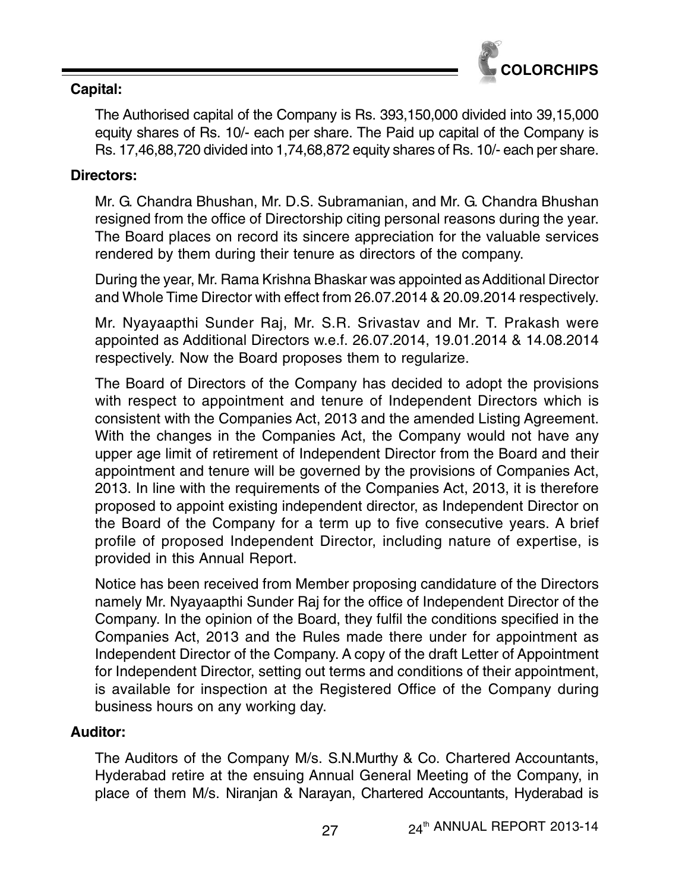**Capital:**

The Authorised capital of the Company is Rs. 393,150,000 divided into 39,15,000 equity shares of Rs. 10/- each per share. The Paid up capital of the Company is Rs. 17,46,88,720 divided into 1,74,68,872 equity shares of Rs. 10/- each per share.

**Directors:**

Mr. G. Chandra Bhushan, Mr. D.S. Subramanian, and Mr. G. Chandra Bhushan resigned from the office of Directorship citing personal reasons during the year. The Board places on record its sincere appreciation for the valuable services rendered by them during their tenure as directors of the company.

During the year, Mr. Rama Krishna Bhaskar was appointed as Additional Director and Whole Time Director with effect from 26.07.2014 & 20.09.2014 respectively.

Mr. Nyayaapthi Sunder Raj, Mr. S.R. Srivastav and Mr. T. Prakash were appointed as Additional Directors w.e.f. 26.07.2014, 19.01.2014 & 14.08.2014 respectively. Now the Board proposes them to regularize.

The Board of Directors of the Company has decided to adopt the provisions with respect to appointment and tenure of Independent Directors which is consistent with the Companies Act, 2013 and the amended Listing Agreement. With the changes in the Companies Act, the Company would not have any upper age limit of retirement of Independent Director from the Board and their appointment and tenure will be governed by the provisions of Companies Act, 2013. In line with the requirements of the Companies Act, 2013, it is therefore proposed to appoint existing independent director, as Independent Director on the Board of the Company for a term up to five consecutive years. A brief profile of proposed Independent Director, including nature of expertise, is provided in this Annual Report.

Notice has been received from Member proposing candidature of the Directors namely Mr. Nyayaapthi Sunder Raj for the office of Independent Director of the Company. In the opinion of the Board, they fulfil the conditions specified in the Companies Act, 2013 and the Rules made there under for appointment as Independent Director of the Company. A copy of the draft Letter of Appointment for Independent Director, setting out terms and conditions of their appointment, is available for inspection at the Registered Office of the Company during business hours on any working day.

**Auditor:**

The Auditors of the Company M/s. S.N.Murthy & Co. Chartered Accountants, Hyderabad retire at the ensuing Annual General Meeting of the Company, in place of them M/s. Niranjan & Narayan, Chartered Accountants, Hyderabad is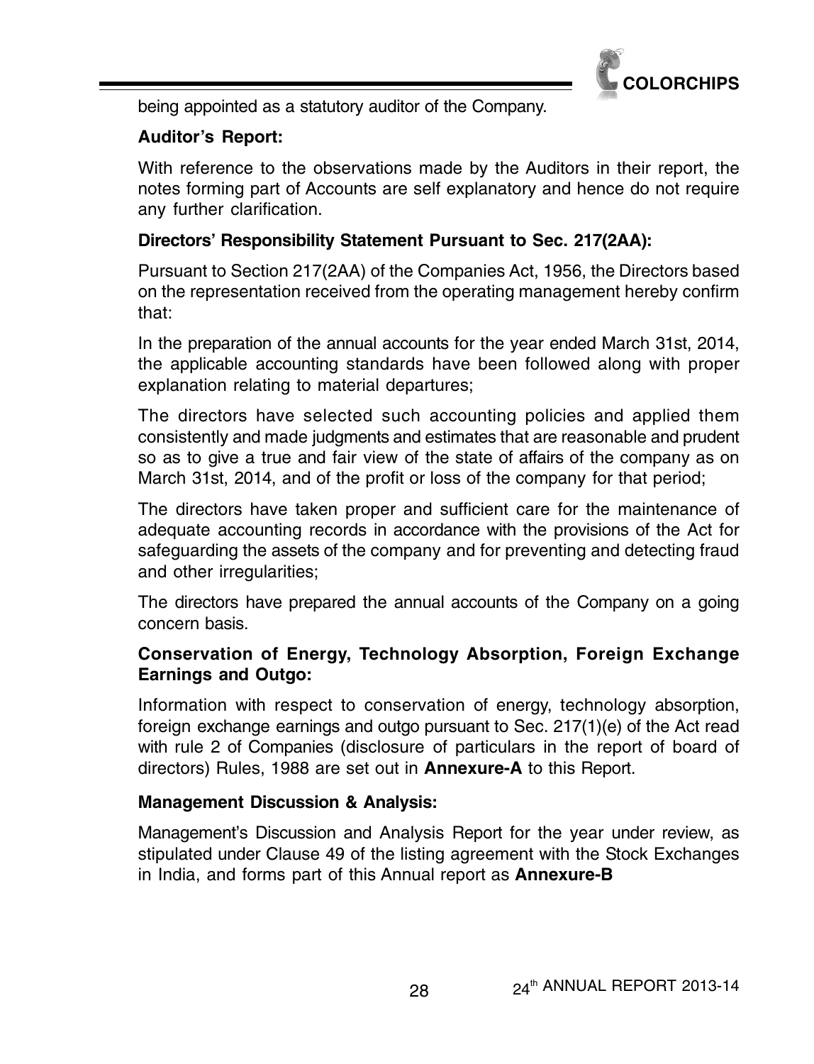being appointed as a statutory auditor of the Company.

**Auditor's Report:**

With reference to the observations made by the Auditors in their report, the notes forming part of Accounts are self explanatory and hence do not require any further clarification.

**Directors' Responsibility Statement Pursuant to Sec. 217(2AA):**

Pursuant to Section 217(2AA) of the Companies Act, 1956, the Directors based on the representation received from the operating management hereby confirm that:

In the preparation of the annual accounts for the year ended March 31st, 2014, the applicable accounting standards have been followed along with proper explanation relating to material departures;

The directors have selected such accounting policies and applied them consistently and made judgments and estimates that are reasonable and prudent so as to give a true and fair view of the state of affairs of the company as on March 31st, 2014, and of the profit or loss of the company for that period;

The directors have taken proper and sufficient care for the maintenance of adequate accounting records in accordance with the provisions of the Act for safeguarding the assets of the company and for preventing and detecting fraud and other irregularities;

The directors have prepared the annual accounts of the Company on a going concern basis.

**Conservation of Energy, Technology Absorption, Foreign Exchange Earnings and Outgo:**

Information with respect to conservation of energy, technology absorption, foreign exchange earnings and outgo pursuant to Sec. 217(1)(e) of the Act read with rule 2 of Companies (disclosure of particulars in the report of board of directors) Rules, 1988 are set out in **Annexure-A** to this Report.

**Management Discussion & Analysis:**

Management's Discussion and Analysis Report for the year under review, as stipulated under Clause 49 of the listing agreement with the Stock Exchanges in India, and forms part of this Annual report as **Annexure-B**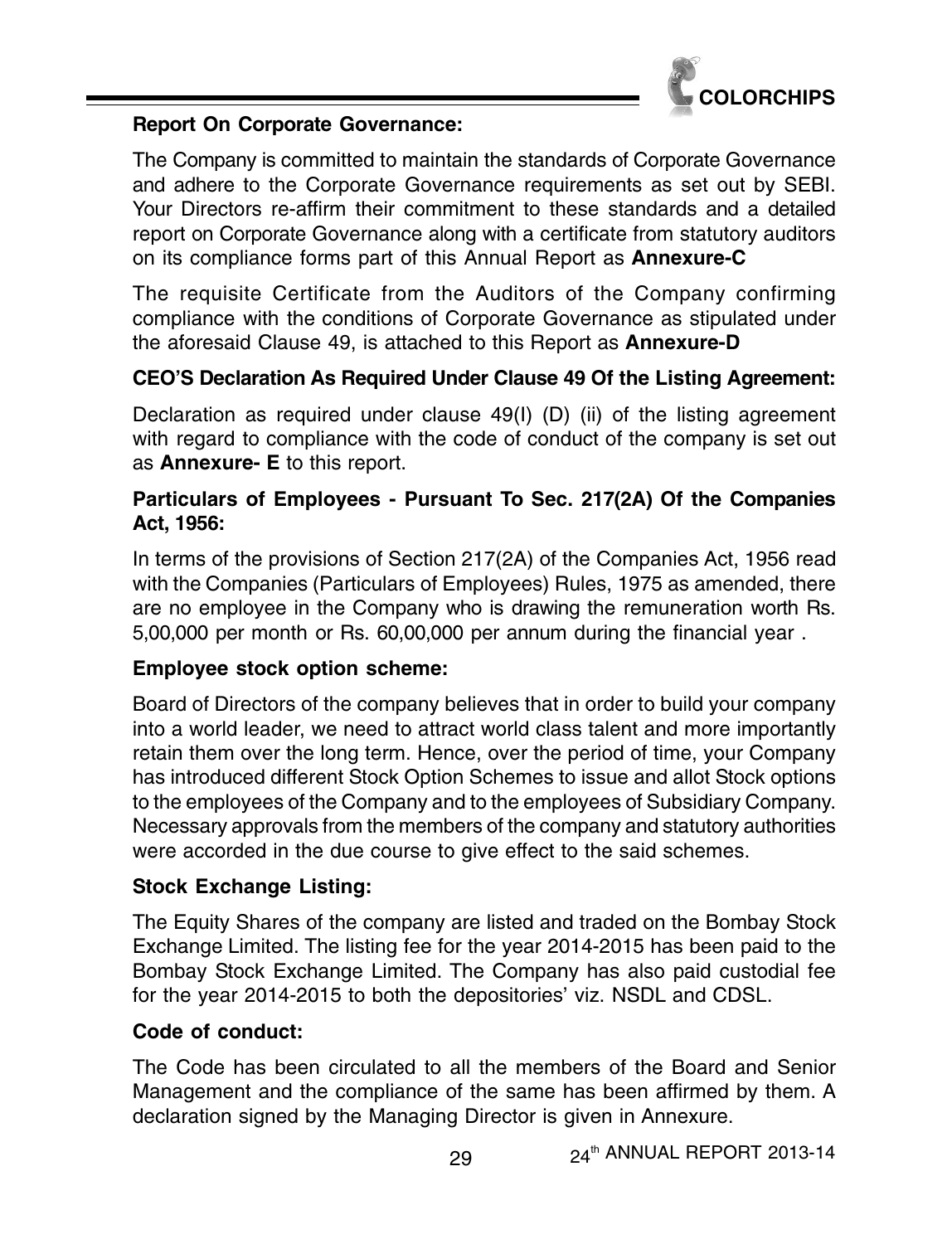**Report On Corporate Governance:**

The Company is committed to maintain the standards of Corporate Governance and adhere to the Corporate Governance requirements as set out by SEBI. Your Directors re-affirm their commitment to these standards and a detailed report on Corporate Governance along with a certificate from statutory auditors on its compliance forms part of this Annual Report as **Annexure-C**

The requisite Certificate from the Auditors of the Company confirming compliance with the conditions of Corporate Governance as stipulated under the aforesaid Clause 49, is attached to this Report as **Annexure-D**

**CEO'S Declaration As Required Under Clause 49 Of the Listing Agreement:**

Declaration as required under clause 49(I) (D) (ii) of the listing agreement with regard to compliance with the code of conduct of the company is set out as **Annexure- E** to this report.

**Particulars of Employees - Pursuant To Sec. 217(2A) Of the Companies Act, 1956:**

In terms of the provisions of Section 217(2A) of the Companies Act, 1956 read with the Companies (Particulars of Employees) Rules, 1975 as amended, there are no employee in the Company who is drawing the remuneration worth Rs. 5,00,000 per month or Rs. 60,00,000 per annum during the financial year .

**Employee stock option scheme:**

Board of Directors of the company believes that in order to build your company into a world leader, we need to attract world class talent and more importantly retain them over the long term. Hence, over the period of time, your Company has introduced different Stock Option Schemes to issue and allot Stock options to the employees of the Company and to the employees of Subsidiary Company. Necessary approvals from the members of the company and statutory authorities were accorded in the due course to give effect to the said schemes.

**Stock Exchange Listing:**

The Equity Shares of the company are listed and traded on the Bombay Stock Exchange Limited. The listing fee for the year 2014-2015 has been paid to the Bombay Stock Exchange Limited. The Company has also paid custodial fee for the year 2014-2015 to both the depositories' viz. NSDL and CDSL.

**Code of conduct:**

The Code has been circulated to all the members of the Board and Senior Management and the compliance of the same has been affirmed by them. A declaration signed by the Managing Director is given in Annexure.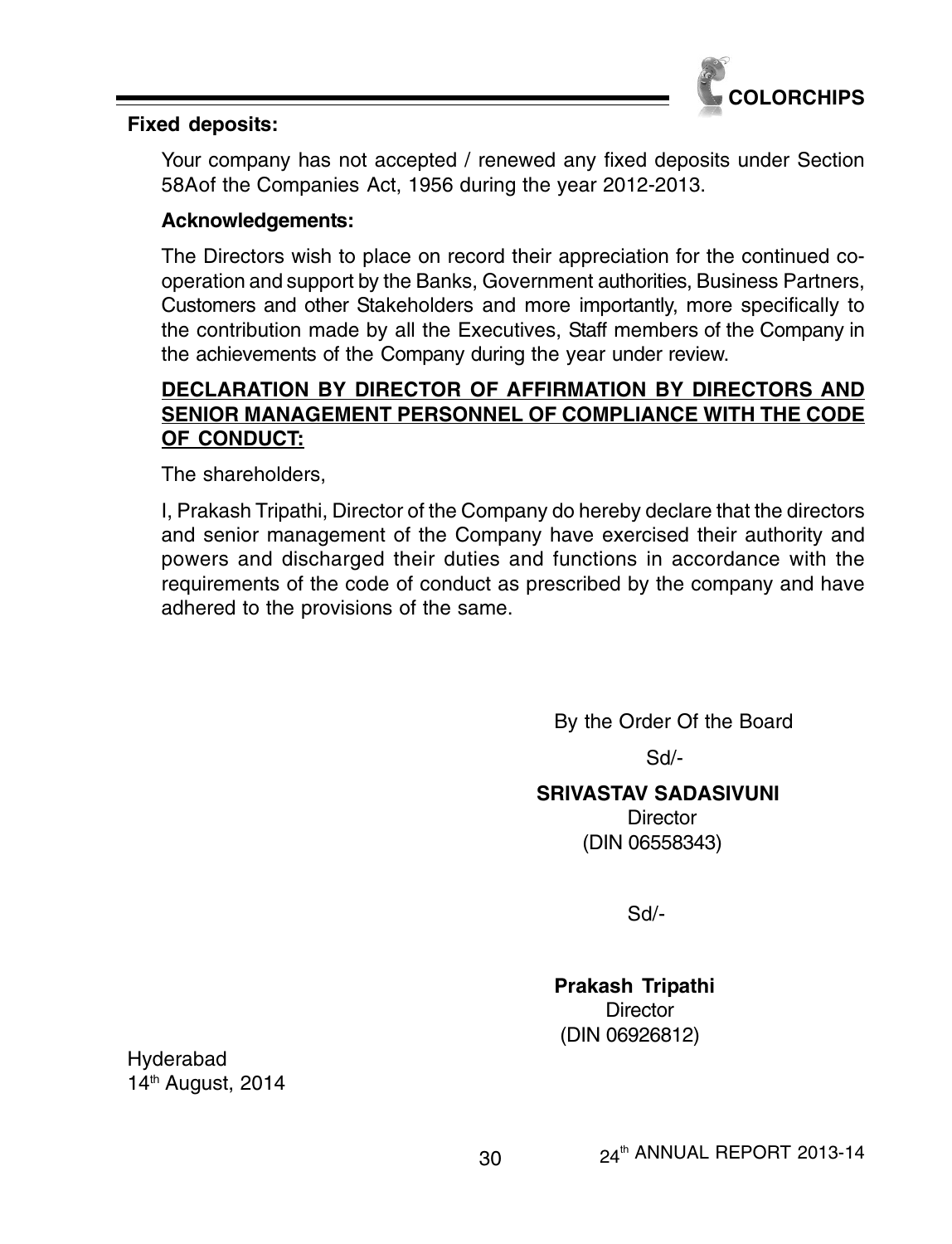**Fixed deposits:**

Your company has not accepted / renewed any fixed deposits under Section 58Aof the Companies Act, 1956 during the year 2012-2013.

**Acknowledgements:**

The Directors wish to place on record their appreciation for the continued co-operation and support by the Banks, Government authorities, Business Partners, Customers and other Stakeholders and more importantly, more specifically to the contribution made by all the Executives, Staff members of the Company in the achievements of the Company during the year under review.

**DECLARATION BY DIRECTOR OF AFFIRMATION BY DIRECTORS AND SENIOR MANAGEMENT PERSONNEL OF COMPLIANCE WITH THE CODE OF CONDUCT:**

The shareholders,

I, Prakash Tripathi, Director of the Company do hereby declare that the directors and senior management of the Company have exercised their authority and powers and discharged their duties and functions in accordance with the requirements of the code of conduct as prescribed by the company and have adhered to the provisions of the same.

By the Order Of the Board

Sd/-

**SRIVASTAV SADASIVUNI**
Director
(DIN 06558343)

Sd/-

**Prakash Tripathi**
Director
(DIN 06926812)

Hyderabad
14th August, 2014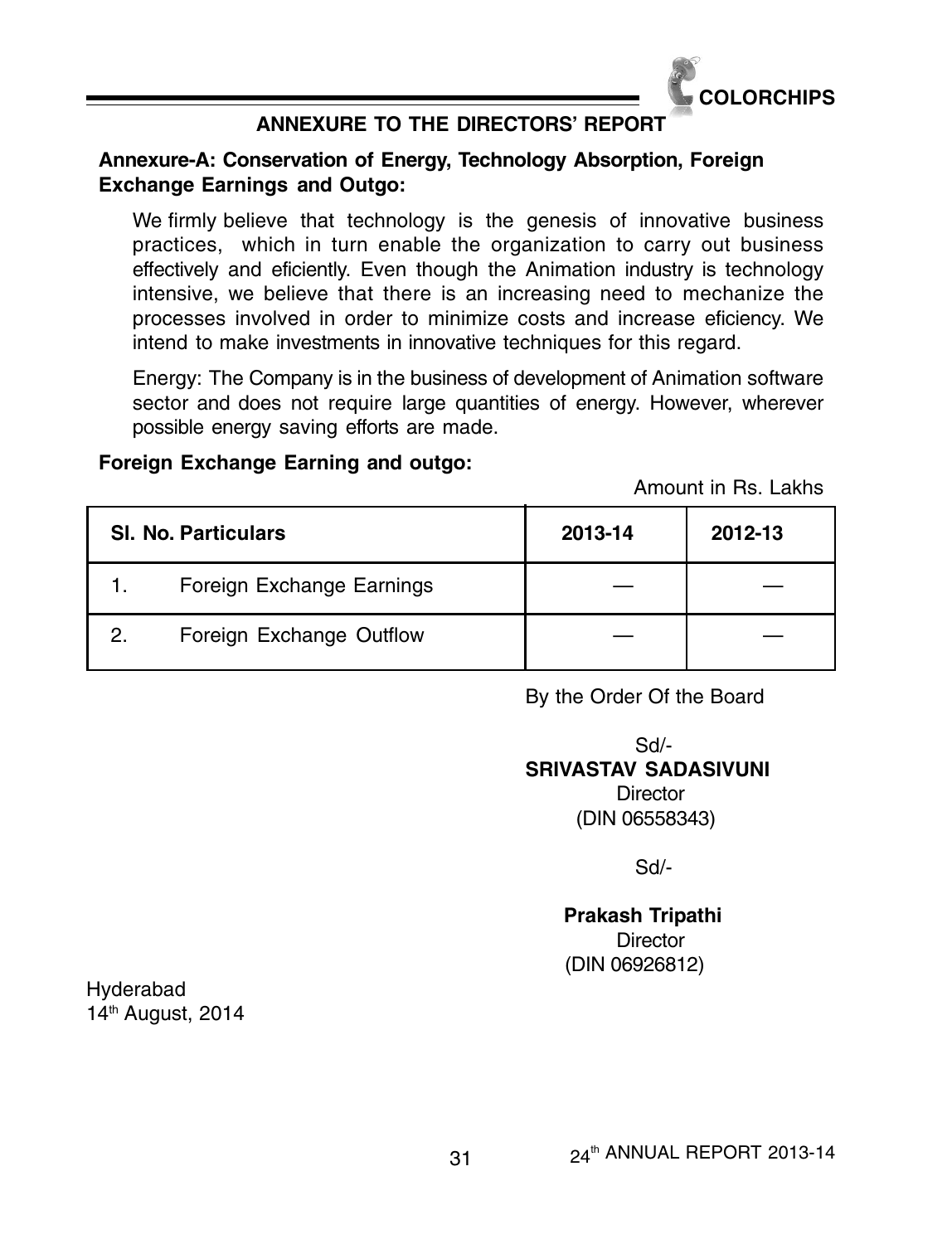## ANNEXURE TO THE DIRECTORS' REPORT

**Annexure-A: Conservation of Energy, Technology Absorption, Foreign Exchange Earnings and Outgo:**

We firmly believe that technology is the genesis of innovative business practices, which in turn enable the organization to carry out business effectively and eficiently. Even though the Animation industry is technology intensive, we believe that there is an increasing need to mechanize the processes involved in order to minimize costs and increase eficiency. We intend to make investments in innovative techniques for this regard.

Energy: The Company is in the business of development of Animation software sector and does not require large quantities of energy. However, wherever possible energy saving efforts are made.

**Foreign Exchange Earning and outgo:**

Amount in Rs. Lakhs

| Sl. No. | Particulars | 2013-14 | 2012-13 |
|---|---|---|---|
| 1. | Foreign Exchange Earnings | — | — |
| 2. | Foreign Exchange Outflow | — | — |

By the Order Of the Board

Sd/-
**SRIVASTAV SADASIVUNI**
Director
(DIN 06558343)

Sd/-

**Prakash Tripathi**
Director
(DIN 06926812)

Hyderabad
14th August, 2014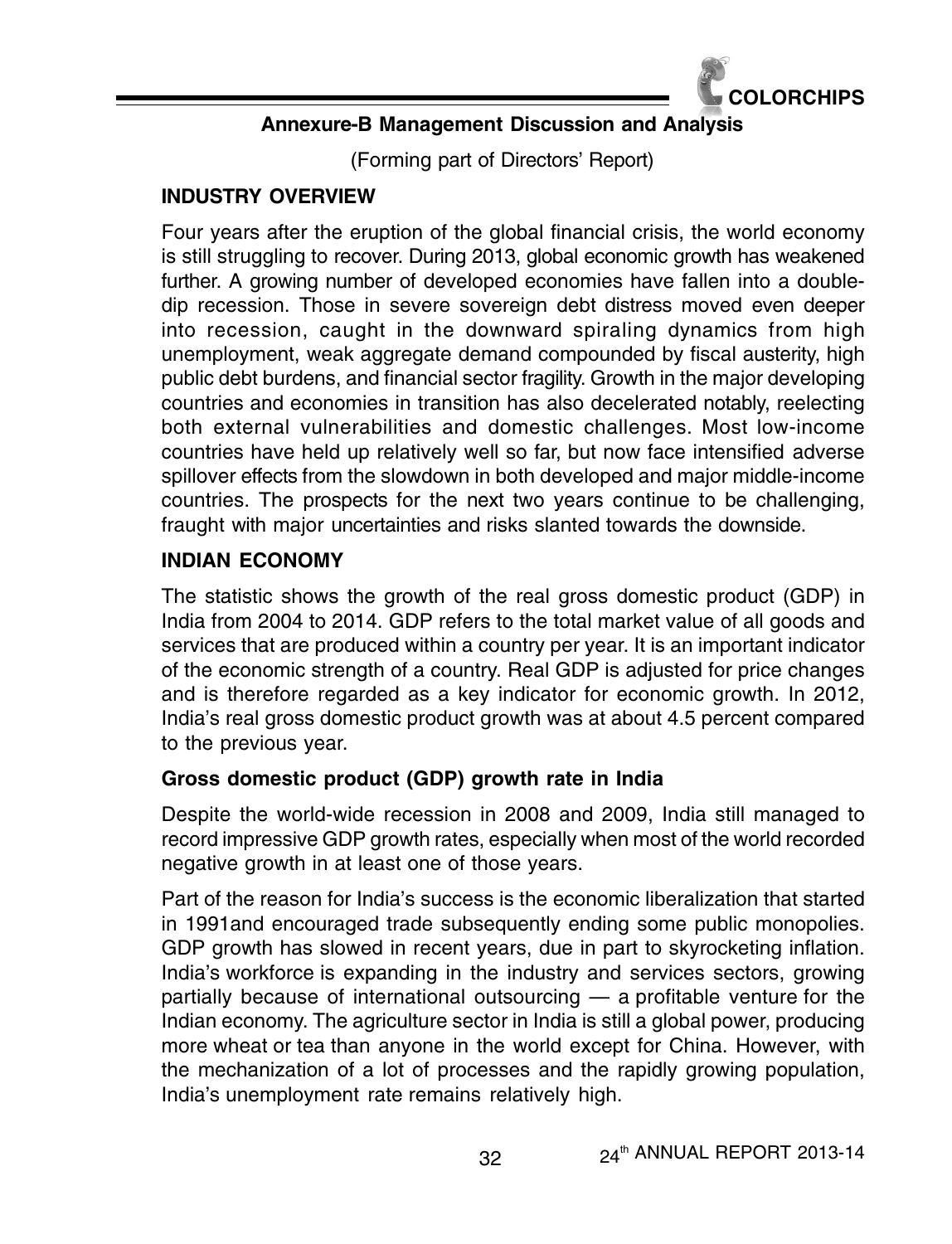## Annexure-B Management Discussion and Analysis

(Forming part of Directors' Report)

### INDUSTRY OVERVIEW

Four years after the eruption of the global financial crisis, the world economy is still struggling to recover. During 2013, global economic growth has weakened further. A growing number of developed economies have fallen into a double-dip recession. Those in severe sovereign debt distress moved even deeper into recession, caught in the downward spiraling dynamics from high unemployment, weak aggregate demand compounded by fiscal austerity, high public debt burdens, and financial sector fragility. Growth in the major developing countries and economies in transition has also decelerated notably, reelecting both external vulnerabilities and domestic challenges. Most low-income countries have held up relatively well so far, but now face intensified adverse spillover effects from the slowdown in both developed and major middle-income countries. The prospects for the next two years continue to be challenging, fraught with major uncertainties and risks slanted towards the downside.

### INDIAN ECONOMY

The statistic shows the growth of the real gross domestic product (GDP) in India from 2004 to 2014. GDP refers to the total market value of all goods and services that are produced within a country per year. It is an important indicator of the economic strength of a country. Real GDP is adjusted for price changes and is therefore regarded as a key indicator for economic growth. In 2012, India's real gross domestic product growth was at about 4.5 percent compared to the previous year.

### Gross domestic product (GDP) growth rate in India

Despite the world-wide recession in 2008 and 2009, India still managed to record impressive GDP growth rates, especially when most of the world recorded negative growth in at least one of those years.

Part of the reason for India's success is the economic liberalization that started in 1991and encouraged trade subsequently ending some public monopolies. GDP growth has slowed in recent years, due in part to skyrocketing inflation. India's workforce is expanding in the industry and services sectors, growing partially because of international outsourcing — a profitable venture for the Indian economy. The agriculture sector in India is still a global power, producing more wheat or tea than anyone in the world except for China. However, with the mechanization of a lot of processes and the rapidly growing population, India's unemployment rate remains relatively high.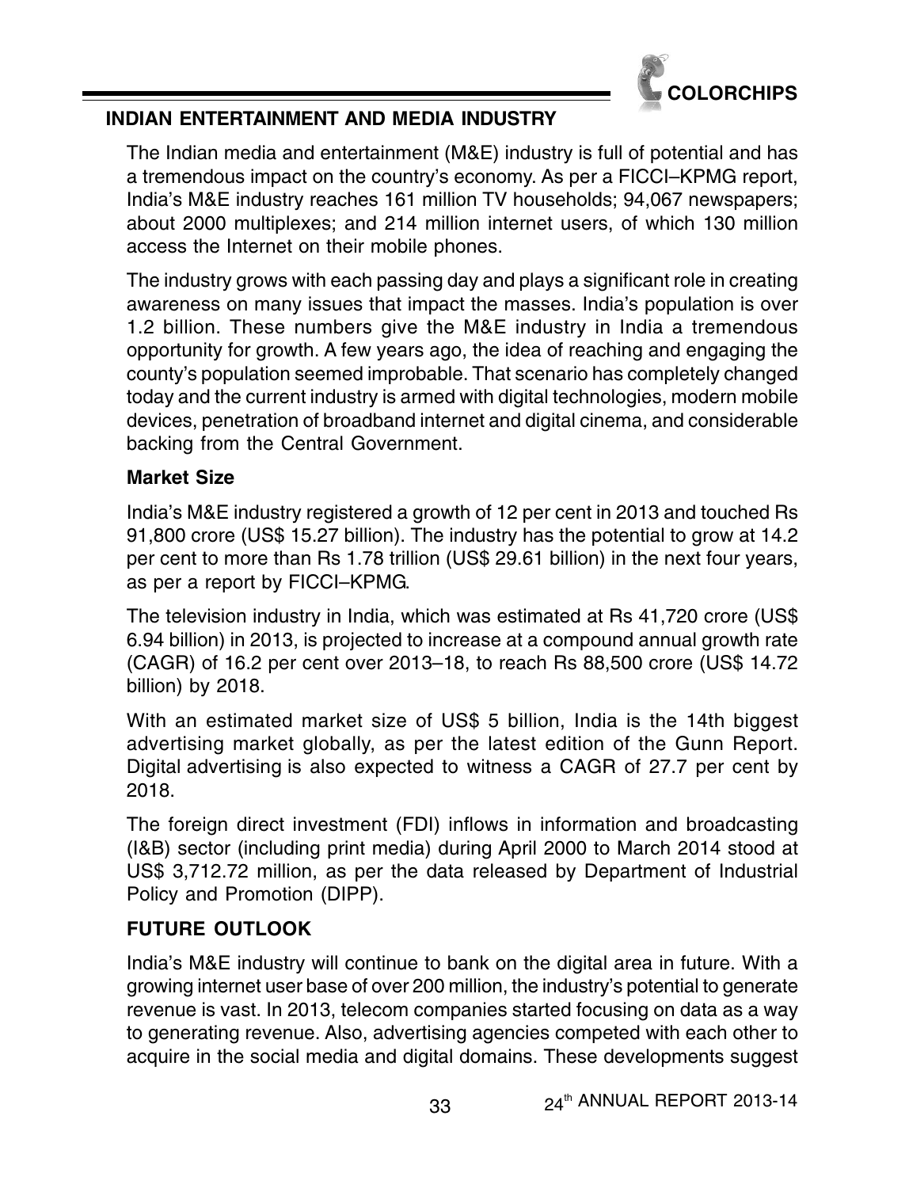## INDIAN ENTERTAINMENT AND MEDIA INDUSTRY

The Indian media and entertainment (M&E) industry is full of potential and has a tremendous impact on the country's economy. As per a FICCI–KPMG report, India's M&E industry reaches 161 million TV households; 94,067 newspapers; about 2000 multiplexes; and 214 million internet users, of which 130 million access the Internet on their mobile phones.

The industry grows with each passing day and plays a significant role in creating awareness on many issues that impact the masses. India's population is over 1.2 billion. These numbers give the M&E industry in India a tremendous opportunity for growth. A few years ago, the idea of reaching and engaging the county's population seemed improbable. That scenario has completely changed today and the current industry is armed with digital technologies, modern mobile devices, penetration of broadband internet and digital cinema, and considerable backing from the Central Government.

### Market Size

India's M&E industry registered a growth of 12 per cent in 2013 and touched Rs 91,800 crore (US$ 15.27 billion). The industry has the potential to grow at 14.2 per cent to more than Rs 1.78 trillion (US$ 29.61 billion) in the next four years, as per a report by FICCI–KPMG.

The television industry in India, which was estimated at Rs 41,720 crore (US$ 6.94 billion) in 2013, is projected to increase at a compound annual growth rate (CAGR) of 16.2 per cent over 2013–18, to reach Rs 88,500 crore (US$ 14.72 billion) by 2018.

With an estimated market size of US$ 5 billion, India is the 14th biggest advertising market globally, as per the latest edition of the Gunn Report. Digital advertising is also expected to witness a CAGR of 27.7 per cent by 2018.

The foreign direct investment (FDI) inflows in information and broadcasting (I&B) sector (including print media) during April 2000 to March 2014 stood at US$ 3,712.72 million, as per the data released by Department of Industrial Policy and Promotion (DIPP).

## FUTURE OUTLOOK

India's M&E industry will continue to bank on the digital area in future. With a growing internet user base of over 200 million, the industry's potential to generate revenue is vast. In 2013, telecom companies started focusing on data as a way to generating revenue. Also, advertising agencies competed with each other to acquire in the social media and digital domains. These developments suggest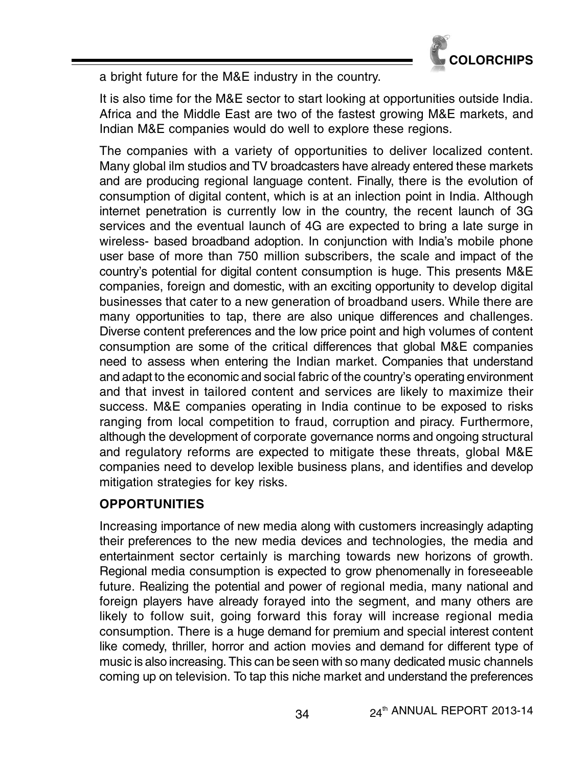a bright future for the M&E industry in the country.

It is also time for the M&E sector to start looking at opportunities outside India. Africa and the Middle East are two of the fastest growing M&E markets, and Indian M&E companies would do well to explore these regions.

The companies with a variety of opportunities to deliver localized content. Many global ilm studios and TV broadcasters have already entered these markets and are producing regional language content. Finally, there is the evolution of consumption of digital content, which is at an inlection point in India. Although internet penetration is currently low in the country, the recent launch of 3G services and the eventual launch of 4G are expected to bring a late surge in wireless- based broadband adoption. In conjunction with India's mobile phone user base of more than 750 million subscribers, the scale and impact of the country's potential for digital content consumption is huge. This presents M&E companies, foreign and domestic, with an exciting opportunity to develop digital businesses that cater to a new generation of broadband users. While there are many opportunities to tap, there are also unique differences and challenges. Diverse content preferences and the low price point and high volumes of content consumption are some of the critical differences that global M&E companies need to assess when entering the Indian market. Companies that understand and adapt to the economic and social fabric of the country's operating environment and that invest in tailored content and services are likely to maximize their success. M&E companies operating in India continue to be exposed to risks ranging from local competition to fraud, corruption and piracy. Furthermore, although the development of corporate governance norms and ongoing structural and regulatory reforms are expected to mitigate these threats, global M&E companies need to develop lexible business plans, and identifies and develop mitigation strategies for key risks.

**OPPORTUNITIES**

Increasing importance of new media along with customers increasingly adapting their preferences to the new media devices and technologies, the media and entertainment sector certainly is marching towards new horizons of growth. Regional media consumption is expected to grow phenomenally in foreseeable future. Realizing the potential and power of regional media, many national and foreign players have already forayed into the segment, and many others are likely to follow suit, going forward this foray will increase regional media consumption. There is a huge demand for premium and special interest content like comedy, thriller, horror and action movies and demand for different type of music is also increasing. This can be seen with so many dedicated music channels coming up on television. To tap this niche market and understand the preferences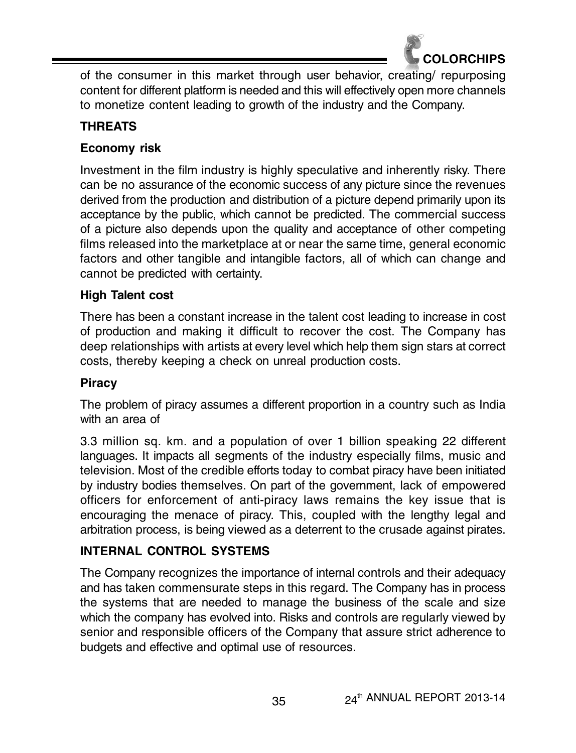of the consumer in this market through user behavior, creating/ repurposing content for different platform is needed and this will effectively open more channels to monetize content leading to growth of the industry and the Company.

## THREATS

### Economy risk

Investment in the film industry is highly speculative and inherently risky. There can be no assurance of the economic success of any picture since the revenues derived from the production and distribution of a picture depend primarily upon its acceptance by the public, which cannot be predicted. The commercial success of a picture also depends upon the quality and acceptance of other competing films released into the marketplace at or near the same time, general economic factors and other tangible and intangible factors, all of which can change and cannot be predicted with certainty.

### High Talent cost

There has been a constant increase in the talent cost leading to increase in cost of production and making it difficult to recover the cost. The Company has deep relationships with artists at every level which help them sign stars at correct costs, thereby keeping a check on unreal production costs.

### Piracy

The problem of piracy assumes a different proportion in a country such as India with an area of

3.3 million sq. km. and a population of over 1 billion speaking 22 different languages. It impacts all segments of the industry especially films, music and television. Most of the credible efforts today to combat piracy have been initiated by industry bodies themselves. On part of the government, lack of empowered officers for enforcement of anti-piracy laws remains the key issue that is encouraging the menace of piracy. This, coupled with the lengthy legal and arbitration process, is being viewed as a deterrent to the crusade against pirates.

## INTERNAL CONTROL SYSTEMS

The Company recognizes the importance of internal controls and their adequacy and has taken commensurate steps in this regard. The Company has in process the systems that are needed to manage the business of the scale and size which the company has evolved into. Risks and controls are regularly viewed by senior and responsible officers of the Company that assure strict adherence to budgets and effective and optimal use of resources.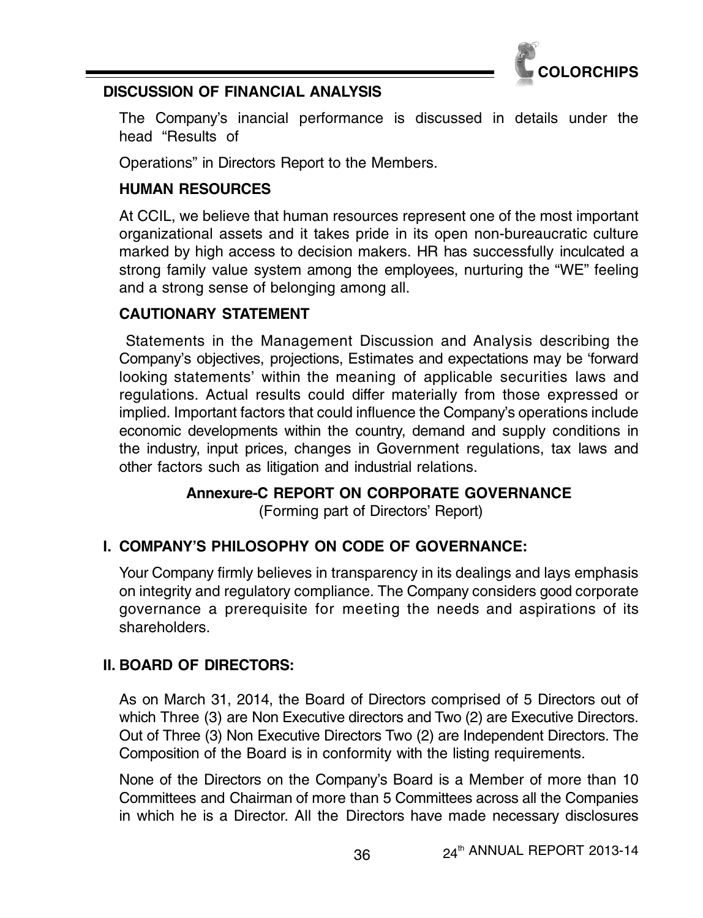## DISCUSSION OF FINANCIAL ANALYSIS

The Company's inancial performance is discussed in details under the head "Results of

Operations" in Directors Report to the Members.

## HUMAN RESOURCES

At CCIL, we believe that human resources represent one of the most important organizational assets and it takes pride in its open non-bureaucratic culture marked by high access to decision makers. HR has successfully inculcated a strong family value system among the employees, nurturing the "WE" feeling and a strong sense of belonging among all.

## CAUTIONARY STATEMENT

Statements in the Management Discussion and Analysis describing the Company's objectives, projections, Estimates and expectations may be 'forward looking statements' within the meaning of applicable securities laws and regulations. Actual results could differ materially from those expressed or implied. Important factors that could influence the Company's operations include economic developments within the country, demand and supply conditions in the industry, input prices, changes in Government regulations, tax laws and other factors such as litigation and industrial relations.

# Annexure-C REPORT ON CORPORATE GOVERNANCE

(Forming part of Directors' Report)

## I. COMPANY'S PHILOSOPHY ON CODE OF GOVERNANCE:

Your Company firmly believes in transparency in its dealings and lays emphasis on integrity and regulatory compliance. The Company considers good corporate governance a prerequisite for meeting the needs and aspirations of its shareholders.

## II. BOARD OF DIRECTORS:

As on March 31, 2014, the Board of Directors comprised of 5 Directors out of which Three (3) are Non Executive directors and Two (2) are Executive Directors. Out of Three (3) Non Executive Directors Two (2) are Independent Directors. The Composition of the Board is in conformity with the listing requirements.

None of the Directors on the Company's Board is a Member of more than 10 Committees and Chairman of more than 5 Committees across all the Companies in which he is a Director. All the Directors have made necessary disclosures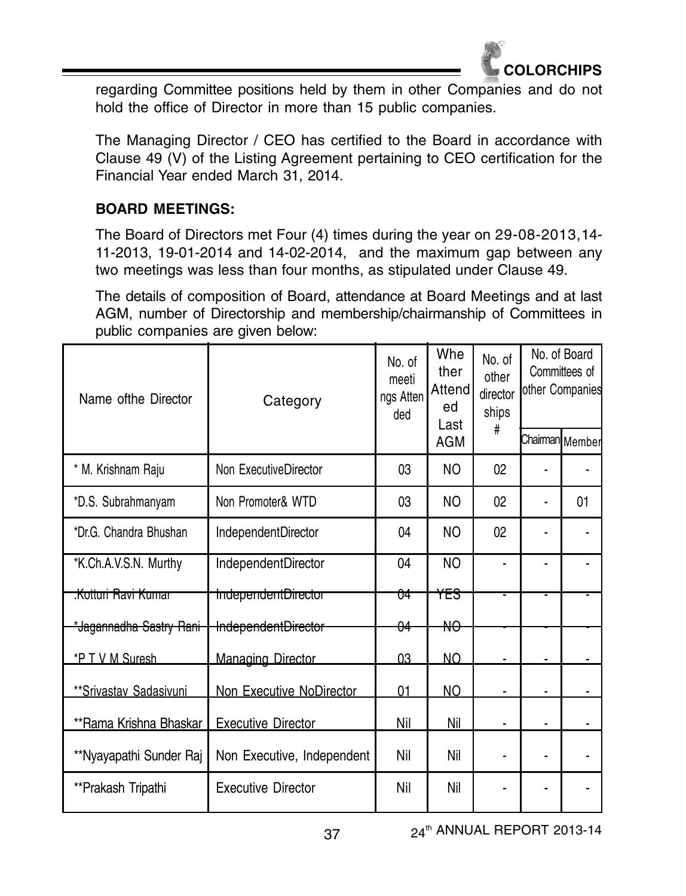regarding Committee positions held by them in other Companies and do not hold the office of Director in more than 15 public companies.

The Managing Director / CEO has certified to the Board in accordance with Clause 49 (V) of the Listing Agreement pertaining to CEO certification for the Financial Year ended March 31, 2014.

**BOARD MEETINGS:**

The Board of Directors met Four (4) times during the year on 29-08-2013,14-11-2013, 19-01-2014 and 14-02-2014, and the maximum gap between any two meetings was less than four months, as stipulated under Clause 49.

The details of composition of Board, attendance at Board Meetings and at last AGM, number of Directorship and membership/chairmanship of Committees in public companies are given below:

| Name ofthe Director | Category | No. of meetings Attended | Whether Attended Last AGM | No. of other directorships # | No. of Board Committees of other Companies | |
|---|---|---|---|---|---|---|
| | | | | | Chairman | Member |
| * M. Krishnam Raju | Non ExecutiveDirector | 03 | NO | 02 | - | - |
| *D.S. Subrahmanyam | Non Promoter& WTD | 03 | NO | 02 | - | 01 |
| *Dr.G. Chandra Bhushan | IndependentDirector | 04 | NO | 02 | - | - |
| *K.Ch.A.V.S.N. Murthy | IndependentDirector | 04 | NO | - | - | - |
| .Kotturi Ravi Kumar | IndependentDirector | 04 | YES | - | - | - |
| *Jagannadha Sastry Rani | IndependentDirector | 04 | NO | - | - | - |
| *P T V M Suresh | Managing Director | 03 | NO | - | - | - |
| **Srivastav Sadasivuni | Non Executive NoDirector | 01 | NO | - | - | - |
| **Rama Krishna Bhaskar | Executive Director | Nil | Nil | - | - | - |
| **Nyayapathi Sunder Raj | Non Executive, Independent | Nil | Nil | - | - | - |
| **Prakash Tripathi | Executive Director | Nil | Nil | - | - | - |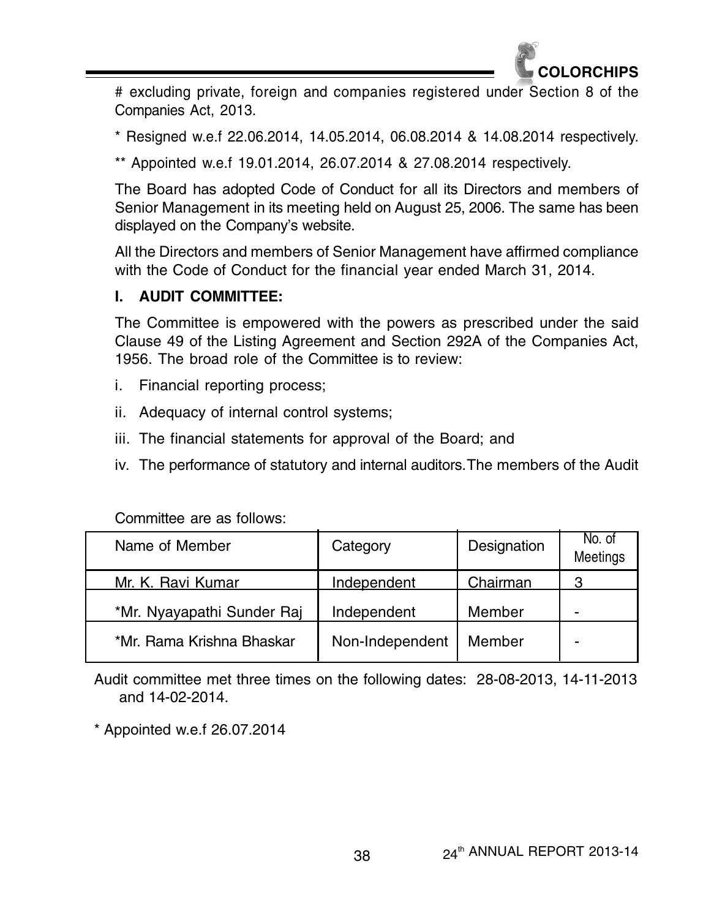# excluding private, foreign and companies registered under Section 8 of the Companies Act, 2013.

* Resigned w.e.f 22.06.2014, 14.05.2014, 06.08.2014 & 14.08.2014 respectively.

** Appointed w.e.f 19.01.2014, 26.07.2014 & 27.08.2014 respectively.

The Board has adopted Code of Conduct for all its Directors and members of Senior Management in its meeting held on August 25, 2006. The same has been displayed on the Company's website.

All the Directors and members of Senior Management have affirmed compliance with the Code of Conduct for the financial year ended March 31, 2014.

## I. AUDIT COMMITTEE:

The Committee is empowered with the powers as prescribed under the said Clause 49 of the Listing Agreement and Section 292A of the Companies Act, 1956. The broad role of the Committee is to review:

i. Financial reporting process;

ii. Adequacy of internal control systems;

iii. The financial statements for approval of the Board; and

iv. The performance of statutory and internal auditors. The members of the Audit Committee are as follows:

| Name of Member | Category | Designation | No. of Meetings |
|---|---|---|---|
| Mr. K. Ravi Kumar | Independent | Chairman | 3 |
| *Mr. Nyayapathi Sunder Raj | Independent | Member | - |
| *Mr. Rama Krishna Bhaskar | Non-Independent | Member | - |

Audit committee met three times on the following dates: 28-08-2013, 14-11-2013 and 14-02-2014.

* Appointed w.e.f 26.07.2014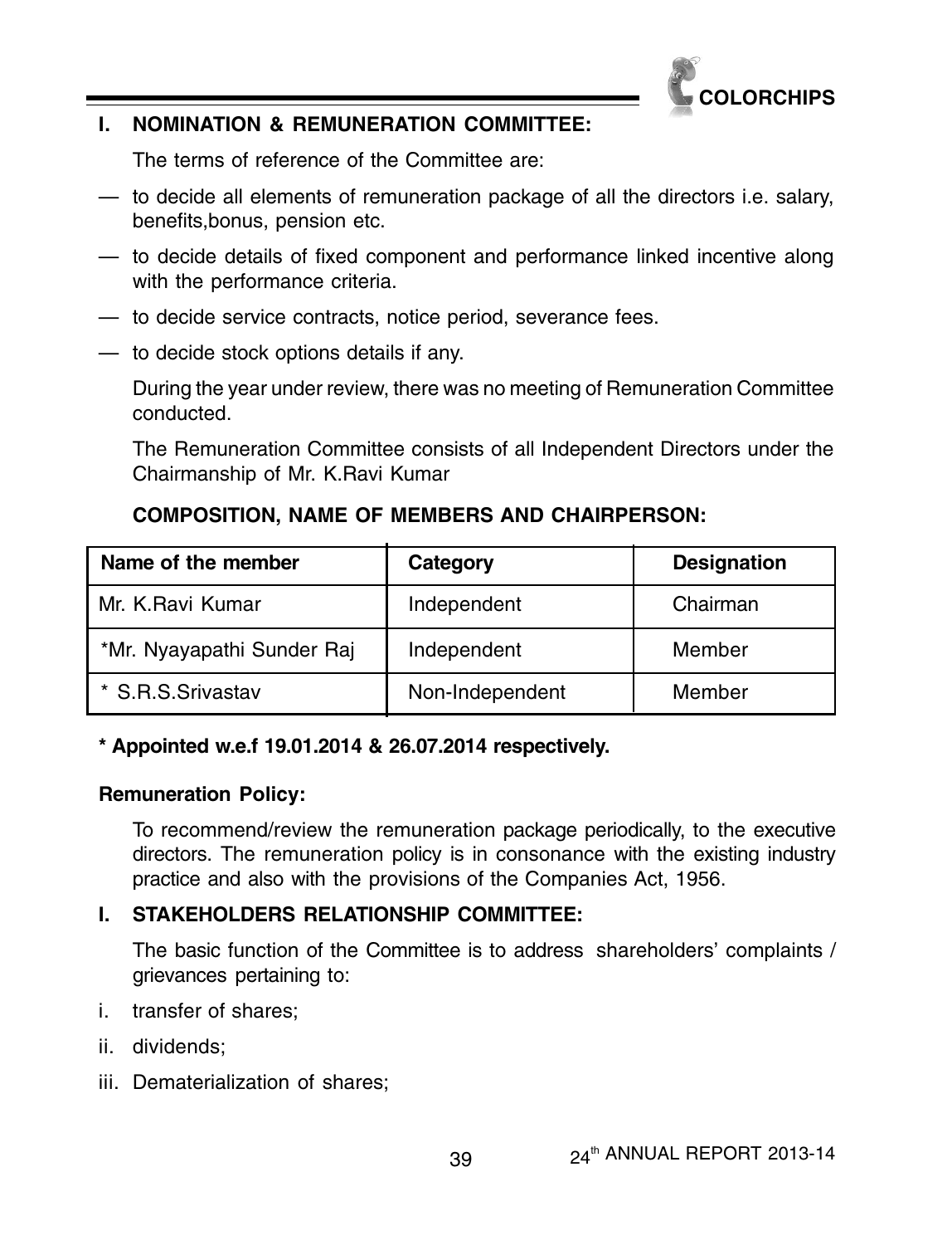## I. NOMINATION & REMUNERATION COMMITTEE:

The terms of reference of the Committee are:

— to decide all elements of remuneration package of all the directors i.e. salary, benefits,bonus, pension etc.

— to decide details of fixed component and performance linked incentive along with the performance criteria.

— to decide service contracts, notice period, severance fees.

— to decide stock options details if any.

During the year under review, there was no meeting of Remuneration Committee conducted.

The Remuneration Committee consists of all Independent Directors under the Chairmanship of Mr. K.Ravi Kumar

**COMPOSITION, NAME OF MEMBERS AND CHAIRPERSON:**

| Name of the member | Category | Designation |
|---|---|---|
| Mr. K.Ravi Kumar | Independent | Chairman |
| *Mr. Nyayapathi Sunder Raj | Independent | Member |
| * S.R.S.Srivastav | Non-Independent | Member |

**\* Appointed w.e.f 19.01.2014 & 26.07.2014 respectively.**

**Remuneration Policy:**

To recommend/review the remuneration package periodically, to the executive directors. The remuneration policy is in consonance with the existing industry practice and also with the provisions of the Companies Act, 1956.

## I. STAKEHOLDERS RELATIONSHIP COMMITTEE:

The basic function of the Committee is to address shareholders' complaints / grievances pertaining to:

i. transfer of shares;

ii. dividends;

iii. Dematerialization of shares;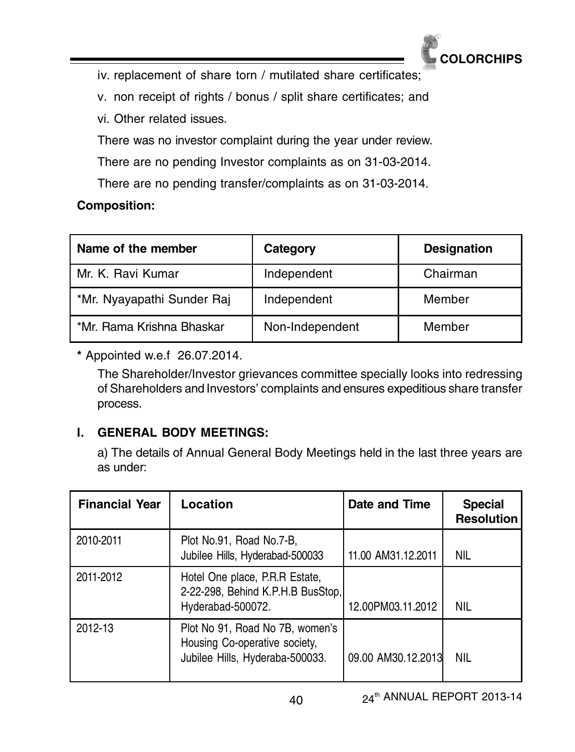iv. replacement of share torn / mutilated share certificates;

v. non receipt of rights / bonus / split share certificates; and

vi. Other related issues.

There was no investor complaint during the year under review.

There are no pending Investor complaints as on 31-03-2014.

There are no pending transfer/complaints as on 31-03-2014.

**Composition:**

| Name of the member | Category | Designation |
|---|---|---|
| Mr. K. Ravi Kumar | Independent | Chairman |
| *Mr. Nyayapathi Sunder Raj | Independent | Member |
| *Mr. Rama Krishna Bhaskar | Non-Independent | Member |

**\*** Appointed w.e.f 26.07.2014.

The Shareholder/Investor grievances committee specially looks into redressing of Shareholders and Investors' complaints and ensures expeditious share transfer process.

### I. GENERAL BODY MEETINGS:

a) The details of Annual General Body Meetings held in the last three years are as under:

| Financial Year | Location | Date and Time | Special Resolution |
|---|---|---|---|
| 2010-2011 | Plot No.91, Road No.7-B, Jubilee Hills, Hyderabad-500033 | 11.00 AM31.12.2011 | NIL |
| 2011-2012 | Hotel One place, P.R.R Estate, 2-22-298, Behind K.P.H.B BusStop, Hyderabad-500072. | 12.00PM03.11.2012 | NIL |
| 2012-13 | Plot No 91, Road No 7B, women's Housing Co-operative society, Jubilee Hills, Hyderaba-500033. | 09.00 AM30.12.2013 | NIL |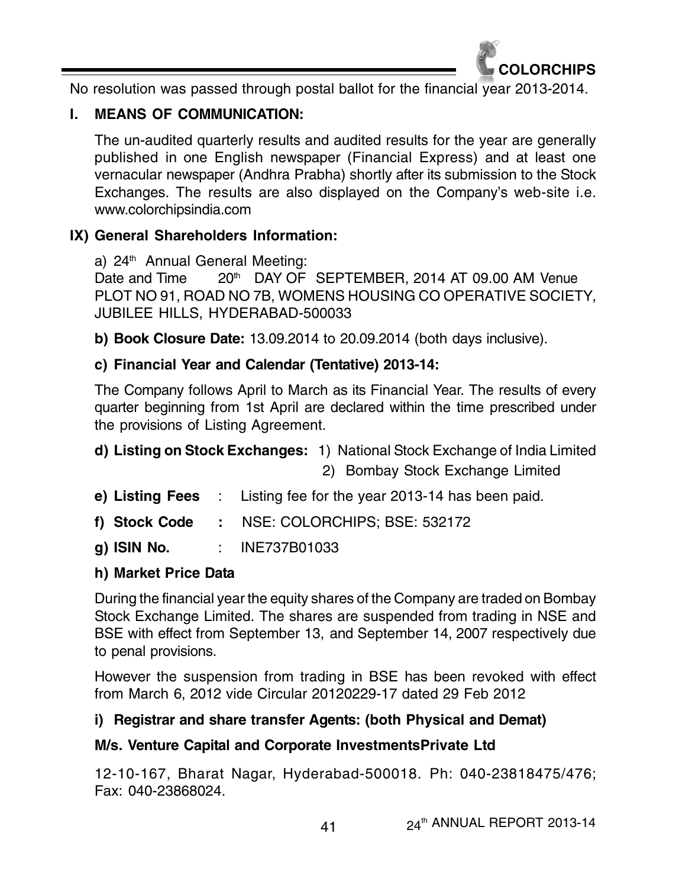No resolution was passed through postal ballot for the financial year 2013-2014.

## I. MEANS OF COMMUNICATION:

The un-audited quarterly results and audited results for the year are generally published in one English newspaper (Financial Express) and at least one vernacular newspaper (Andhra Prabha) shortly after its submission to the Stock Exchanges. The results are also displayed on the Company's web-site i.e. www.colorchipsindia.com

## IX) General Shareholders Information:

a) 24th Annual General Meeting:
Date and Time 20th DAY OF SEPTEMBER, 2014 AT 09.00 AM Venue PLOT NO 91, ROAD NO 7B, WOMENS HOUSING CO OPERATIVE SOCIETY, JUBILEE HILLS, HYDERABAD-500033

**b) Book Closure Date:** 13.09.2014 to 20.09.2014 (both days inclusive).

**c) Financial Year and Calendar (Tentative) 2013-14:**

The Company follows April to March as its Financial Year. The results of every quarter beginning from 1st April are declared within the time prescribed under the provisions of Listing Agreement.

**d) Listing on Stock Exchanges:** 1) National Stock Exchange of India Limited
2) Bombay Stock Exchange Limited

**e) Listing Fees** : Listing fee for the year 2013-14 has been paid.

**f) Stock Code** : NSE: COLORCHIPS; BSE: 532172

**g) ISIN No.** : INE737B01033

**h) Market Price Data**

During the financial year the equity shares of the Company are traded on Bombay Stock Exchange Limited. The shares are suspended from trading in NSE and BSE with effect from September 13, and September 14, 2007 respectively due to penal provisions.

However the suspension from trading in BSE has been revoked with effect from March 6, 2012 vide Circular 20120229-17 dated 29 Feb 2012

**i) Registrar and share transfer Agents: (both Physical and Demat)**

**M/s. Venture Capital and Corporate InvestmentsPrivate Ltd**

12-10-167, Bharat Nagar, Hyderabad-500018. Ph: 040-23818475/476; Fax: 040-23868024.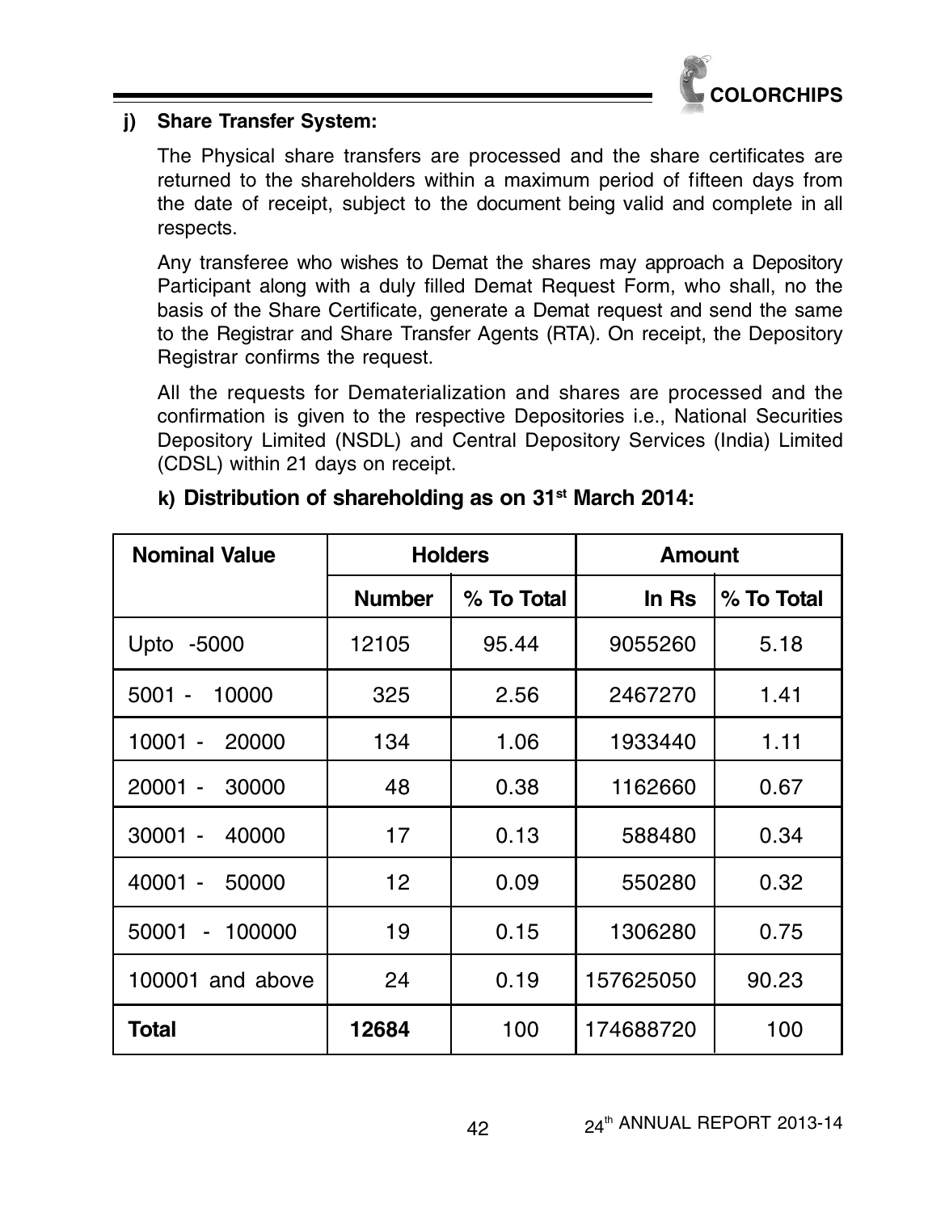**j) Share Transfer System:**

The Physical share transfers are processed and the share certificates are returned to the shareholders within a maximum period of fifteen days from the date of receipt, subject to the document being valid and complete in all respects.

Any transferee who wishes to Demat the shares may approach a Depository Participant along with a duly filled Demat Request Form, who shall, no the basis of the Share Certificate, generate a Demat request and send the same to the Registrar and Share Transfer Agents (RTA). On receipt, the Depository Registrar confirms the request.

All the requests for Dematerialization and shares are processed and the confirmation is given to the respective Depositories i.e., National Securities Depository Limited (NSDL) and Central Depository Services (India) Limited (CDSL) within 21 days on receipt.

**k) Distribution of shareholding as on 31st March 2014:**

| Nominal Value | Holders | | Amount | |
|---|---|---|---|---|
| | Number | % To Total | In Rs | % To Total |
| Upto -5000 | 12105 | 95.44 | 9055260 | 5.18 |
| 5001 - 10000 | 325 | 2.56 | 2467270 | 1.41 |
| 10001 - 20000 | 134 | 1.06 | 1933440 | 1.11 |
| 20001 - 30000 | 48 | 0.38 | 1162660 | 0.67 |
| 30001 - 40000 | 17 | 0.13 | 588480 | 0.34 |
| 40001 - 50000 | 12 | 0.09 | 550280 | 0.32 |
| 50001 - 100000 | 19 | 0.15 | 1306280 | 0.75 |
| 100001 and above | 24 | 0.19 | 157625050 | 90.23 |
| **Total** | **12684** | 100 | 174688720 | 100 |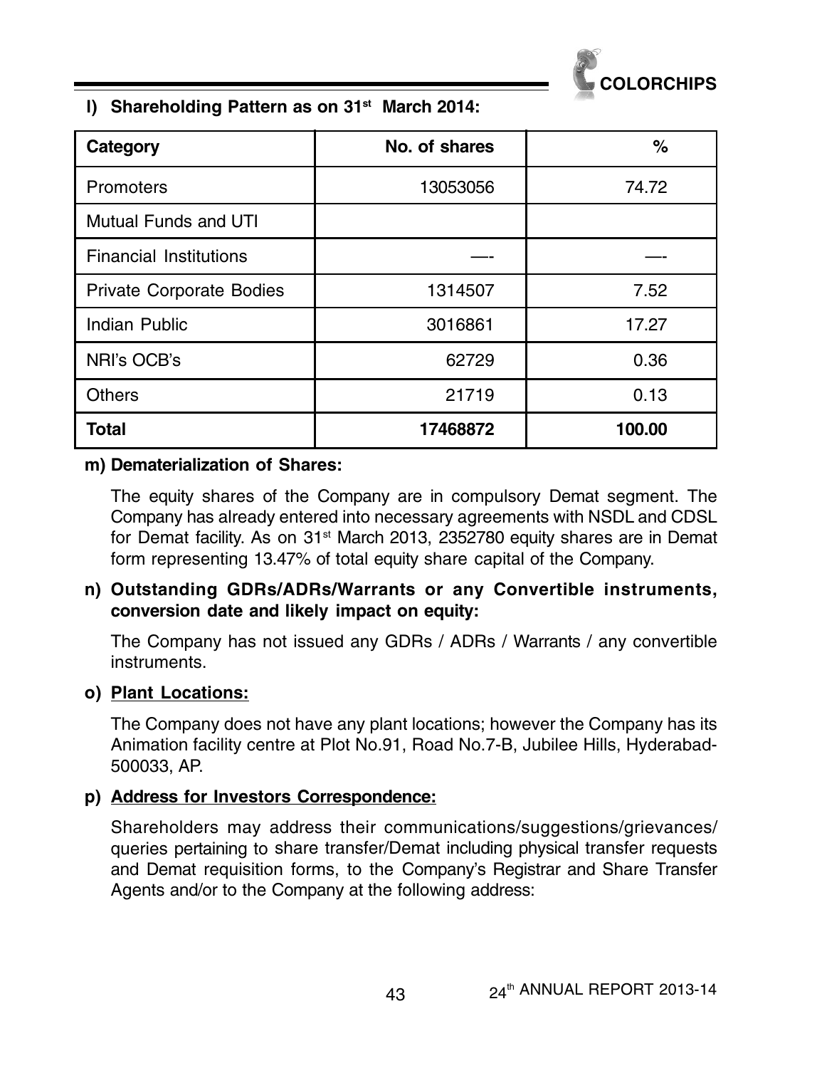## l) Shareholding Pattern as on 31st March 2014:

| Category | No. of shares | % |
|---|---|---|
| Promoters | 13053056 | 74.72 |
| Mutual Funds and UTI | | |
| Financial Institutions | —- | —- |
| Private Corporate Bodies | 1314507 | 7.52 |
| Indian Public | 3016861 | 17.27 |
| NRI's OCB's | 62729 | 0.36 |
| Others | 21719 | 0.13 |
| **Total** | **17468872** | **100.00** |

**m) Dematerialization of Shares:**

The equity shares of the Company are in compulsory Demat segment. The Company has already entered into necessary agreements with NSDL and CDSL for Demat facility. As on 31st March 2013, 2352780 equity shares are in Demat form representing 13.47% of total equity share capital of the Company.

**n) Outstanding GDRs/ADRs/Warrants or any Convertible instruments, conversion date and likely impact on equity:**

The Company has not issued any GDRs / ADRs / Warrants / any convertible instruments.

**o) Plant Locations:**

The Company does not have any plant locations; however the Company has its Animation facility centre at Plot No.91, Road No.7-B, Jubilee Hills, Hyderabad-500033, AP.

**p) Address for Investors Correspondence:**

Shareholders may address their communications/suggestions/grievances/queries pertaining to share transfer/Demat including physical transfer requests and Demat requisition forms, to the Company's Registrar and Share Transfer Agents and/or to the Company at the following address: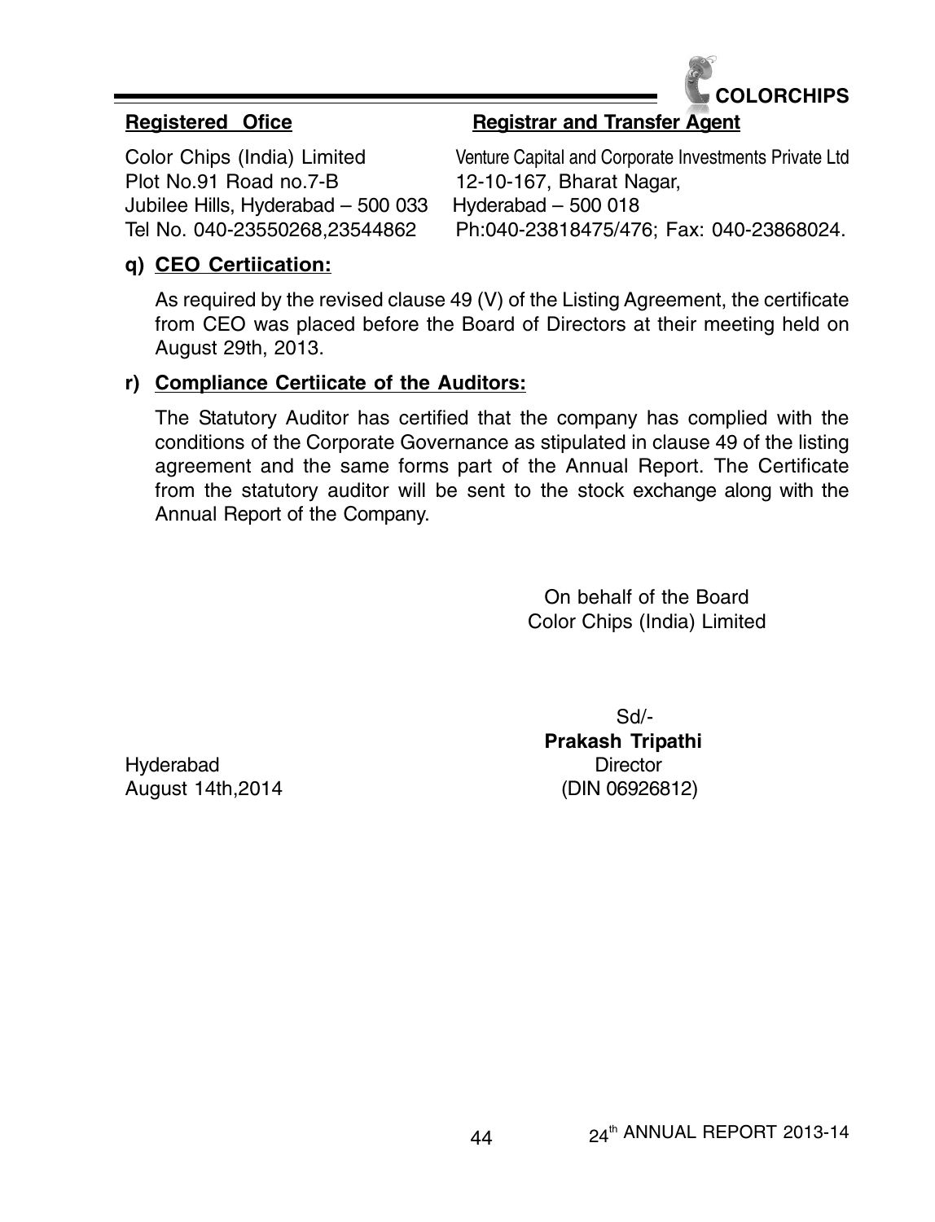| Registered Ofice | Registrar and Transfer Agent |
|---|---|
| Color Chips (India) Limited | Venture Capital and Corporate Investments Private Ltd |
| Plot No.91 Road no.7-B | 12-10-167, Bharat Nagar, |
| Jubilee Hills, Hyderabad – 500 033 | Hyderabad – 500 018 |
| Tel No. 040-23550268,23544862 | Ph:040-23818475/476; Fax: 040-23868024. |

**q) CEO Certiication:**

As required by the revised clause 49 (V) of the Listing Agreement, the certificate from CEO was placed before the Board of Directors at their meeting held on August 29th, 2013.

**r) Compliance Certiicate of the Auditors:**

The Statutory Auditor has certified that the company has complied with the conditions of the Corporate Governance as stipulated in clause 49 of the listing agreement and the same forms part of the Annual Report. The Certificate from the statutory auditor will be sent to the stock exchange along with the Annual Report of the Company.

On behalf of the Board
Color Chips (India) Limited

Sd/-
**Prakash Tripathi**
Director
(DIN 06926812)

Hyderabad
August 14th,2014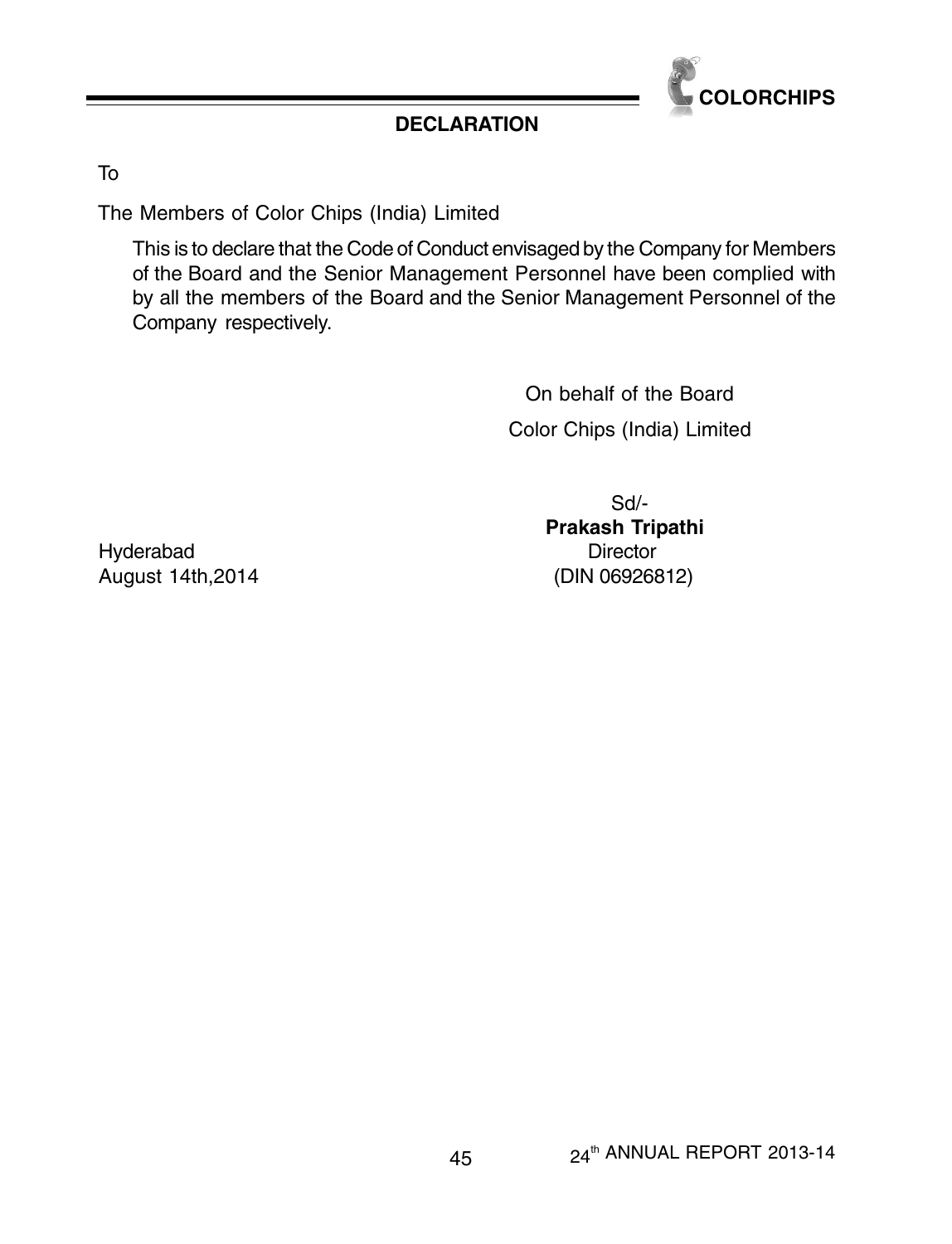## DECLARATION

To

The Members of Color Chips (India) Limited

This is to declare that the Code of Conduct envisaged by the Company for Members of the Board and the Senior Management Personnel have been complied with by all the members of the Board and the Senior Management Personnel of the Company respectively.

On behalf of the Board

Color Chips (India) Limited

Sd/-

**Prakash Tripathi**

Director

(DIN 06926812)

Hyderabad

August 14th,2014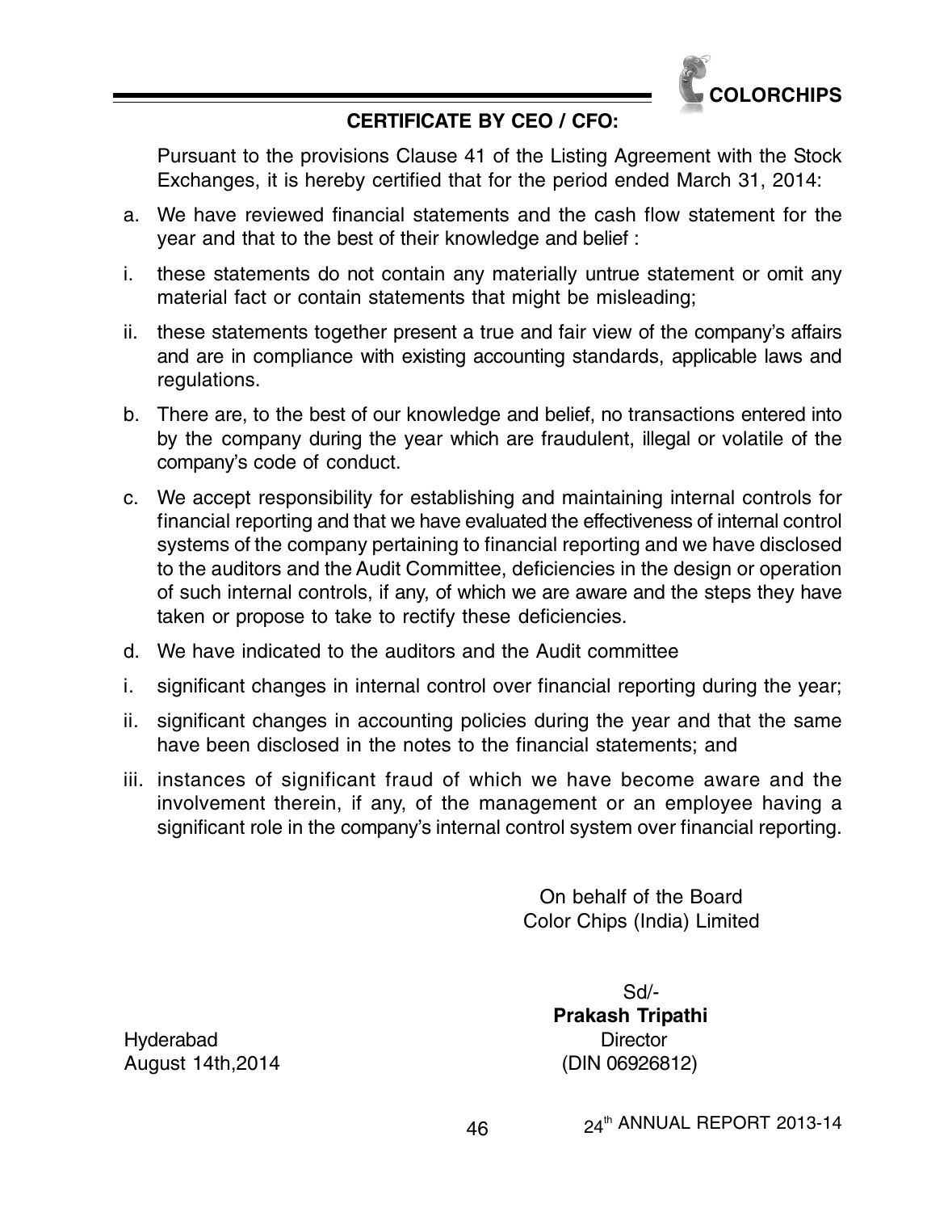## CERTIFICATE BY CEO / CFO:

Pursuant to the provisions Clause 41 of the Listing Agreement with the Stock Exchanges, it is hereby certified that for the period ended March 31, 2014:

a. We have reviewed financial statements and the cash flow statement for the year and that to the best of their knowledge and belief :

i. these statements do not contain any materially untrue statement or omit any material fact or contain statements that might be misleading;

ii. these statements together present a true and fair view of the company's affairs and are in compliance with existing accounting standards, applicable laws and regulations.

b. There are, to the best of our knowledge and belief, no transactions entered into by the company during the year which are fraudulent, illegal or volatile of the company's code of conduct.

c. We accept responsibility for establishing and maintaining internal controls for financial reporting and that we have evaluated the effectiveness of internal control systems of the company pertaining to financial reporting and we have disclosed to the auditors and the Audit Committee, deficiencies in the design or operation of such internal controls, if any, of which we are aware and the steps they have taken or propose to take to rectify these deficiencies.

d. We have indicated to the auditors and the Audit committee

i. significant changes in internal control over financial reporting during the year;

ii. significant changes in accounting policies during the year and that the same have been disclosed in the notes to the financial statements; and

iii. instances of significant fraud of which we have become aware and the involvement therein, if any, of the management or an employee having a significant role in the company's internal control system over financial reporting.

On behalf of the Board
Color Chips (India) Limited

Sd/-
**Prakash Tripathi**
Director
(DIN 06926812)

Hyderabad
August 14th,2014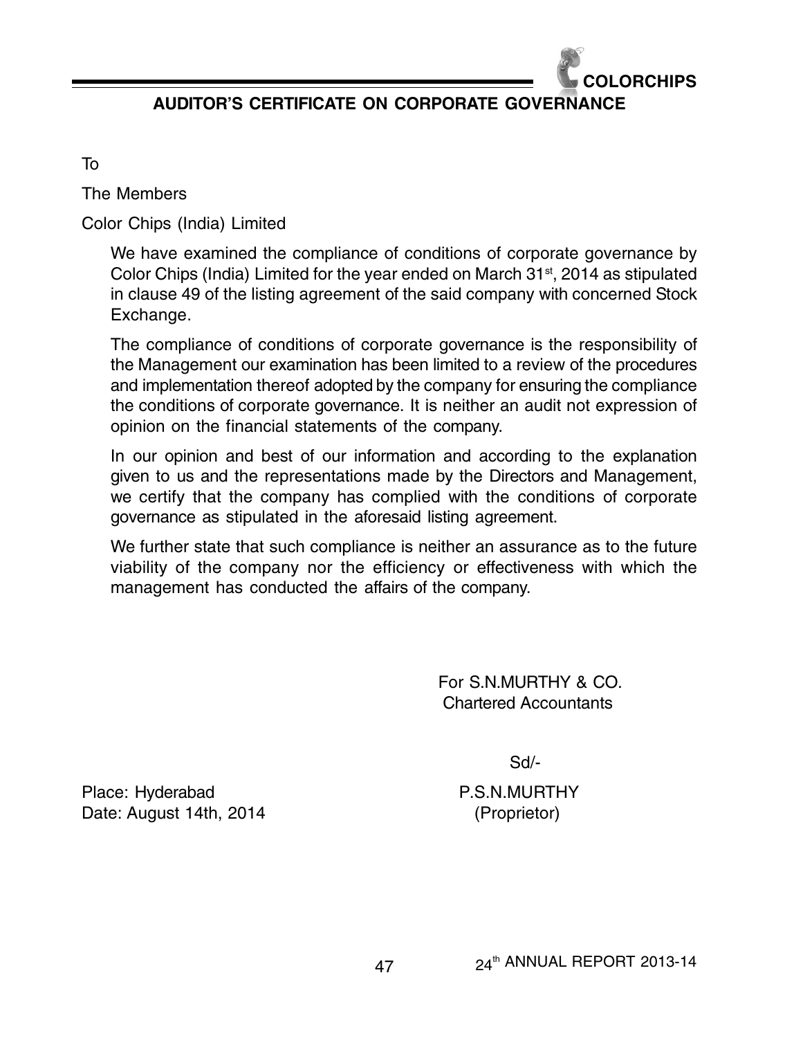## AUDITOR'S CERTIFICATE ON CORPORATE GOVERNANCE

To

The Members

Color Chips (India) Limited

We have examined the compliance of conditions of corporate governance by Color Chips (India) Limited for the year ended on March 31st, 2014 as stipulated in clause 49 of the listing agreement of the said company with concerned Stock Exchange.

The compliance of conditions of corporate governance is the responsibility of the Management our examination has been limited to a review of the procedures and implementation thereof adopted by the company for ensuring the compliance the conditions of corporate governance. It is neither an audit not expression of opinion on the financial statements of the company.

In our opinion and best of our information and according to the explanation given to us and the representations made by the Directors and Management, we certify that the company has complied with the conditions of corporate governance as stipulated in the aforesaid listing agreement.

We further state that such compliance is neither an assurance as to the future viability of the company nor the efficiency or effectiveness with which the management has conducted the affairs of the company.

For S.N.MURTHY & CO.
Chartered Accountants

Sd/-

P.S.N.MURTHY
(Proprietor)

Place: Hyderabad
Date: August 14th, 2014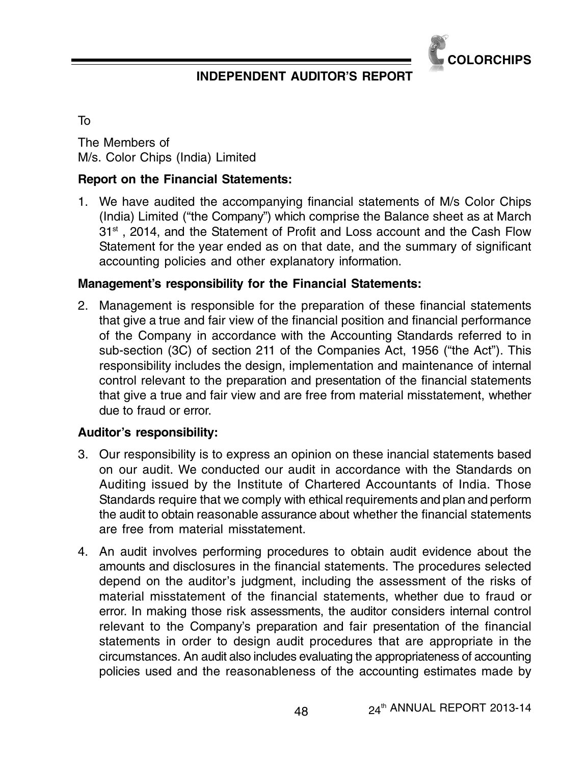# INDEPENDENT AUDITOR'S REPORT

To

The Members of
M/s. Color Chips (India) Limited

**Report on the Financial Statements:**

1. We have audited the accompanying financial statements of M/s Color Chips (India) Limited ("the Company") which comprise the Balance sheet as at March 31st , 2014, and the Statement of Profit and Loss account and the Cash Flow Statement for the year ended as on that date, and the summary of significant accounting policies and other explanatory information.

**Management's responsibility for the Financial Statements:**

2. Management is responsible for the preparation of these financial statements that give a true and fair view of the financial position and financial performance of the Company in accordance with the Accounting Standards referred to in sub-section (3C) of section 211 of the Companies Act, 1956 ("the Act"). This responsibility includes the design, implementation and maintenance of internal control relevant to the preparation and presentation of the financial statements that give a true and fair view and are free from material misstatement, whether due to fraud or error.

**Auditor's responsibility:**

3. Our responsibility is to express an opinion on these inancial statements based on our audit. We conducted our audit in accordance with the Standards on Auditing issued by the Institute of Chartered Accountants of India. Those Standards require that we comply with ethical requirements and plan and perform the audit to obtain reasonable assurance about whether the financial statements are free from material misstatement.

4. An audit involves performing procedures to obtain audit evidence about the amounts and disclosures in the financial statements. The procedures selected depend on the auditor's judgment, including the assessment of the risks of material misstatement of the financial statements, whether due to fraud or error. In making those risk assessments, the auditor considers internal control relevant to the Company's preparation and fair presentation of the financial statements in order to design audit procedures that are appropriate in the circumstances. An audit also includes evaluating the appropriateness of accounting policies used and the reasonableness of the accounting estimates made by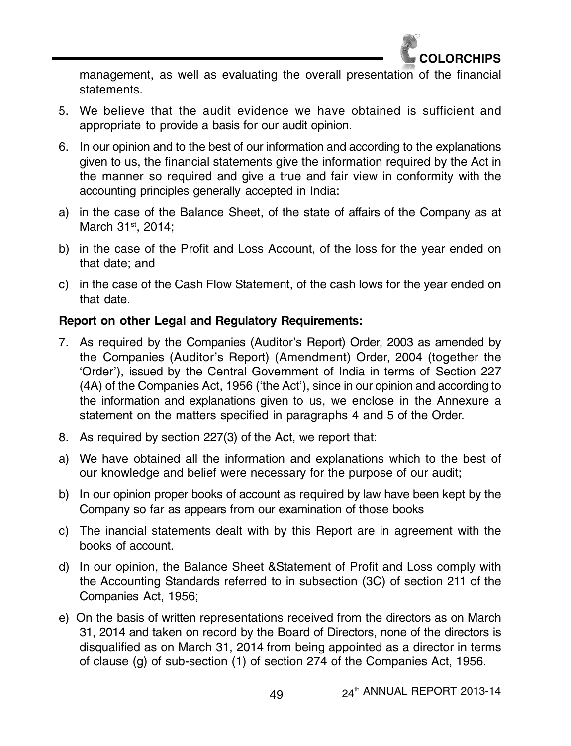management, as well as evaluating the overall presentation of the financial statements.

5. We believe that the audit evidence we have obtained is sufficient and appropriate to provide a basis for our audit opinion.

6. In our opinion and to the best of our information and according to the explanations given to us, the financial statements give the information required by the Act in the manner so required and give a true and fair view in conformity with the accounting principles generally accepted in India:

a) in the case of the Balance Sheet, of the state of affairs of the Company as at March 31st, 2014;

b) in the case of the Profit and Loss Account, of the loss for the year ended on that date; and

c) in the case of the Cash Flow Statement, of the cash lows for the year ended on that date.

**Report on other Legal and Regulatory Requirements:**

7. As required by the Companies (Auditor's Report) Order, 2003 as amended by the Companies (Auditor's Report) (Amendment) Order, 2004 (together the 'Order'), issued by the Central Government of India in terms of Section 227 (4A) of the Companies Act, 1956 ('the Act'), since in our opinion and according to the information and explanations given to us, we enclose in the Annexure a statement on the matters specified in paragraphs 4 and 5 of the Order.

8. As required by section 227(3) of the Act, we report that:

a) We have obtained all the information and explanations which to the best of our knowledge and belief were necessary for the purpose of our audit;

b) In our opinion proper books of account as required by law have been kept by the Company so far as appears from our examination of those books

c) The inancial statements dealt with by this Report are in agreement with the books of account.

d) In our opinion, the Balance Sheet &Statement of Profit and Loss comply with the Accounting Standards referred to in subsection (3C) of section 211 of the Companies Act, 1956;

e) On the basis of written representations received from the directors as on March 31, 2014 and taken on record by the Board of Directors, none of the directors is disqualified as on March 31, 2014 from being appointed as a director in terms of clause (g) of sub-section (1) of section 274 of the Companies Act, 1956.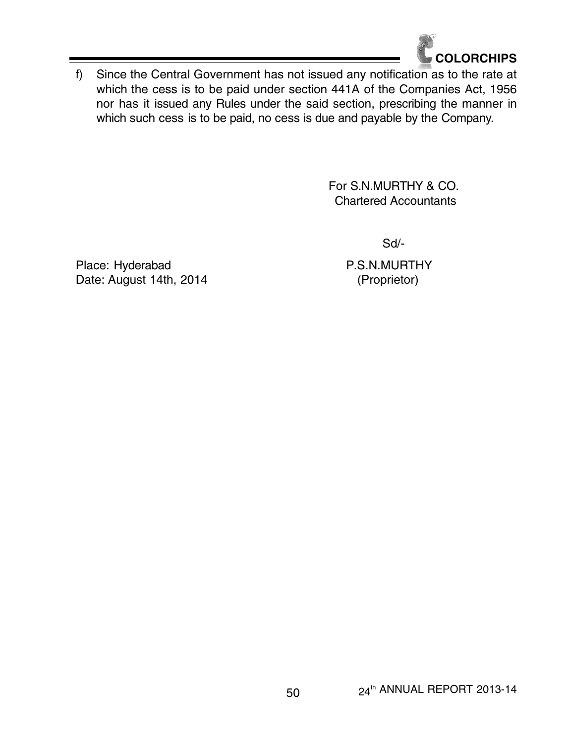f) Since the Central Government has not issued any notification as to the rate at which the cess is to be paid under section 441A of the Companies Act, 1956 nor has it issued any Rules under the said section, prescribing the manner in which such cess is to be paid, no cess is due and payable by the Company.

For S.N.MURTHY & CO.
Chartered Accountants

Sd/-

Place: Hyderabad
Date: August 14th, 2014

P.S.N.MURTHY
(Proprietor)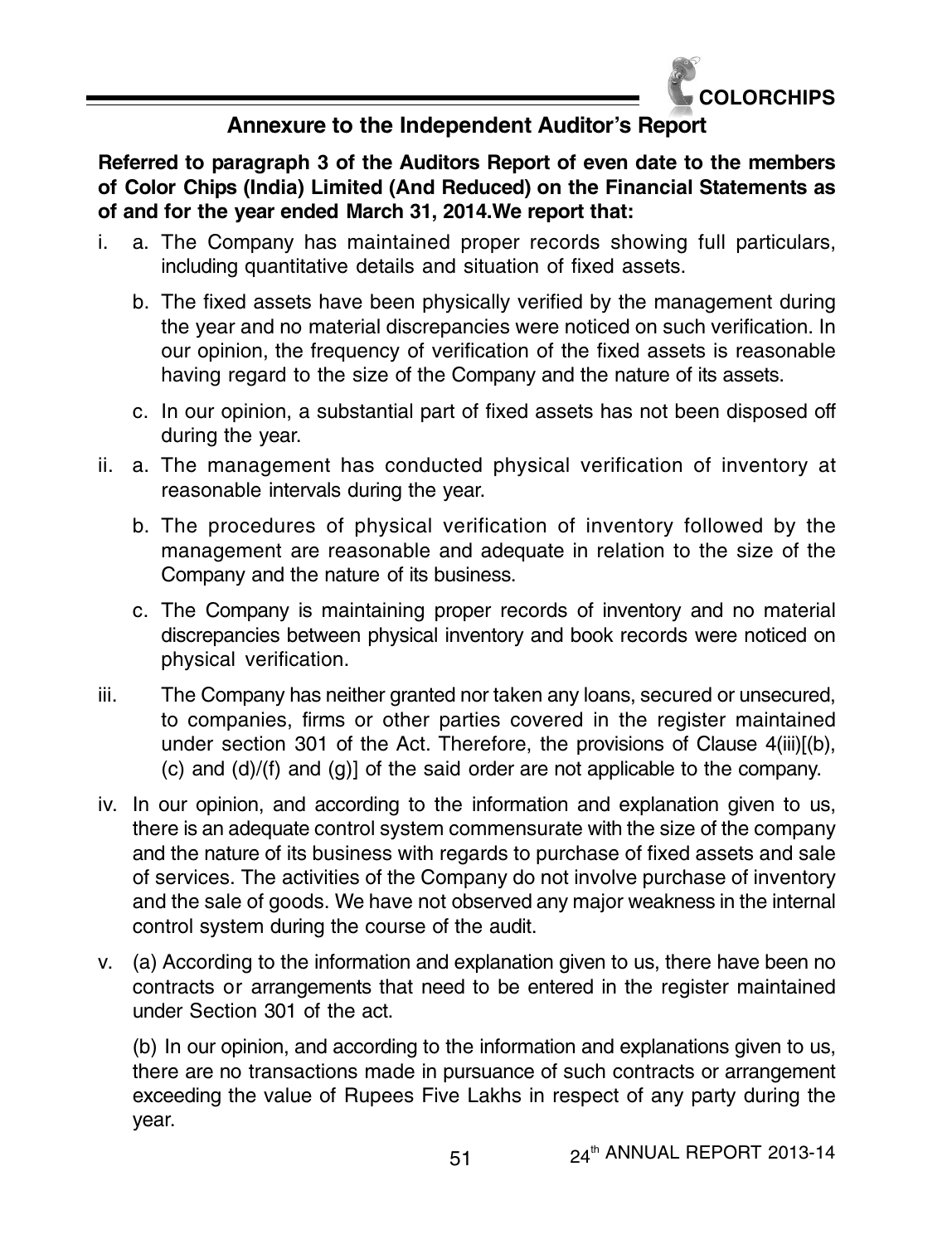## Annexure to the Independent Auditor's Report

**Referred to paragraph 3 of the Auditors Report of even date to the members of Color Chips (India) Limited (And Reduced) on the Financial Statements as of and for the year ended March 31, 2014.We report that:**

i. a. The Company has maintained proper records showing full particulars, including quantitative details and situation of fixed assets.

   b. The fixed assets have been physically verified by the management during the year and no material discrepancies were noticed on such verification. In our opinion, the frequency of verification of the fixed assets is reasonable having regard to the size of the Company and the nature of its assets.

   c. In our opinion, a substantial part of fixed assets has not been disposed off during the year.

ii. a. The management has conducted physical verification of inventory at reasonable intervals during the year.

   b. The procedures of physical verification of inventory followed by the management are reasonable and adequate in relation to the size of the Company and the nature of its business.

   c. The Company is maintaining proper records of inventory and no material discrepancies between physical inventory and book records were noticed on physical verification.

iii. The Company has neither granted nor taken any loans, secured or unsecured, to companies, firms or other parties covered in the register maintained under section 301 of the Act. Therefore, the provisions of Clause 4(iii)[(b), (c) and (d)/(f) and (g)] of the said order are not applicable to the company.

iv. In our opinion, and according to the information and explanation given to us, there is an adequate control system commensurate with the size of the company and the nature of its business with regards to purchase of fixed assets and sale of services. The activities of the Company do not involve purchase of inventory and the sale of goods. We have not observed any major weakness in the internal control system during the course of the audit.

v. (a) According to the information and explanation given to us, there have been no contracts or arrangements that need to be entered in the register maintained under Section 301 of the act.

   (b) In our opinion, and according to the information and explanations given to us, there are no transactions made in pursuance of such contracts or arrangement exceeding the value of Rupees Five Lakhs in respect of any party during the year.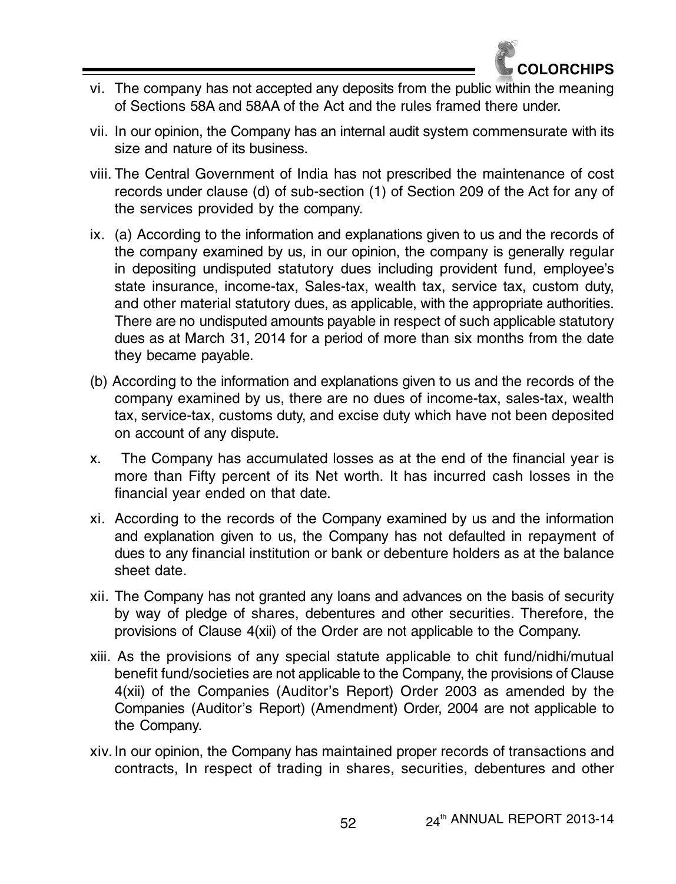vi. The company has not accepted any deposits from the public within the meaning of Sections 58A and 58AA of the Act and the rules framed there under.

vii. In our opinion, the Company has an internal audit system commensurate with its size and nature of its business.

viii. The Central Government of India has not prescribed the maintenance of cost records under clause (d) of sub-section (1) of Section 209 of the Act for any of the services provided by the company.

ix. (a) According to the information and explanations given to us and the records of the company examined by us, in our opinion, the company is generally regular in depositing undisputed statutory dues including provident fund, employee's state insurance, income-tax, Sales-tax, wealth tax, service tax, custom duty, and other material statutory dues, as applicable, with the appropriate authorities. There are no undisputed amounts payable in respect of such applicable statutory dues as at March 31, 2014 for a period of more than six months from the date they became payable.

(b) According to the information and explanations given to us and the records of the company examined by us, there are no dues of income-tax, sales-tax, wealth tax, service-tax, customs duty, and excise duty which have not been deposited on account of any dispute.

x. The Company has accumulated losses as at the end of the financial year is more than Fifty percent of its Net worth. It has incurred cash losses in the financial year ended on that date.

xi. According to the records of the Company examined by us and the information and explanation given to us, the Company has not defaulted in repayment of dues to any financial institution or bank or debenture holders as at the balance sheet date.

xii. The Company has not granted any loans and advances on the basis of security by way of pledge of shares, debentures and other securities. Therefore, the provisions of Clause 4(xii) of the Order are not applicable to the Company.

xiii. As the provisions of any special statute applicable to chit fund/nidhi/mutual benefit fund/societies are not applicable to the Company, the provisions of Clause 4(xii) of the Companies (Auditor's Report) Order 2003 as amended by the Companies (Auditor's Report) (Amendment) Order, 2004 are not applicable to the Company.

xiv. In our opinion, the Company has maintained proper records of transactions and contracts, In respect of trading in shares, securities, debentures and other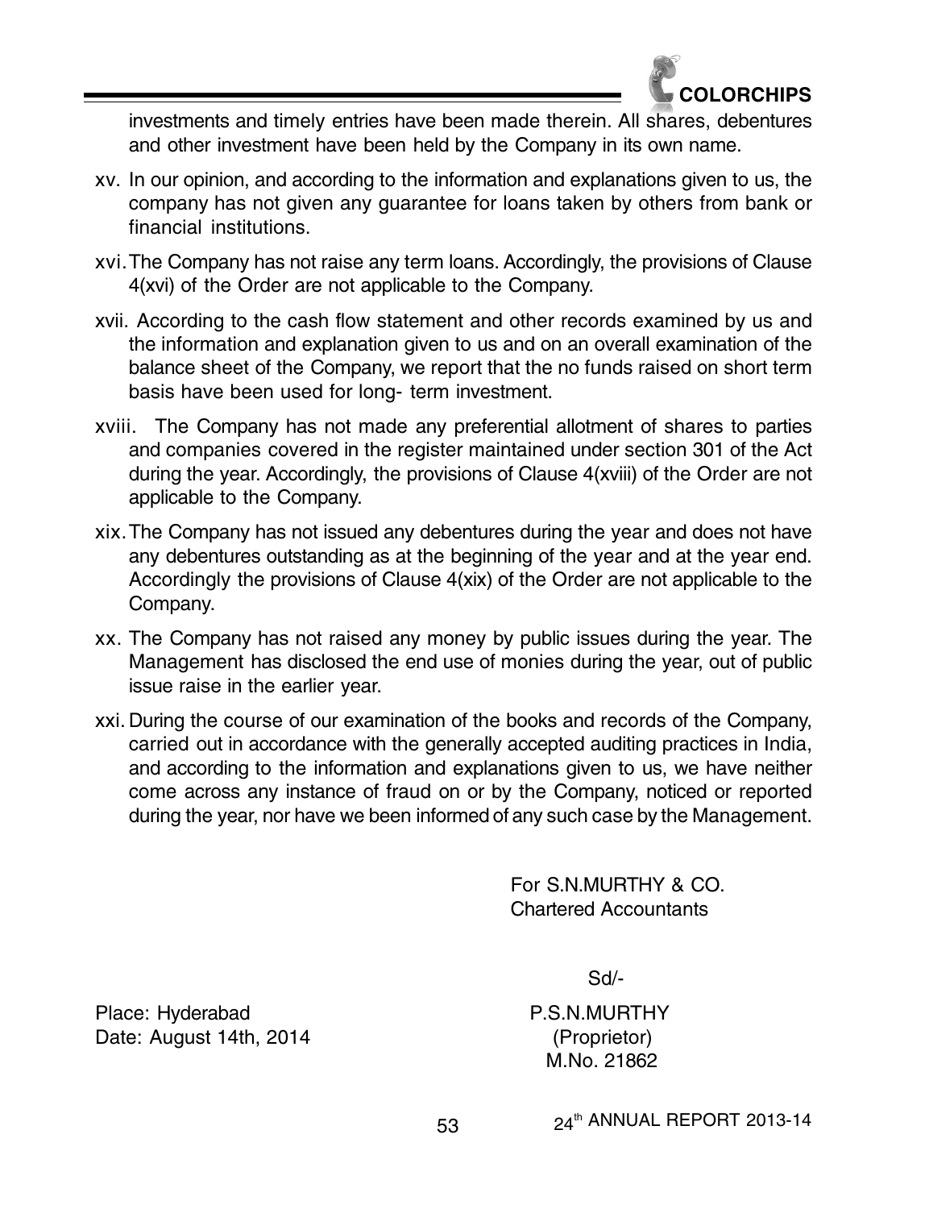investments and timely entries have been made therein. All shares, debentures and other investment have been held by the Company in its own name.

xv. In our opinion, and according to the information and explanations given to us, the company has not given any guarantee for loans taken by others from bank or financial institutions.

xvi. The Company has not raise any term loans. Accordingly, the provisions of Clause 4(xvi) of the Order are not applicable to the Company.

xvii. According to the cash flow statement and other records examined by us and the information and explanation given to us and on an overall examination of the balance sheet of the Company, we report that the no funds raised on short term basis have been used for long- term investment.

xviii. The Company has not made any preferential allotment of shares to parties and companies covered in the register maintained under section 301 of the Act during the year. Accordingly, the provisions of Clause 4(xviii) of the Order are not applicable to the Company.

xix. The Company has not issued any debentures during the year and does not have any debentures outstanding as at the beginning of the year and at the year end. Accordingly the provisions of Clause 4(xix) of the Order are not applicable to the Company.

xx. The Company has not raised any money by public issues during the year. The Management has disclosed the end use of monies during the year, out of public issue raise in the earlier year.

xxi. During the course of our examination of the books and records of the Company, carried out in accordance with the generally accepted auditing practices in India, and according to the information and explanations given to us, we have neither come across any instance of fraud on or by the Company, noticed or reported during the year, nor have we been informed of any such case by the Management.

For S.N.MURTHY & CO.
Chartered Accountants

Sd/-

Place: Hyderabad
Date: August 14th, 2014

P.S.N.MURTHY
(Proprietor)
M.No. 21862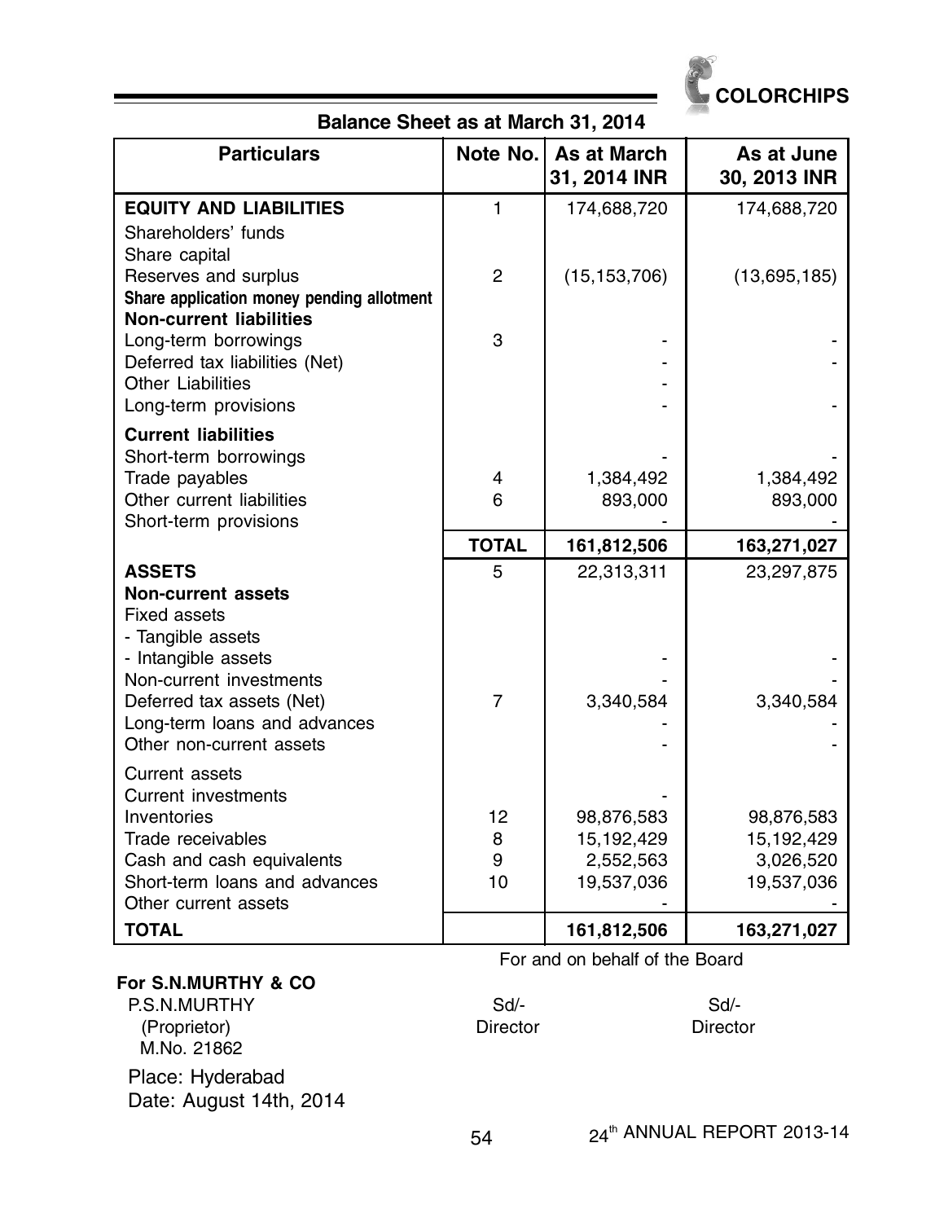COLORCHIPS

## Balance Sheet as at March 31, 2014

| Particulars | Note No. | As at March 31, 2014 INR | As at June 30, 2013 INR |
|---|---|---|---|
| **EQUITY AND LIABILITIES** | 1 | 174,688,720 | 174,688,720 |
| Shareholders' funds | | | |
| Share capital | | | |
| Reserves and surplus | 2 | (15,153,706) | (13,695,185) |
| Share application money pending allotment | | | |
| **Non-current liabilities** | | | |
| Long-term borrowings | 3 | - | - |
| Deferred tax liabilities (Net) | | - | - |
| Other Liabilities | | - | |
| Long-term provisions | | - | - |
| **Current liabilities** | | | |
| Short-term borrowings | | - | - |
| Trade payables | 4 | 1,384,492 | 1,384,492 |
| Other current liabilities | 6 | 893,000 | 893,000 |
| Short-term provisions | | - | - |
| | **TOTAL** | **161,812,506** | **163,271,027** |
| **ASSETS** | 5 | 22,313,311 | 23,297,875 |
| **Non-current assets** | | | |
| Fixed assets | | | |
| - Tangible assets | | | |
| - Intangible assets | | - | - |
| Non-current investments | | - | - |
| Deferred tax assets (Net) | 7 | 3,340,584 | 3,340,584 |
| Long-term loans and advances | | - | - |
| Other non-current assets | | - | - |
| Current assets | | | |
| Current investments | | - | |
| Inventories | 12 | 98,876,583 | 98,876,583 |
| Trade receivables | 8 | 15,192,429 | 15,192,429 |
| Cash and cash equivalents | 9 | 2,552,563 | 3,026,520 |
| Short-term loans and advances | 10 | 19,537,036 | 19,537,036 |
| Other current assets | | - | - |
| **TOTAL** | | **161,812,506** | **163,271,027** |

For and on behalf of the Board

**For S.N.MURTHY & CO**
P.S.N.MURTHY
(Proprietor)
M.No. 21862

Sd/-
Director

Sd/-
Director

Place: Hyderabad
Date: August 14th, 2014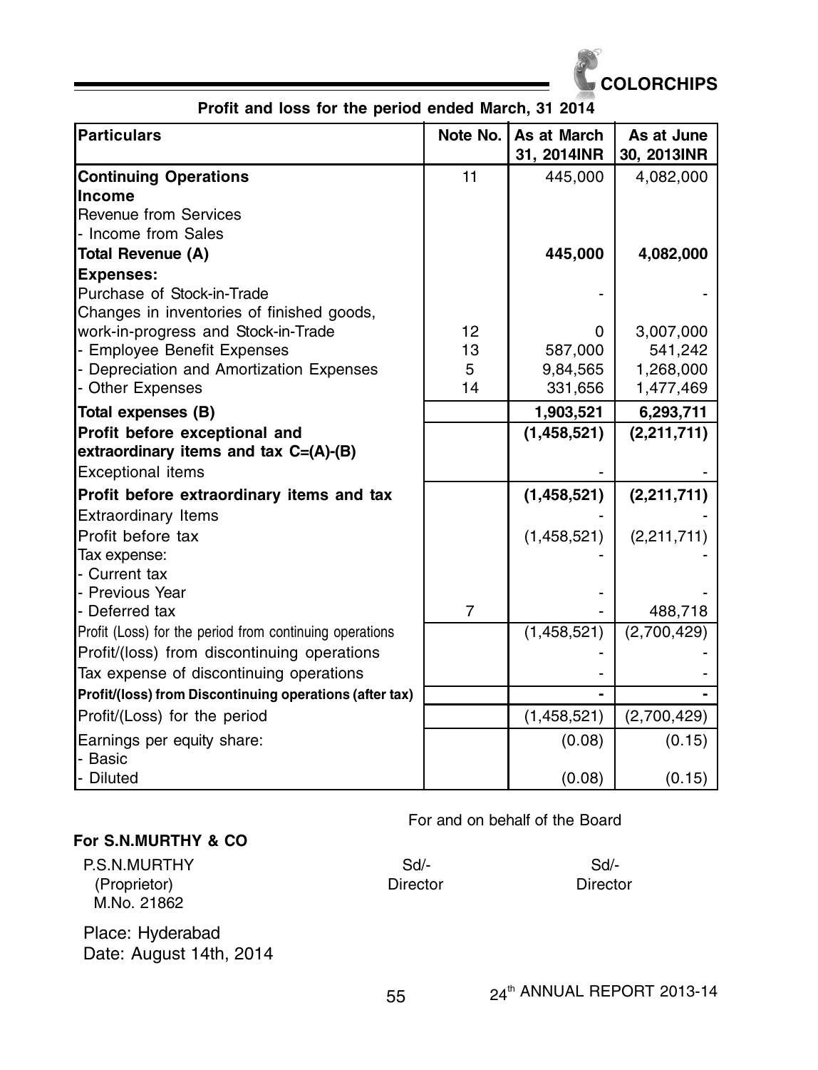## Profit and loss for the period ended March, 31 2014

| Particulars | Note No. | As at March 31, 2014INR | As at June 30, 2013INR |
|---|---|---|---|
| **Continuing Operations** | 11 | 445,000 | 4,082,000 |
| **Income** | | | |
| Revenue from Services | | | |
| - Income from Sales | | | |
| **Total Revenue (A)** | | **445,000** | **4,082,000** |
| **Expenses:** | | | |
| Purchase of Stock-in-Trade | | - | - |
| Changes in inventories of finished goods, work-in-progress and Stock-in-Trade | 12 | 0 | 3,007,000 |
| - Employee Benefit Expenses | 13 | 587,000 | 541,242 |
| - Depreciation and Amortization Expenses | 5 | 9,84,565 | 1,268,000 |
| - Other Expenses | 14 | 331,656 | 1,477,469 |
| **Total expenses (B)** | | **1,903,521** | **6,293,711** |
| **Profit before exceptional and extraordinary items and tax C=(A)-(B)** | | **(1,458,521)** | **(2,211,711)** |
| Exceptional items | | - | - |
| **Profit before extraordinary items and tax** | | **(1,458,521)** | **(2,211,711)** |
| Extraordinary Items | | - | - |
| Profit before tax | | (1,458,521) | (2,211,711) |
| Tax expense: | | - | - |
| - Current tax | | | |
| - Previous Year | | - | - |
| - Deferred tax | 7 | - | 488,718 |
| Profit (Loss) for the period from continuing operations | | (1,458,521) | (2,700,429) |
| Profit/(loss) from discontinuing operations | | - | - |
| Tax expense of discontinuing operations | | - | - |
| **Profit/(loss) from Discontinuing operations (after tax)** | | **-** | **-** |
| Profit/(Loss) for the period | | (1,458,521) | (2,700,429) |
| Earnings per equity share: | | (0.08) | (0.15) |
| - Basic | | | |
| - Diluted | | (0.08) | (0.15) |

For and on behalf of the Board

**For S.N.MURTHY & CO**

P.S.N.MURTHY
(Proprietor)
M.No. 21862

Sd/-
Director

Sd/-
Director

Place: Hyderabad
Date: August 14th, 2014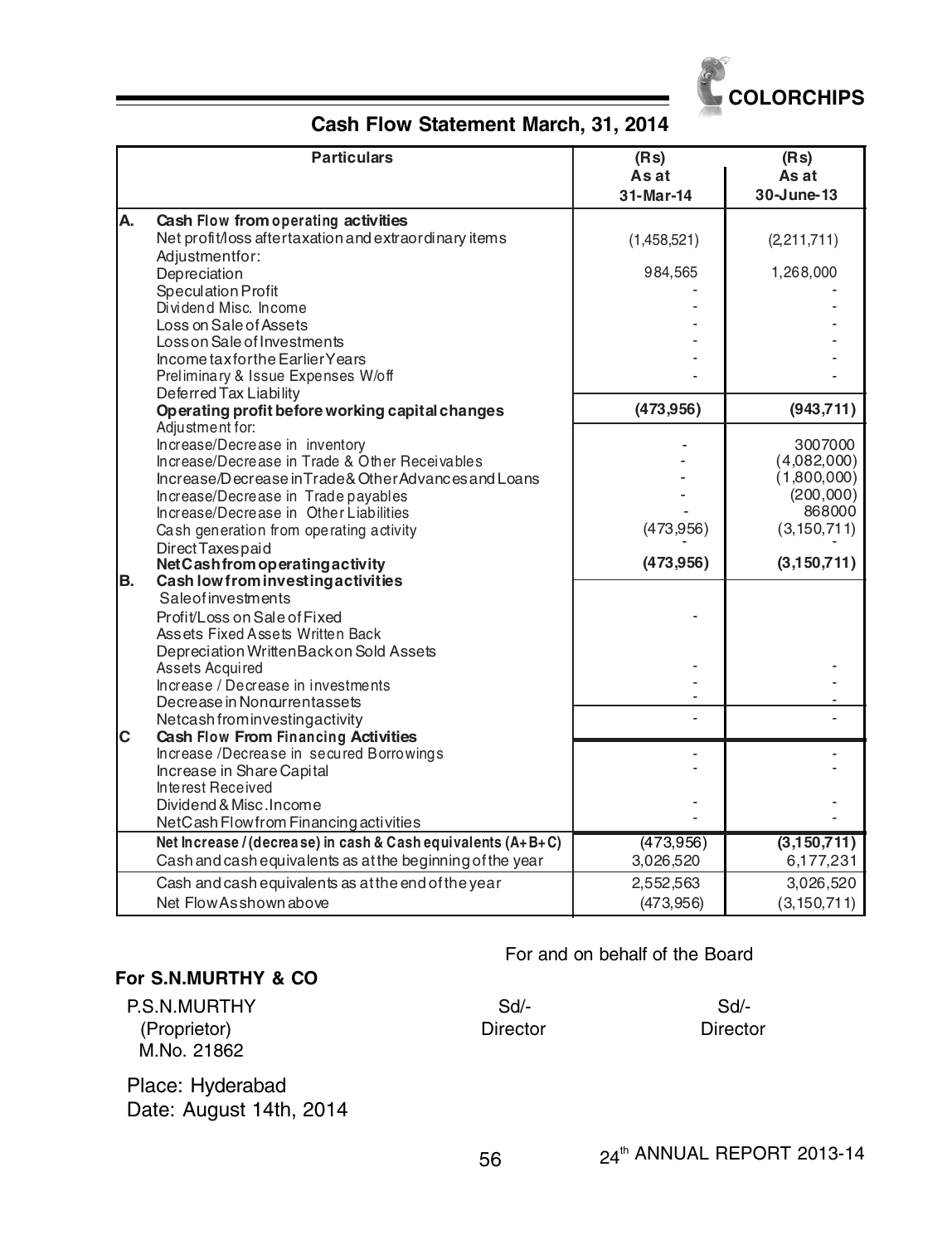# Cash Flow Statement March, 31, 2014

| | Particulars | (Rs) As at 31-Mar-14 | (Rs) As at 30-June-13 |
|---|---|---|---|
| **A.** | **Cash Flow from operating activities** | | |
| | Net profit/loss after taxation and extraordinary items | (1,458,521) | (2,211,711) |
| | Adjustment for: | | |
| | Depreciation | 984,565 | 1,268,000 |
| | Speculation Profit | - | - |
| | Dividend Misc. Income | - | - |
| | Loss on Sale of Assets | - | - |
| | Loss on Sale of Investments | - | - |
| | Income tax for the Earlier Years | - | - |
| | Preliminary & Issue Expenses W/off | - | - |
| | Deferred Tax Liability | | |
| | **Operating profit before working capital changes** | **(473,956)** | **(943,711)** |
| | Adjustment for: | | |
| | Increase/Decrease in inventory | - | 3007000 |
| | Increase/Decrease in Trade & Other Receivables | - | (4,082,000) |
| | Increase/Decrease in Trade & Other Advances and Loans | - | (1,800,000) |
| | Increase/Decrease in Trade payables | - | (200,000) |
| | Increase/Decrease in Other Liabilities | - | 868000 |
| | Cash generation from operating activity | (473,956) | (3,150,711) |
| | Direct Taxes paid | - | - |
| | **Net Cash from operating activity** | **(473,956)** | **(3,150,711)** |
| **B.** | **Cash low from investing activities** | | |
| | Sale of investments | | |
| | Profit/Loss on Sale of Fixed | - | |
| | Assets Fixed Assets Written Back | | |
| | Depreciation Written Back on Sold Assets | | |
| | Assets Acquired | - | - |
| | Increase / Decrease in investments | - | - |
| | Decrease in Noncurrent assets | - | - |
| | Net cash from investing activity | - | - |
| **C** | **Cash Flow From Financing Activities** | | |
| | Increase /Decrease in secured Borrowings | - | - |
| | Increase in Share Capital | - | - |
| | Interest Received | | |
| | Dividend & Misc. Income | - | - |
| | Net Cash Flow from Financing activities | - | - |
| | **Net Increase / (decrease) in cash & Cash equivalents (A+B+C)** | (473,956) | **(3,150,711)** |
| | Cash and cash equivalents as at the beginning of the year | 3,026,520 | 6,177,231 |
| | Cash and cash equivalents as at the end of the year | 2,552,563 | 3,026,520 |
| | Net Flow As shown above | (473,956) | (3,150,711) |

For and on behalf of the Board

**For S.N.MURTHY & CO**

P.S.N.MURTHY (Proprietor) M.No. 21862

Sd/- Director

Sd/- Director

Place: Hyderabad

Date: August 14th, 2014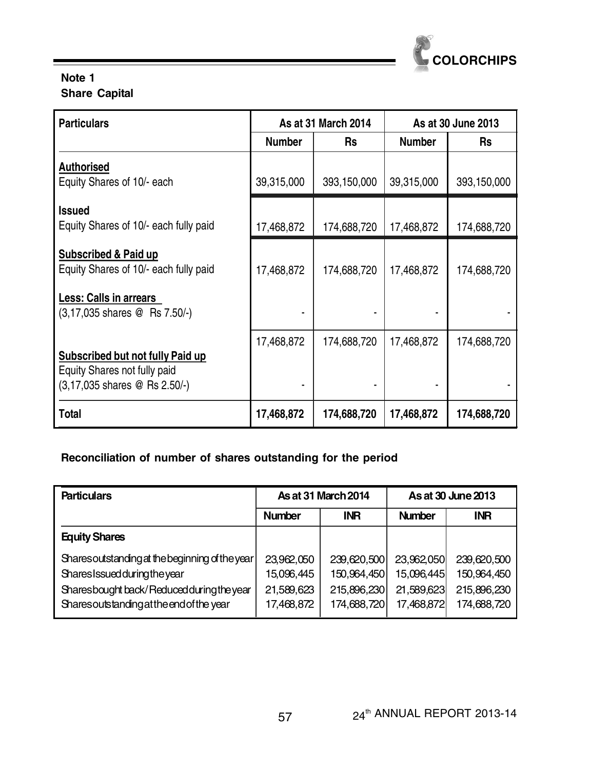**Note 1**

**Share Capital**

| Particulars | As at 31 March 2014 | | As at 30 June 2013 | |
|---|---|---|---|---|
| | Number | Rs | Number | Rs |
| **Authorised** | | | | |
| Equity Shares of 10/- each | 39,315,000 | 393,150,000 | 39,315,000 | 393,150,000 |
| **Issued** | | | | |
| Equity Shares of 10/- each fully paid | 17,468,872 | 174,688,720 | 17,468,872 | 174,688,720 |
| **Subscribed & Paid up** | | | | |
| Equity Shares of 10/- each fully paid | 17,468,872 | 174,688,720 | 17,468,872 | 174,688,720 |
| **Less: Calls in arrears** | | | | |
| (3,17,035 shares @ Rs 7.50/-) | - | - | - | - |
| | 17,468,872 | 174,688,720 | 17,468,872 | 174,688,720 |
| **Subscribed but not fully Paid up** | | | | |
| Equity Shares not fully paid | | | | |
| (3,17,035 shares @ Rs 2.50/-) | - | - | - | - |
| **Total** | **17,468,872** | **174,688,720** | **17,468,872** | **174,688,720** |

**Reconciliation of number of shares outstanding for the period**

| Particulars | As at 31 March 2014 | | As at 30 June 2013 | |
|---|---|---|---|---|
| | Number | INR | Number | INR |
| **Equity Shares** | | | | |
| Shares outstanding at the beginning of the year | 23,962,050 | 239,620,500 | 23,962,050 | 239,620,500 |
| Shares Issued during the year | 15,096,445 | 150,964,450 | 15,096,445 | 150,964,450 |
| Shares bought back/Reduced during the year | 21,589,623 | 215,896,230 | 21,589,623 | 215,896,230 |
| Shares outstanding at the end of the year | 17,468,872 | 174,688,720 | 17,468,872 | 174,688,720 |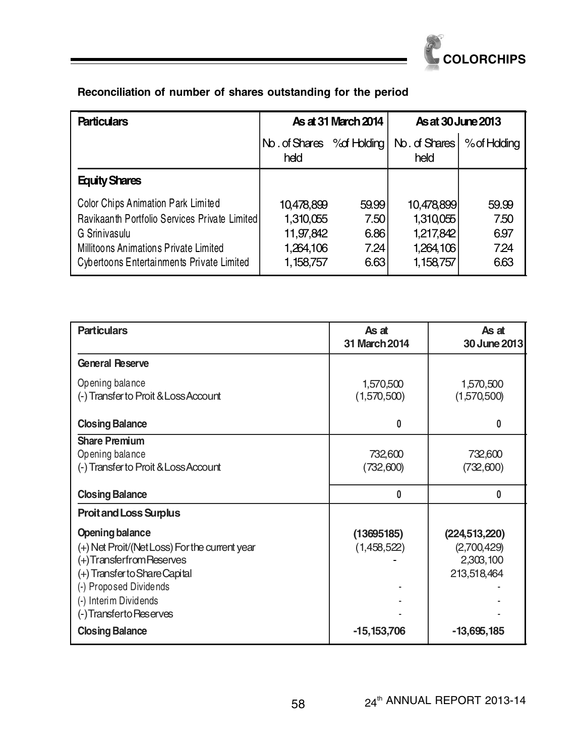**Reconciliation of number of shares outstanding for the period**

| Particulars | As at 31 March 2014 | | As at 30 June 2013 | |
|---|---|---|---|---|
| | No. of Shares held | % of Holding | No. of Shares held | % of Holding |
| **Equity Shares** | | | | |
| Color Chips Animation Park Limited | 10,478,899 | 59.99 | 10,478,899 | 59.99 |
| Ravikaanth Portfolio Services Private Limited | 1,310,055 | 7.50 | 1,310,055 | 7.50 |
| G Srinivasulu | 11,97,842 | 6.86 | 1,217,842 | 6.97 |
| Millitoons Animations Private Limited | 1,264,106 | 7.24 | 1,264,106 | 7.24 |
| Cybertoons Entertainments Private Limited | 1,158,757 | 6.63 | 1,158,757 | 6.63 |

| Particulars | As at 31 March 2014 | As at 30 June 2013 |
|---|---|---|
| **General Reserve** | | |
| Opening balance | 1,570,500 | 1,570,500 |
| (-) Transfer to Proit & Loss Account | (1,570,500) | (1,570,500) |
| **Closing Balance** | 0 | 0 |
| **Share Premium** | | |
| Opening balance | 732,600 | 732,600 |
| (-) Transfer to Proit & Loss Account | (732,600) | (732,600) |
| **Closing Balance** | 0 | 0 |
| **Proit and Loss Surplus** | | |
| **Opening balance** | **(13695185)** | **(224,513,220)** |
| (+) Net Proit/(Net Loss) For the current year | (1,458,522) | (2,700,429) |
| (+) Transfer from Reserves | - | 2,303,100 |
| (+) Transfer to Share Capital | | 213,518,464 |
| (-) Proposed Dividends | - | - |
| (-) Interim Dividends | - | - |
| (-) Transfer to Reserves | - | - |
| **Closing Balance** | **-15,153,706** | **-13,695,185** |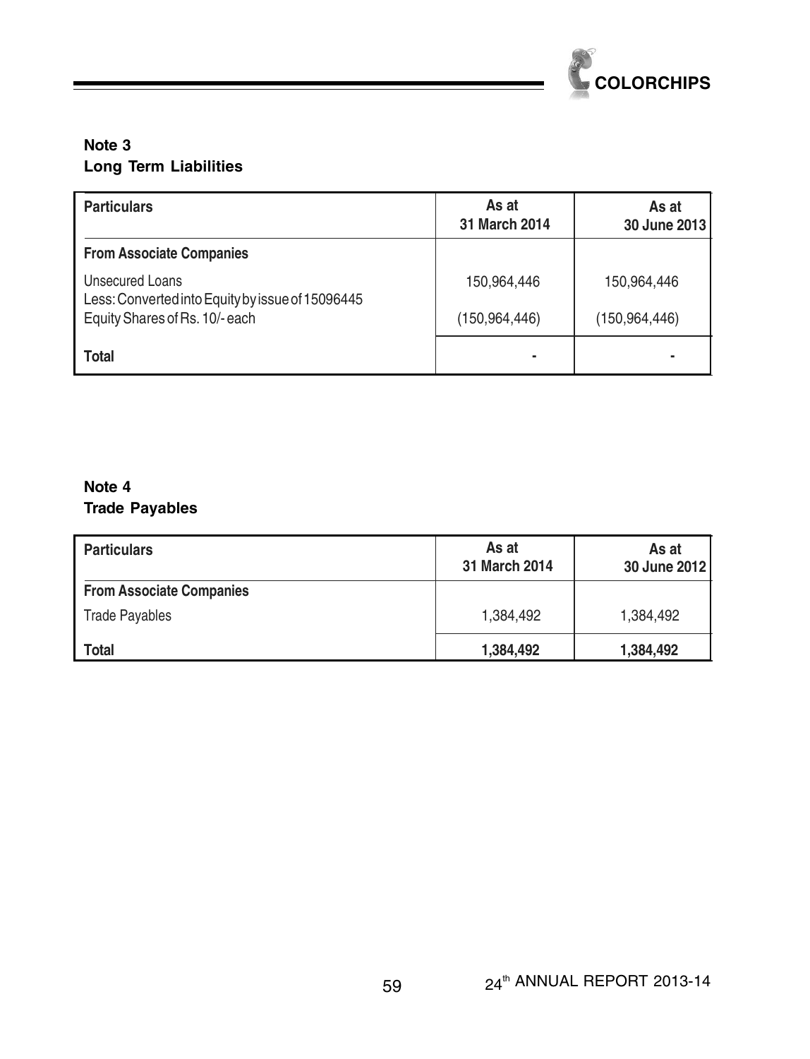## Note 3
### Long Term Liabilities

| Particulars | As at 31 March 2014 | As at 30 June 2013 |
|---|---|---|
| **From Associate Companies** | | |
| Unsecured Loans | 150,964,446 | 150,964,446 |
| Less: Converted into Equity by issue of 15096445 Equity Shares of Rs. 10/- each | (150,964,446) | (150,964,446) |
| **Total** | - | - |

## Note 4
### Trade Payables

| Particulars | As at 31 March 2014 | As at 30 June 2012 |
|---|---|---|
| **From Associate Companies** | | |
| Trade Payables | 1,384,492 | 1,384,492 |
| **Total** | **1,384,492** | **1,384,492** |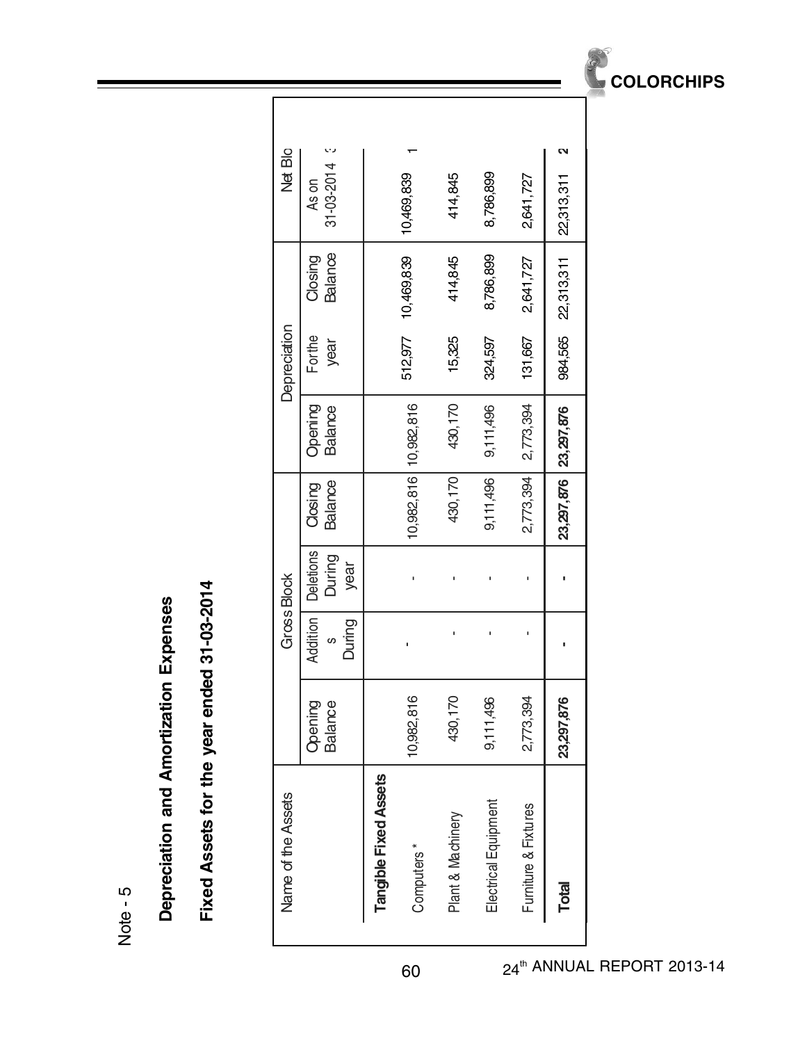Note - 5

## Depreciation and Amortization Expenses

## Fixed Assets for the year ended 31-03-2014

| Name of the Assets | Gross Block | | | | Depreciation | | | Net Blo |
|---|---|---|---|---|---|---|---|---|
| | Opening Balance | Additions During | Deletions During year | Closing Balance | Opening Balance | For the year | Closing Balance | As on 31-03-2014 |
| **Tangible Fixed Assets** | | | | | | | | |
| Computers * | 10,982,816 | - | - | 10,982,816 | 10,982,816 | 512,977 | 10,469,839 | 10,469,839 |
| Plant & Machinery | 430,170 | - | - | 430,170 | 430,170 | 15,325 | 414,845 | 414,845 |
| Electrical Equipment | 9,111,496 | - | - | 9,111,496 | 9,111,496 | 324,597 | 8,786,899 | 8,786,899 |
| Furniture & Fixtures | 2,773,394 | - | - | 2,773,394 | 2,773,394 | 131,667 | 2,641,727 | 2,641,727 |
| **Total** | **23,297,876** | **-** | **-** | **23,297,876** | **23,297,876** | 984,565 | 22,313,311 | 22,313,311 |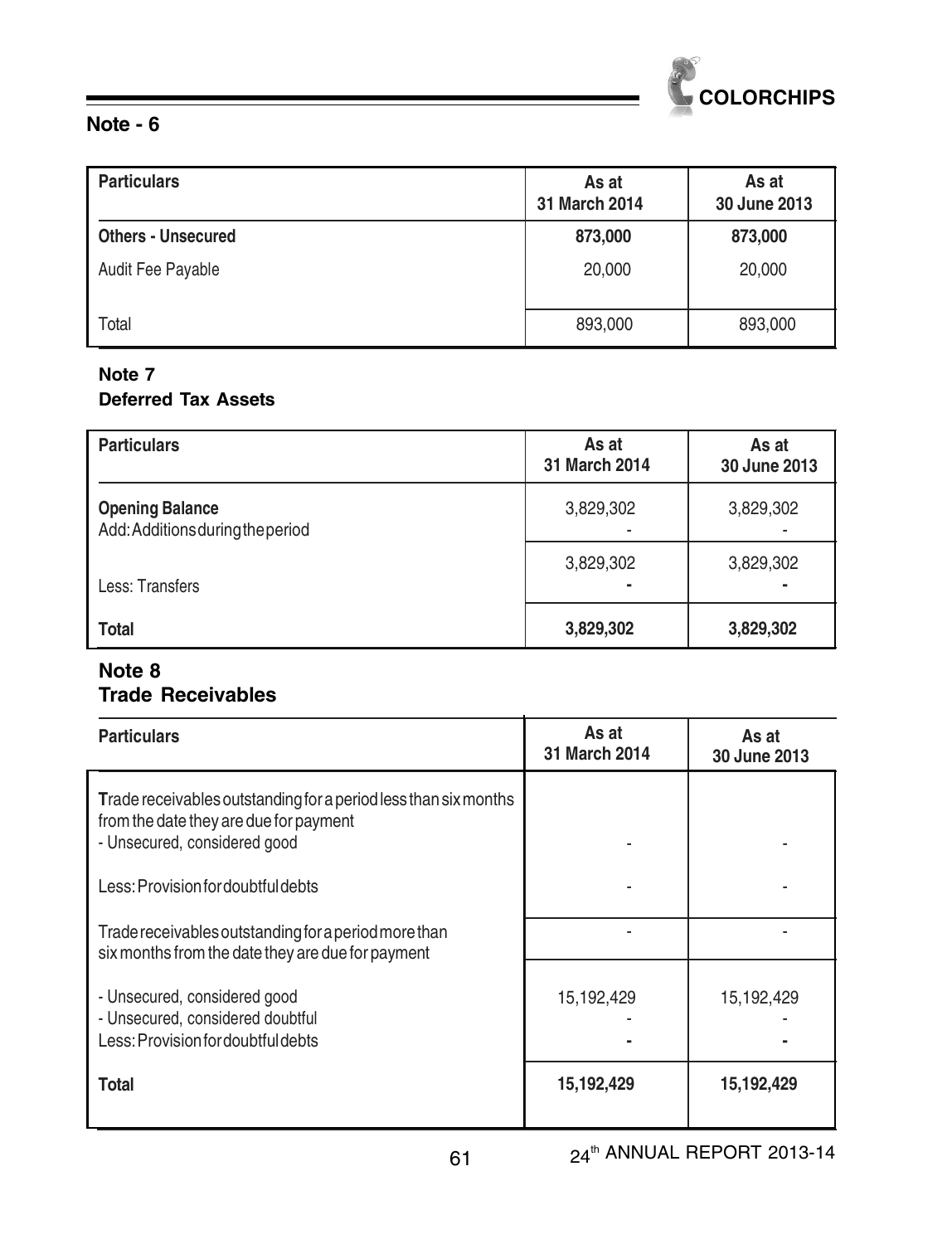## Note - 6

| Particulars | As at 31 March 2014 | As at 30 June 2013 |
|---|---|---|
| **Others - Unsecured** | **873,000** | **873,000** |
| Audit Fee Payable | 20,000 | 20,000 |
| Total | 893,000 | 893,000 |

## Note 7

### Deferred Tax Assets

| Particulars | As at 31 March 2014 | As at 30 June 2013 |
|---|---|---|
| **Opening Balance** | 3,829,302 | 3,829,302 |
| Add: Additions during the period | - | - |
| | 3,829,302 | 3,829,302 |
| Less: Transfers | - | - |
| **Total** | **3,829,302** | **3,829,302** |

## Note 8

### Trade Receivables

| Particulars | As at 31 March 2014 | As at 30 June 2013 |
|---|---|---|
| Trade receivables outstanding for a period less than six months from the date they are due for payment | | |
| - Unsecured, considered good | - | - |
| Less: Provision for doubtful debts | - | - |
| Trade receivables outstanding for a period more than six months from the date they are due for payment | - | - |
| - Unsecured, considered good | 15,192,429 | 15,192,429 |
| - Unsecured, considered doubtful | - | - |
| Less: Provision for doubtful debts | - | - |
| **Total** | **15,192,429** | **15,192,429** |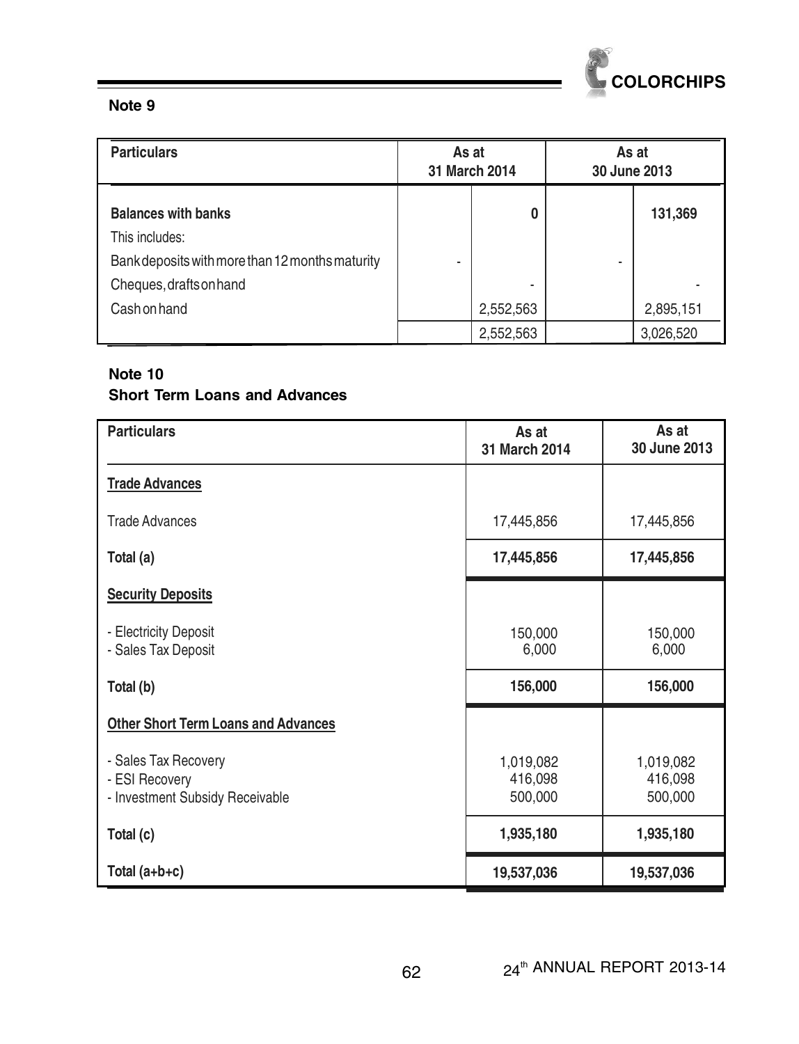## Note 9

| Particulars | As at 31 March 2014 | | As at 30 June 2013 | |
|---|---|---|---|---|
| **Balances with banks** | | **0** | | **131,369** |
| This includes: | | | | |
| Bank deposits with more than 12 months maturity | - | | - | |
| Cheques, drafts on hand | | - | | - |
| Cash on hand | | 2,552,563 | | 2,895,151 |
| | | 2,552,563 | | 3,026,520 |

## Note 10
## Short Term Loans and Advances

| Particulars | As at 31 March 2014 | As at 30 June 2013 |
|---|---|---|
| **Trade Advances** | | |
| Trade Advances | 17,445,856 | 17,445,856 |
| **Total (a)** | **17,445,856** | **17,445,856** |
| **Security Deposits** | | |
| - Electricity Deposit | 150,000 | 150,000 |
| - Sales Tax Deposit | 6,000 | 6,000 |
| **Total (b)** | **156,000** | **156,000** |
| **Other Short Term Loans and Advances** | | |
| - Sales Tax Recovery | 1,019,082 | 1,019,082 |
| - ESI Recovery | 416,098 | 416,098 |
| - Investment Subsidy Receivable | 500,000 | 500,000 |
| **Total (c)** | **1,935,180** | **1,935,180** |
| **Total (a+b+c)** | **19,537,036** | **19,537,036** |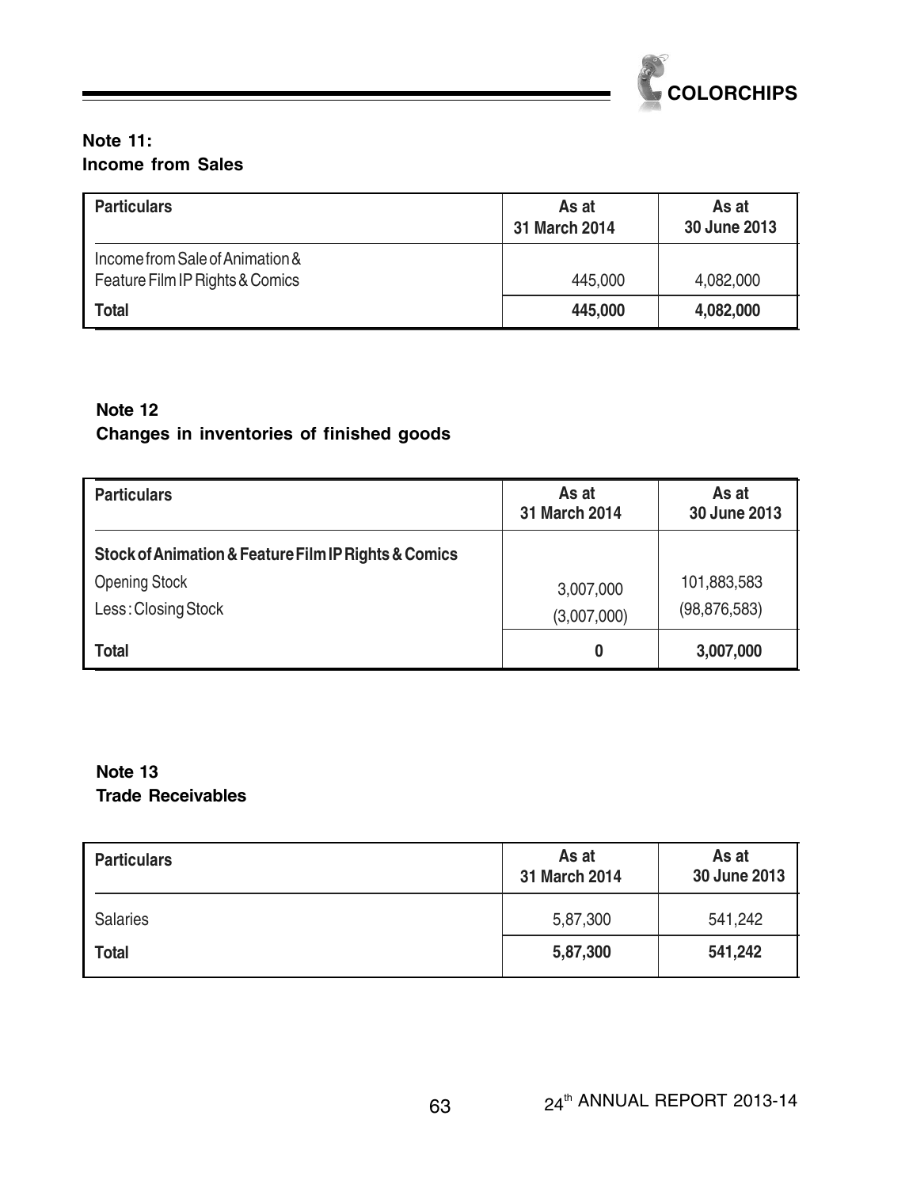### Note 11:
### Income from Sales

| Particulars | As at 31 March 2014 | As at 30 June 2013 |
|---|---|---|
| Income from Sale of Animation & Feature Film IP Rights & Comics | 445,000 | 4,082,000 |
| **Total** | **445,000** | **4,082,000** |

### Note 12
### Changes in inventories of finished goods

| Particulars | As at 31 March 2014 | As at 30 June 2013 |
|---|---|---|
| **Stock of Animation & Feature Film IP Rights & Comics** | | |
| Opening Stock | 3,007,000 | 101,883,583 |
| Less : Closing Stock | (3,007,000) | (98,876,583) |
| **Total** | **0** | **3,007,000** |

### Note 13
### Trade Receivables

| Particulars | As at 31 March 2014 | As at 30 June 2013 |
|---|---|---|
| Salaries | 5,87,300 | 541,242 |
| **Total** | **5,87,300** | **541,242** |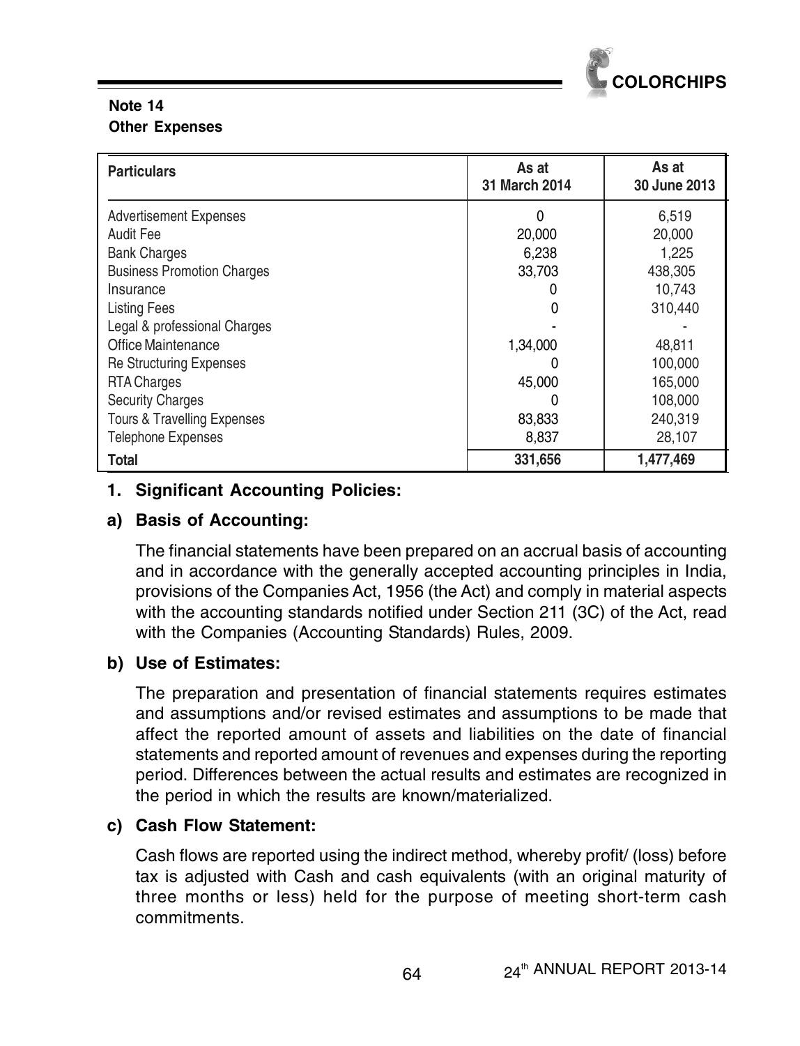**Note 14**
**Other Expenses**

| Particulars | As at 31 March 2014 | As at 30 June 2013 |
|---|---|---|
| Advertisement Expenses | 0 | 6,519 |
| Audit Fee | 20,000 | 20,000 |
| Bank Charges | 6,238 | 1,225 |
| Business Promotion Charges | 33,703 | 438,305 |
| Insurance | 0 | 10,743 |
| Listing Fees | 0 | 310,440 |
| Legal & professional Charges | - | - |
| Office Maintenance | 1,34,000 | 48,811 |
| Re Structuring Expenses | 0 | 100,000 |
| RTA Charges | 45,000 | 165,000 |
| Security Charges | 0 | 108,000 |
| Tours & Travelling Expenses | 83,833 | 240,319 |
| Telephone Expenses | 8,837 | 28,107 |
| **Total** | **331,656** | **1,477,469** |

## 1. Significant Accounting Policies:

### a) Basis of Accounting:

The financial statements have been prepared on an accrual basis of accounting and in accordance with the generally accepted accounting principles in India, provisions of the Companies Act, 1956 (the Act) and comply in material aspects with the accounting standards notified under Section 211 (3C) of the Act, read with the Companies (Accounting Standards) Rules, 2009.

### b) Use of Estimates:

The preparation and presentation of financial statements requires estimates and assumptions and/or revised estimates and assumptions to be made that affect the reported amount of assets and liabilities on the date of financial statements and reported amount of revenues and expenses during the reporting period. Differences between the actual results and estimates are recognized in the period in which the results are known/materialized.

### c) Cash Flow Statement:

Cash flows are reported using the indirect method, whereby profit/ (loss) before tax is adjusted with Cash and cash equivalents (with an original maturity of three months or less) held for the purpose of meeting short-term cash commitments.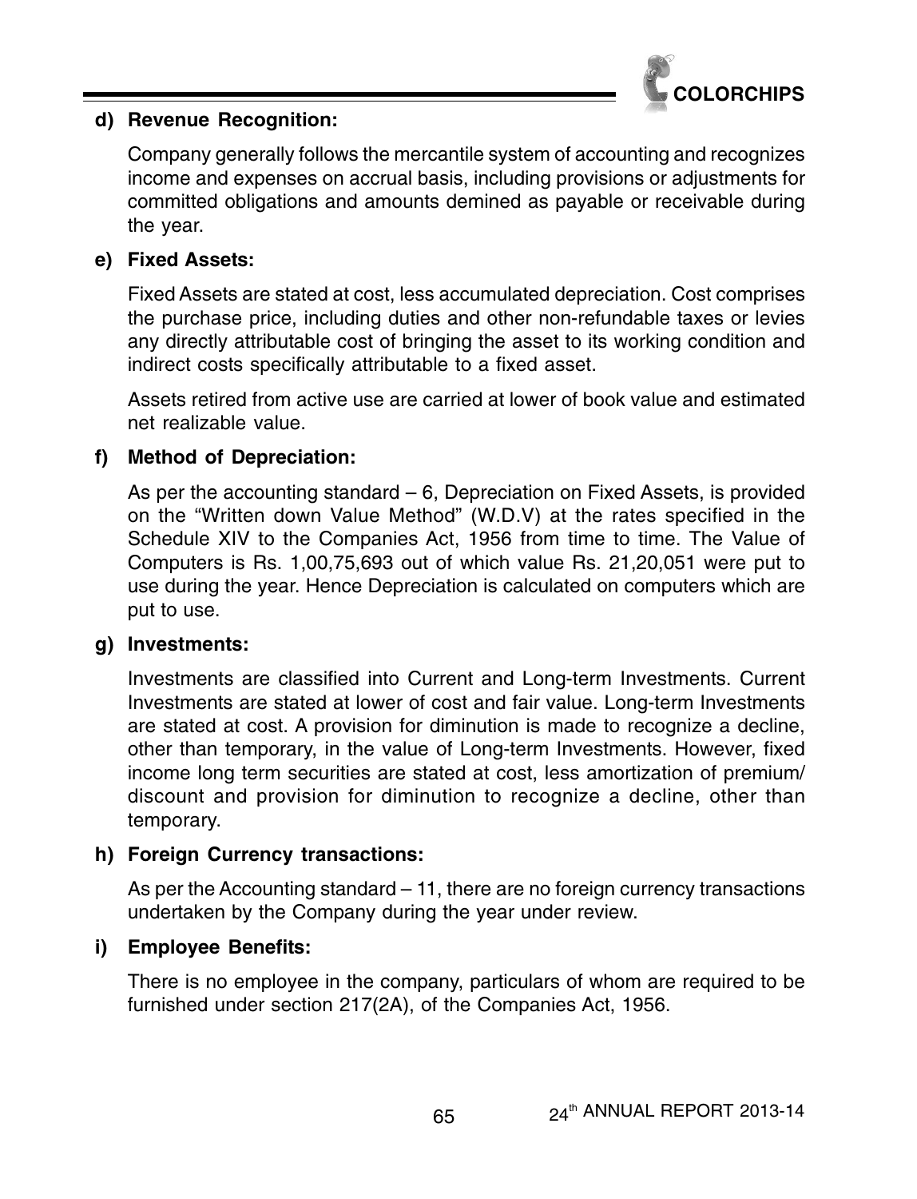**d) Revenue Recognition:**

Company generally follows the mercantile system of accounting and recognizes income and expenses on accrual basis, including provisions or adjustments for committed obligations and amounts demined as payable or receivable during the year.

**e) Fixed Assets:**

Fixed Assets are stated at cost, less accumulated depreciation. Cost comprises the purchase price, including duties and other non-refundable taxes or levies any directly attributable cost of bringing the asset to its working condition and indirect costs specifically attributable to a fixed asset.

Assets retired from active use are carried at lower of book value and estimated net realizable value.

**f) Method of Depreciation:**

As per the accounting standard – 6, Depreciation on Fixed Assets, is provided on the "Written down Value Method" (W.D.V) at the rates specified in the Schedule XIV to the Companies Act, 1956 from time to time. The Value of Computers is Rs. 1,00,75,693 out of which value Rs. 21,20,051 were put to use during the year. Hence Depreciation is calculated on computers which are put to use.

**g) Investments:**

Investments are classified into Current and Long-term Investments. Current Investments are stated at lower of cost and fair value. Long-term Investments are stated at cost. A provision for diminution is made to recognize a decline, other than temporary, in the value of Long-term Investments. However, fixed income long term securities are stated at cost, less amortization of premium/ discount and provision for diminution to recognize a decline, other than temporary.

**h) Foreign Currency transactions:**

As per the Accounting standard – 11, there are no foreign currency transactions undertaken by the Company during the year under review.

**i) Employee Benefits:**

There is no employee in the company, particulars of whom are required to be furnished under section 217(2A), of the Companies Act, 1956.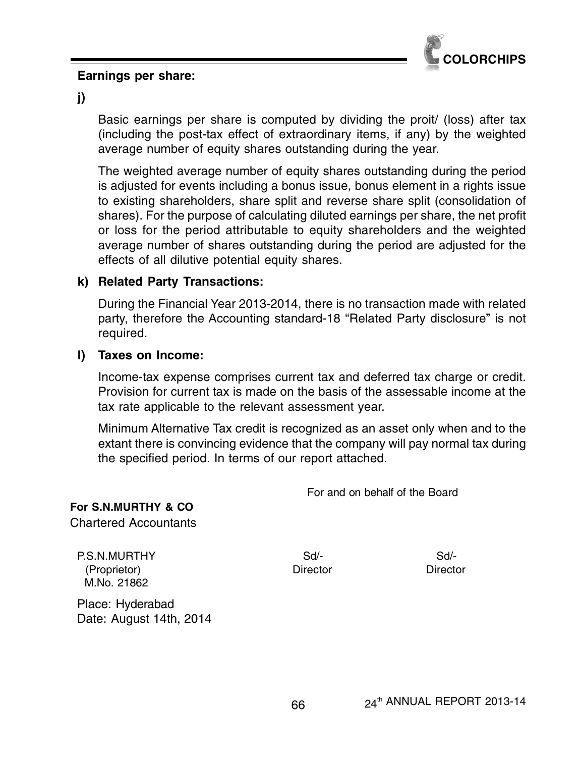**Earnings per share:**

**j)**

Basic earnings per share is computed by dividing the proit/ (loss) after tax (including the post-tax effect of extraordinary items, if any) by the weighted average number of equity shares outstanding during the year.

The weighted average number of equity shares outstanding during the period is adjusted for events including a bonus issue, bonus element in a rights issue to existing shareholders, share split and reverse share split (consolidation of shares). For the purpose of calculating diluted earnings per share, the net profit or loss for the period attributable to equity shareholders and the weighted average number of shares outstanding during the period are adjusted for the effects of all dilutive potential equity shares.

**k) Related Party Transactions:**

During the Financial Year 2013-2014, there is no transaction made with related party, therefore the Accounting standard-18 "Related Party disclosure" is not required.

**l) Taxes on Income:**

Income-tax expense comprises current tax and deferred tax charge or credit. Provision for current tax is made on the basis of the assessable income at the tax rate applicable to the relevant assessment year.

Minimum Alternative Tax credit is recognized as an asset only when and to the extant there is convincing evidence that the company will pay normal tax during the specified period. In terms of our report attached.

For and on behalf of the Board

**For S.N.MURTHY & CO**
Chartered Accountants

| P.S.N.MURTHY (Proprietor) M.No. 21862 | Sd/- Director | Sd/- Director |
|---|---|---|

Place: Hyderabad
Date: August 14th, 2014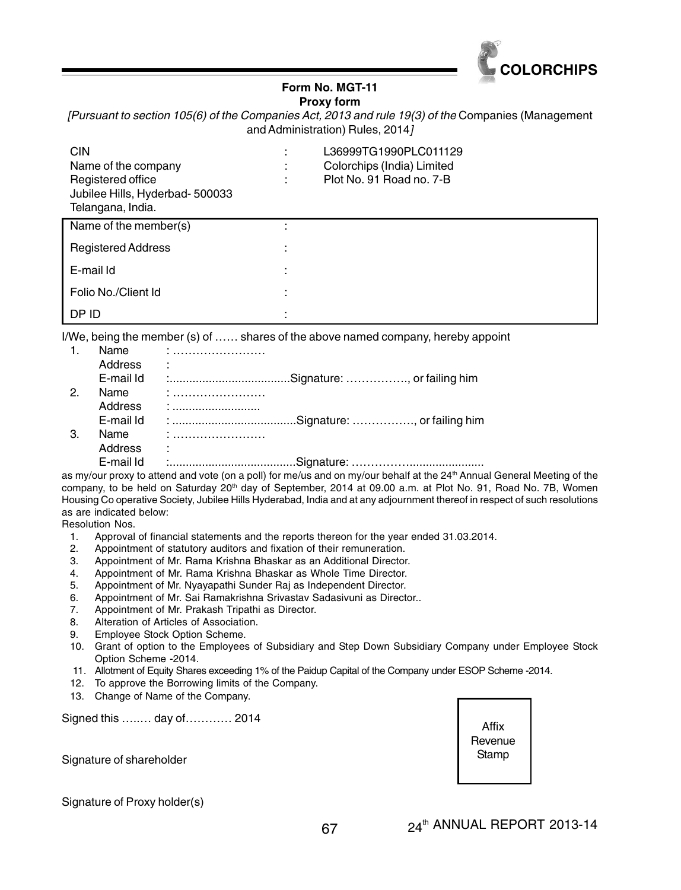# Form No. MGT-11

## Proxy form

*[Pursuant to section 105(6) of the Companies Act, 2013 and rule 19(3) of the* Companies (Management and Administration) Rules, 2014*]*

| | | |
|---|---|---|
| CIN | : | L36999TG1990PLC011129 |
| Name of the company | : | Colorchips (India) Limited |
| Registered office | : | Plot No. 91 Road no. 7-B |
| Jubilee Hills, Hyderbad- 500033 | | |
| Telangana, India. | | |

| | | |
|---|---|---|
| Name of the member(s) | : | |
| Registered Address | : | |
| E-mail Id | : | |
| Folio No./Client Id | : | |
| DP ID | : | |

I/We, being the member (s) of …… shares of the above named company, hereby appoint

1. Name : ……………………
   Address :
   E-mail Id :.....................................Signature: ……………., or failing him
2. Name : ……………………
   Address : ...........................
   E-mail Id : ......................................Signature: ……………., or failing him
3. Name : ……………………
   Address :
   E-mail Id :.......................................Signature: ……………........................

as my/our proxy to attend and vote (on a poll) for me/us and on my/our behalf at the 24th Annual General Meeting of the company, to be held on Saturday 20th day of September, 2014 at 09.00 a.m. at Plot No. 91, Road No. 7B, Women Housing Co operative Society, Jubilee Hills Hyderabad, India and at any adjournment thereof in respect of such resolutions as are indicated below:

Resolution Nos.

1. Approval of financial statements and the reports thereon for the year ended 31.03.2014.
2. Appointment of statutory auditors and fixation of their remuneration.
3. Appointment of Mr. Rama Krishna Bhaskar as an Additional Director.
4. Appointment of Mr. Rama Krishna Bhaskar as Whole Time Director.
5. Appointment of Mr. Nyayapathi Sunder Raj as Independent Director.
6. Appointment of Mr. Sai Ramakrishna Srivastav Sadasivuni as Director..
7. Appointment of Mr. Prakash Tripathi as Director.
8. Alteration of Articles of Association.
9. Employee Stock Option Scheme.
10. Grant of option to the Employees of Subsidiary and Step Down Subsidiary Company under Employee Stock Option Scheme -2014.
11. Allotment of Equity Shares exceeding 1% of the Paidup Capital of the Company under ESOP Scheme -2014.
12. To approve the Borrowing limits of the Company.
13. Change of Name of the Company.

Signed this …..… day of………… 2014

Affix Revenue Stamp

Signature of shareholder

Signature of Proxy holder(s)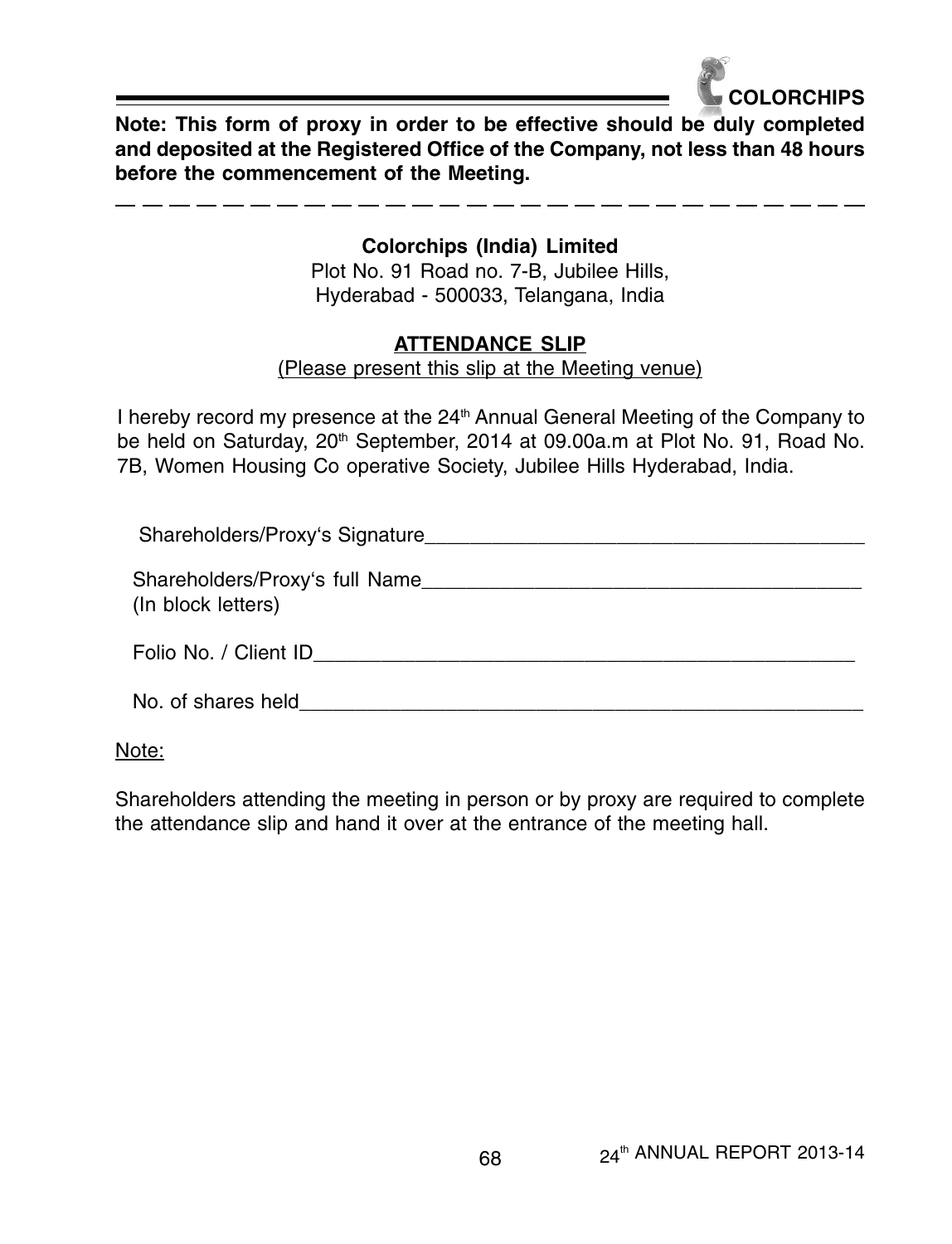**Note: This form of proxy in order to be effective should be duly completed and deposited at the Registered Office of the Company, not less than 48 hours before the commencement of the Meeting.**

---

**Colorchips (India) Limited**

Plot No. 91 Road no. 7-B, Jubilee Hills,
Hyderabad - 500033, Telangana, India

## ATTENDANCE SLIP

(Please present this slip at the Meeting venue)

I hereby record my presence at the 24th Annual General Meeting of the Company to be held on Saturday, 20th September, 2014 at 09.00a.m at Plot No. 91, Road No. 7B, Women Housing Co operative Society, Jubilee Hills Hyderabad, India.

Shareholders/Proxy's Signature_______________________________________

Shareholders/Proxy's full Name_______________________________________
(In block letters)

Folio No. / Client ID_______________________________________________

No. of shares held_________________________________________________

Note:

Shareholders attending the meeting in person or by proxy are required to complete the attendance slip and hand it over at the entrance of the meeting hall.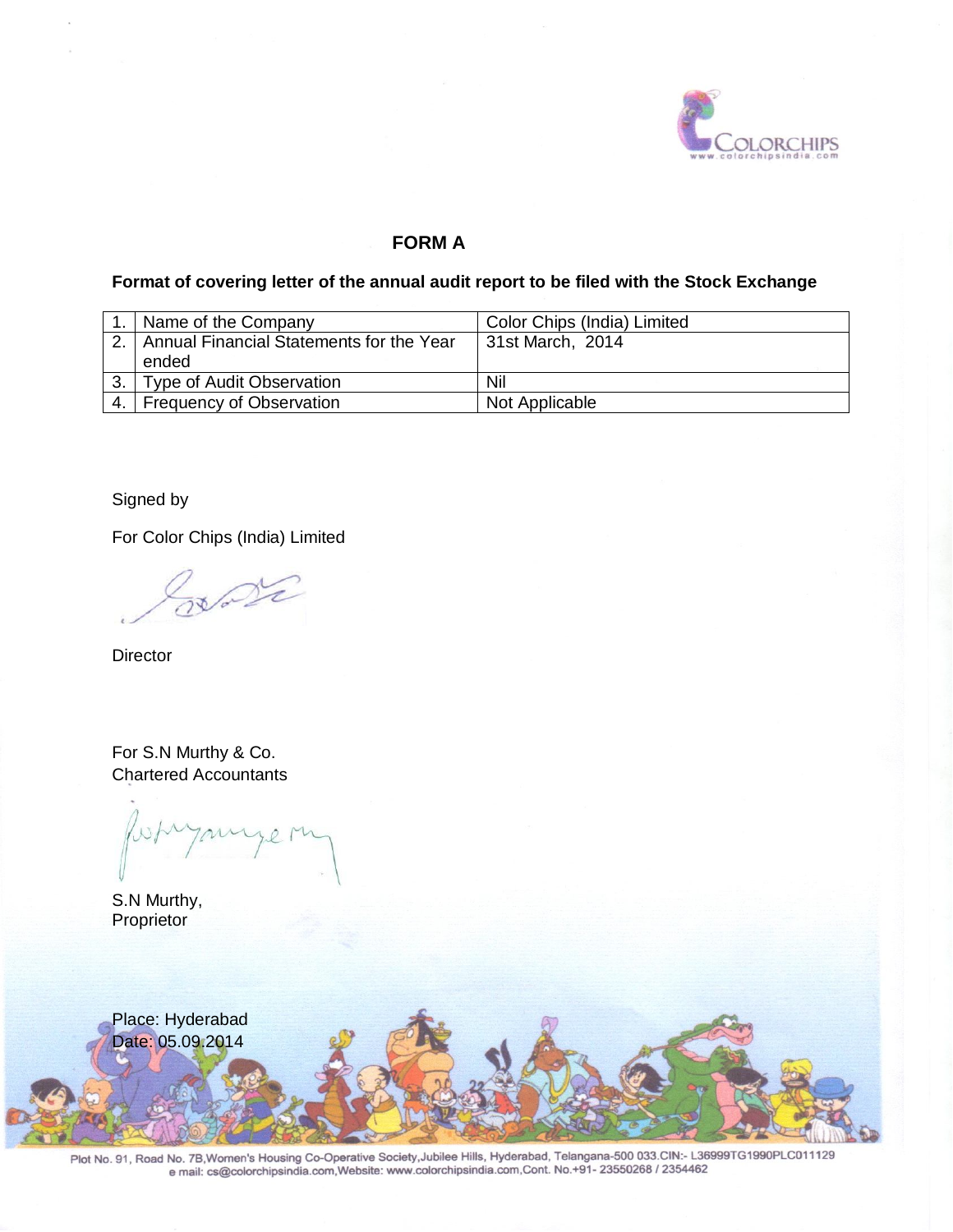# FORM A

**Format of covering letter of the annual audit report to be filed with the Stock Exchange**

| | | |
|---|---|---|
| 1. | Name of the Company | Color Chips (India) Limited |
| 2. | Annual Financial Statements for the Year ended | 31st March, 2014 |
| 3. | Type of Audit Observation | Nil |
| 4. | Frequency of Observation | Not Applicable |

Signed by

For Color Chips (India) Limited

Director

For S.N Murthy & Co.
Chartered Accountants

S.N Murthy,
Proprietor

Place: Hyderabad
Date: 05.09.2014

Plot No. 91, Road No. 7B,Women's Housing Co-Operative Society,Jubilee Hills, Hyderabad, Telangana-500 033.CIN:- L36999TG1990PLC011129
e mail: cs@colorchipsindia.com,Website: www.colorchipsindia.com,Cont. No.+91- 23550268 / 2354462